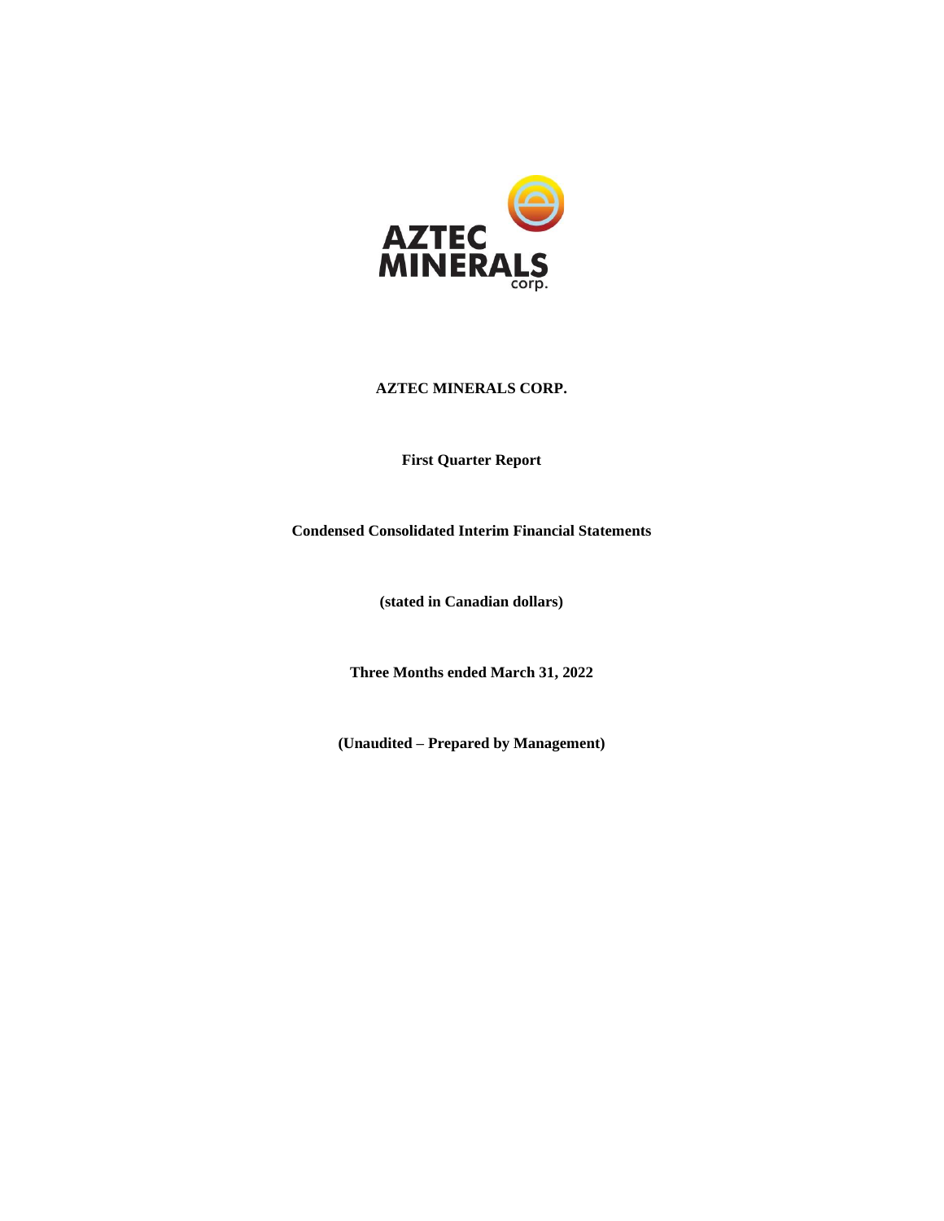AZTEC MINERALS corp.

# AZTEC MINERALS CORP.

**First Quarter Report**

**Condensed Consolidated Interim Financial Statements**

**(stated in Canadian dollars)**

**Three Months ended March 31, 2022**

**(Unaudited – Prepared by Management)**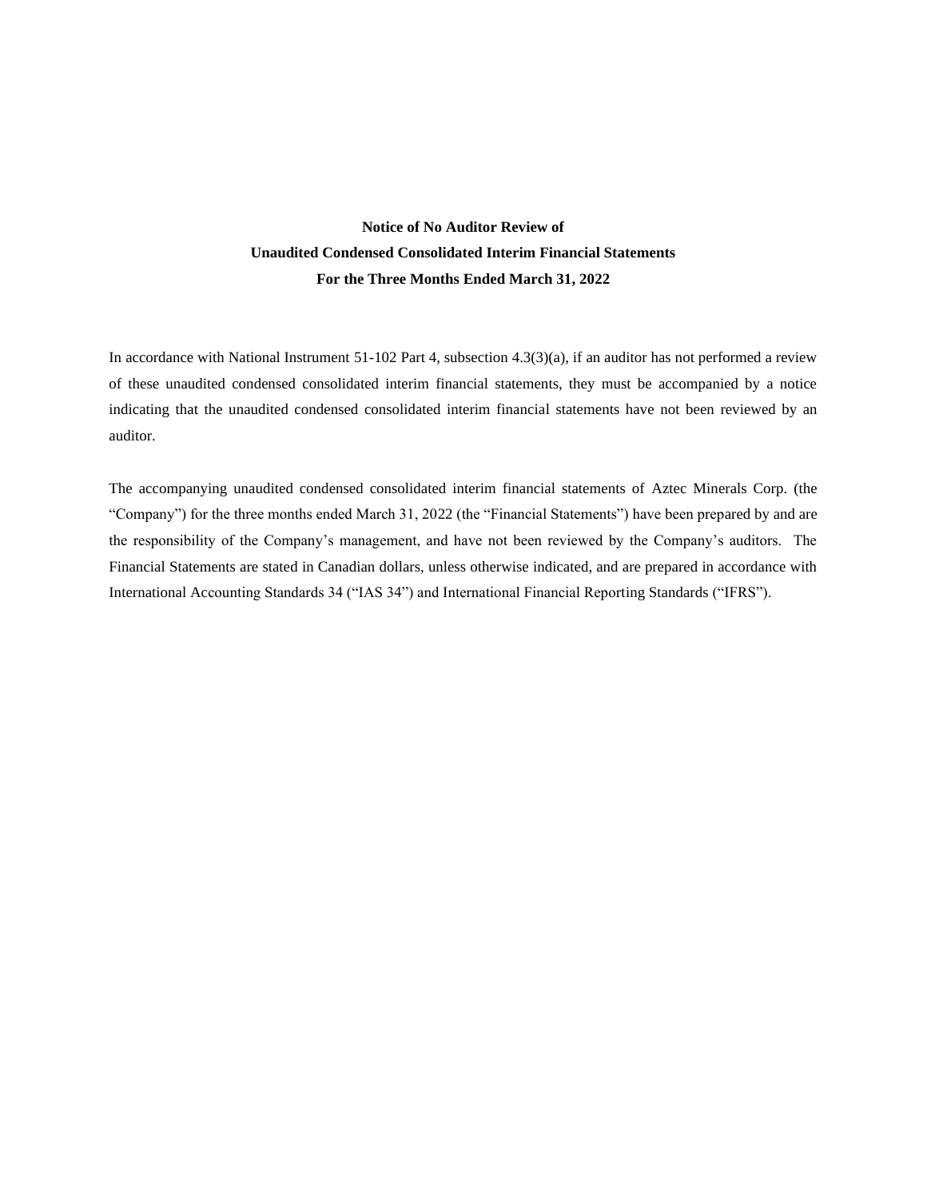**Notice of No Auditor Review of**
**Unaudited Condensed Consolidated Interim Financial Statements**
**For the Three Months Ended March 31, 2022**

In accordance with National Instrument 51-102 Part 4, subsection 4.3(3)(a), if an auditor has not performed a review of these unaudited condensed consolidated interim financial statements, they must be accompanied by a notice indicating that the unaudited condensed consolidated interim financial statements have not been reviewed by an auditor.

The accompanying unaudited condensed consolidated interim financial statements of Aztec Minerals Corp. (the "Company") for the three months ended March 31, 2022 (the "Financial Statements") have been prepared by and are the responsibility of the Company's management, and have not been reviewed by the Company's auditors. The Financial Statements are stated in Canadian dollars, unless otherwise indicated, and are prepared in accordance with International Accounting Standards 34 ("IAS 34") and International Financial Reporting Standards ("IFRS").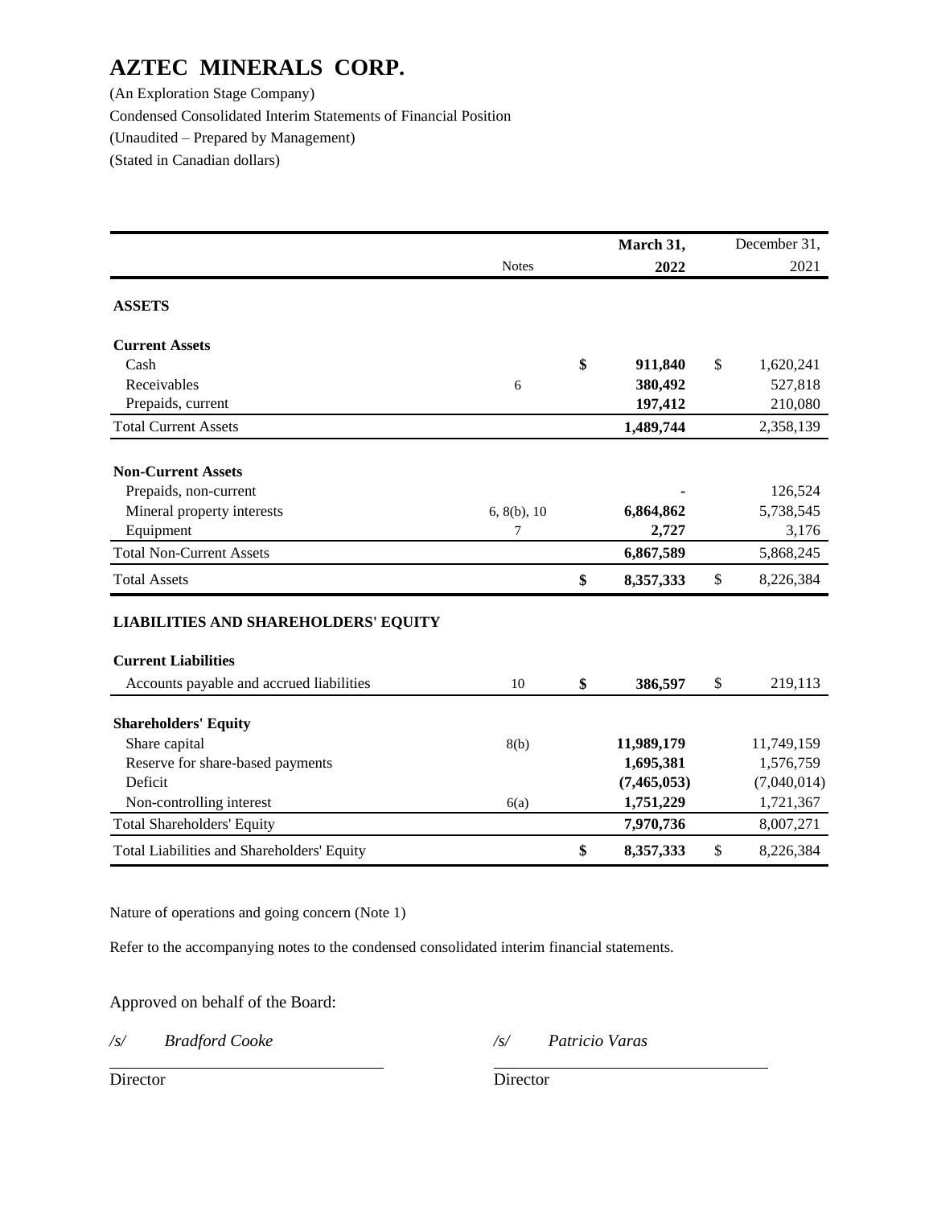# AZTEC MINERALS CORP.

(An Exploration Stage Company)

Condensed Consolidated Interim Statements of Financial Position

(Unaudited – Prepared by Management)

(Stated in Canadian dollars)

| | Notes | March 31, 2022 | December 31, 2021 |
|---|---|---|---|
| **ASSETS** | | | |
| **Current Assets** | | | |
| Cash | | **$ 911,840** | $ 1,620,241 |
| Receivables | 6 | **380,492** | 527,818 |
| Prepaids, current | | **197,412** | 210,080 |
| Total Current Assets | | **1,489,744** | 2,358,139 |
| **Non-Current Assets** | | | |
| Prepaids, non-current | | **-** | 126,524 |
| Mineral property interests | 6, 8(b), 10 | **6,864,862** | 5,738,545 |
| Equipment | 7 | **2,727** | 3,176 |
| Total Non-Current Assets | | **6,867,589** | 5,868,245 |
| Total Assets | | **$ 8,357,333** | $ 8,226,384 |
| **LIABILITIES AND SHAREHOLDERS' EQUITY** | | | |
| **Current Liabilities** | | | |
| Accounts payable and accrued liabilities | 10 | **$ 386,597** | $ 219,113 |
| **Shareholders' Equity** | | | |
| Share capital | 8(b) | **11,989,179** | 11,749,159 |
| Reserve for share-based payments | | **1,695,381** | 1,576,759 |
| Deficit | | **(7,465,053)** | (7,040,014) |
| Non-controlling interest | 6(a) | **1,751,229** | 1,721,367 |
| Total Shareholders' Equity | | **7,970,736** | 8,007,271 |
| Total Liabilities and Shareholders' Equity | | **$ 8,357,333** | $ 8,226,384 |

Nature of operations and going concern (Note 1)

Refer to the accompanying notes to the condensed consolidated interim financial statements.

Approved on behalf of the Board:

*/s/ Bradford Cooke* — Director

*/s/ Patricio Varas* — Director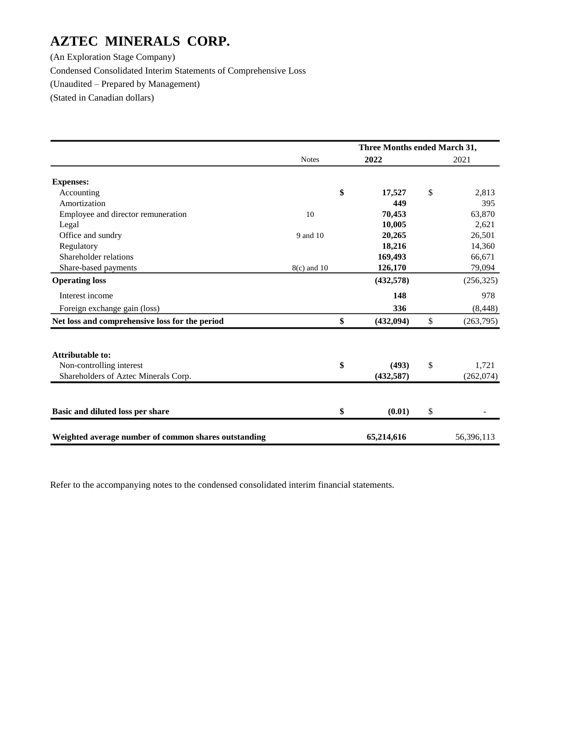# AZTEC MINERALS CORP.

(An Exploration Stage Company)

Condensed Consolidated Interim Statements of Comprehensive Loss

(Unaudited – Prepared by Management)

(Stated in Canadian dollars)

| | | Three Months ended March 31, | |
|---|---|---|---|
| | Notes | **2022** | 2021 |
| **Expenses:** | | | |
| Accounting | | **$ 17,527** | $ 2,813 |
| Amortization | | **449** | 395 |
| Employee and director remuneration | 10 | **70,453** | 63,870 |
| Legal | | **10,005** | 2,621 |
| Office and sundry | 9 and 10 | **20,265** | 26,501 |
| Regulatory | | **18,216** | 14,360 |
| Shareholder relations | | **169,493** | 66,671 |
| Share-based payments | 8(c) and 10 | **126,170** | 79,094 |
| **Operating loss** | | **(432,578)** | (256,325) |
| Interest income | | **148** | 978 |
| Foreign exchange gain (loss) | | **336** | (8,448) |
| **Net loss and comprehensive loss for the period** | | **$ (432,094)** | $ (263,795) |
| | | | |
| **Attributable to:** | | | |
| Non-controlling interest | | **$ (493)** | $ 1,721 |
| Shareholders of Aztec Minerals Corp. | | **(432,587)** | (262,074) |
| | | | |
| **Basic and diluted loss per share** | | **$ (0.01)** | $ - |
| | | | |
| **Weighted average number of common shares outstanding** | | **65,214,616** | 56,396,113 |

Refer to the accompanying notes to the condensed consolidated interim financial statements.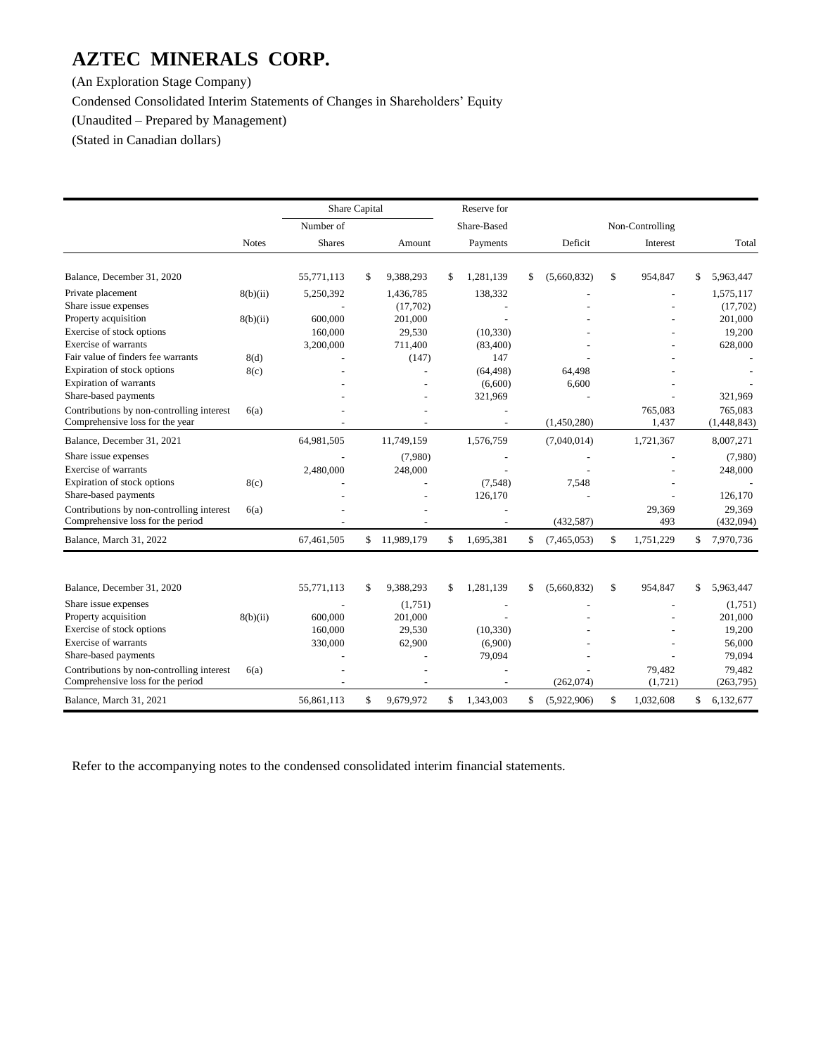# AZTEC MINERALS CORP.

(An Exploration Stage Company)

Condensed Consolidated Interim Statements of Changes in Shareholders' Equity

(Unaudited – Prepared by Management)

(Stated in Canadian dollars)

| | | Share Capital | | Reserve for | | | |
|---|---|---|---|---|---|---|---|
| | | Number of | | Share-Based | | Non-Controlling | |
| | Notes | Shares | Amount | Payments | Deficit | Interest | Total |
| Balance, December 31, 2020 | | 55,771,113 | $ 9,388,293 | $ 1,281,139 | $ (5,660,832) | $ 954,847 | $ 5,963,447 |
| Private placement | 8(b)(ii) | 5,250,392 | 1,436,785 | 138,332 | - | - | 1,575,117 |
| Share issue expenses | | - | (17,702) | - | - | - | (17,702) |
| Property acquisition | 8(b)(ii) | 600,000 | 201,000 | - | - | - | 201,000 |
| Exercise of stock options | | 160,000 | 29,530 | (10,330) | - | - | 19,200 |
| Exercise of warrants | | 3,200,000 | 711,400 | (83,400) | - | - | 628,000 |
| Fair value of finders fee warrants | 8(d) | - | (147) | 147 | - | - | - |
| Expiration of stock options | 8(c) | - | - | (64,498) | 64,498 | - | - |
| Expiration of warrants | | - | - | (6,600) | 6,600 | - | - |
| Share-based payments | | - | - | 321,969 | - | - | 321,969 |
| Contributions by non-controlling interest | 6(a) | - | - | - | | 765,083 | 765,083 |
| Comprehensive loss for the year | | - | - | - | (1,450,280) | 1,437 | (1,448,843) |
| Balance, December 31, 2021 | | 64,981,505 | 11,749,159 | 1,576,759 | (7,040,014) | 1,721,367 | 8,007,271 |
| Share issue expenses | | - | (7,980) | - | - | - | (7,980) |
| Exercise of warrants | | 2,480,000 | 248,000 | - | - | - | 248,000 |
| Expiration of stock options | 8(c) | - | - | (7,548) | 7,548 | - | - |
| Share-based payments | | - | - | 126,170 | - | - | 126,170 |
| Contributions by non-controlling interest | 6(a) | - | - | - | | 29,369 | 29,369 |
| Comprehensive loss for the period | | - | - | - | (432,587) | 493 | (432,094) |
| Balance, March 31, 2022 | | 67,461,505 | $ 11,989,179 | $ 1,695,381 | $ (7,465,053) | $ 1,751,229 | $ 7,970,736 |

| | Notes | Number of Shares | Amount | Reserve for Share-Based Payments | Deficit | Non-Controlling Interest | Total |
|---|---|---|---|---|---|---|---|
| Balance, December 31, 2020 | | 55,771,113 | $ 9,388,293 | $ 1,281,139 | $ (5,660,832) | $ 954,847 | $ 5,963,447 |
| Share issue expenses | | - | (1,751) | - | - | - | (1,751) |
| Property acquisition | 8(b)(ii) | 600,000 | 201,000 | - | - | - | 201,000 |
| Exercise of stock options | | 160,000 | 29,530 | (10,330) | - | - | 19,200 |
| Exercise of warrants | | 330,000 | 62,900 | (6,900) | - | - | 56,000 |
| Share-based payments | | - | - | 79,094 | - | - | 79,094 |
| Contributions by non-controlling interest | 6(a) | - | - | - | - | 79,482 | 79,482 |
| Comprehensive loss for the period | | - | - | - | (262,074) | (1,721) | (263,795) |
| Balance, March 31, 2021 | | 56,861,113 | $ 9,679,972 | $ 1,343,003 | $ (5,922,906) | $ 1,032,608 | $ 6,132,677 |

Refer to the accompanying notes to the condensed consolidated interim financial statements.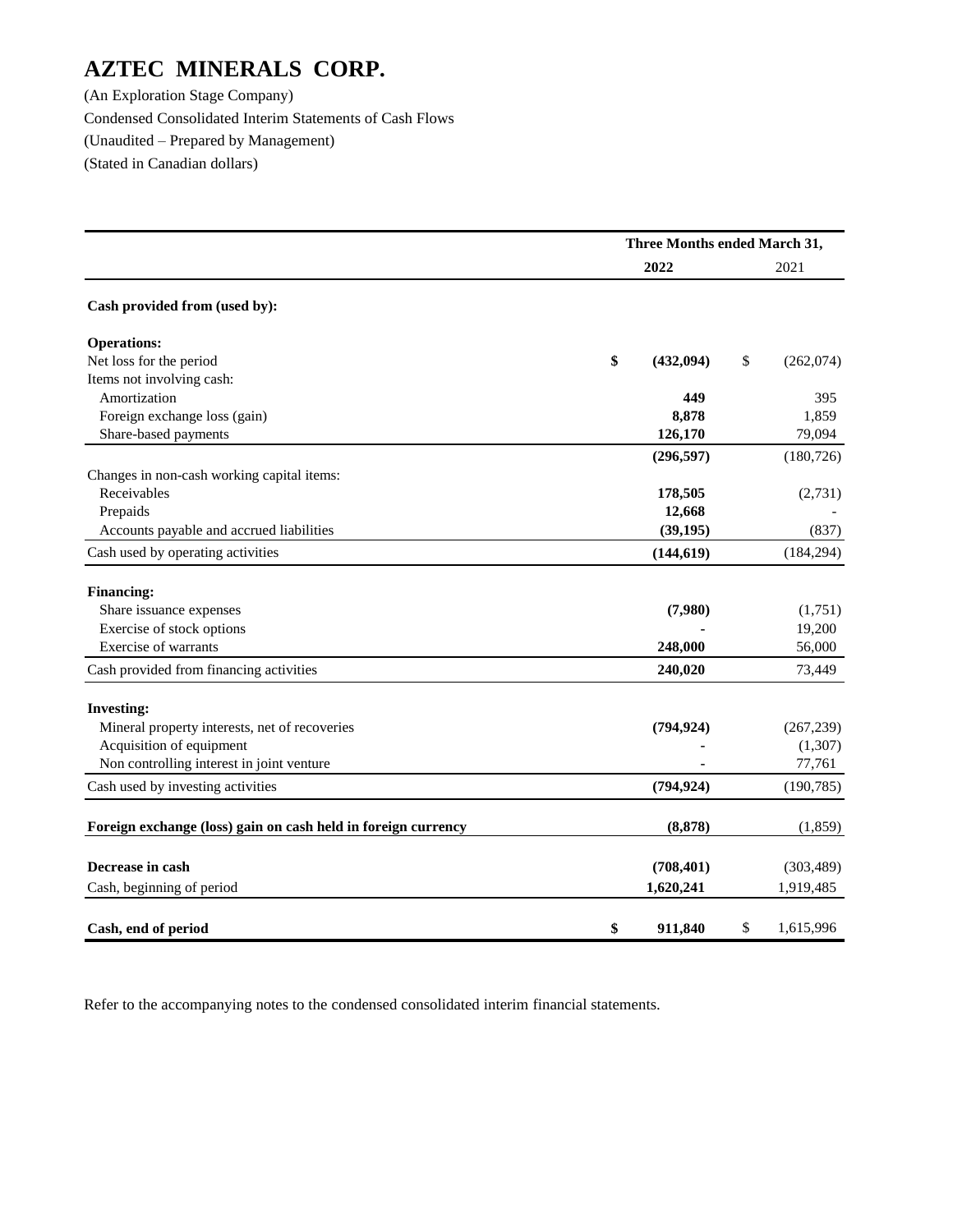# AZTEC MINERALS CORP.

(An Exploration Stage Company)

Condensed Consolidated Interim Statements of Cash Flows

(Unaudited – Prepared by Management)

(Stated in Canadian dollars)

| | Three Months ended March 31, | |
|---|---|---|
| | **2022** | 2021 |
| **Cash provided from (used by):** | | |
| **Operations:** | | |
| Net loss for the period | **$ (432,094)** | $ (262,074) |
| Items not involving cash: | | |
| Amortization | **449** | 395 |
| Foreign exchange loss (gain) | **8,878** | 1,859 |
| Share-based payments | **126,170** | 79,094 |
| | **(296,597)** | (180,726) |
| Changes in non-cash working capital items: | | |
| Receivables | **178,505** | (2,731) |
| Prepaids | **12,668** | - |
| Accounts payable and accrued liabilities | **(39,195)** | (837) |
| Cash used by operating activities | **(144,619)** | (184,294) |
| **Financing:** | | |
| Share issuance expenses | **(7,980)** | (1,751) |
| Exercise of stock options | **-** | 19,200 |
| Exercise of warrants | **248,000** | 56,000 |
| Cash provided from financing activities | **240,020** | 73,449 |
| **Investing:** | | |
| Mineral property interests, net of recoveries | **(794,924)** | (267,239) |
| Acquisition of equipment | **-** | (1,307) |
| Non controlling interest in joint venture | **-** | 77,761 |
| Cash used by investing activities | **(794,924)** | (190,785) |
| **Foreign exchange (loss) gain on cash held in foreign currency** | **(8,878)** | (1,859) |
| **Decrease in cash** | **(708,401)** | (303,489) |
| Cash, beginning of period | **1,620,241** | 1,919,485 |
| **Cash, end of period** | **$ 911,840** | $ 1,615,996 |

Refer to the accompanying notes to the condensed consolidated interim financial statements.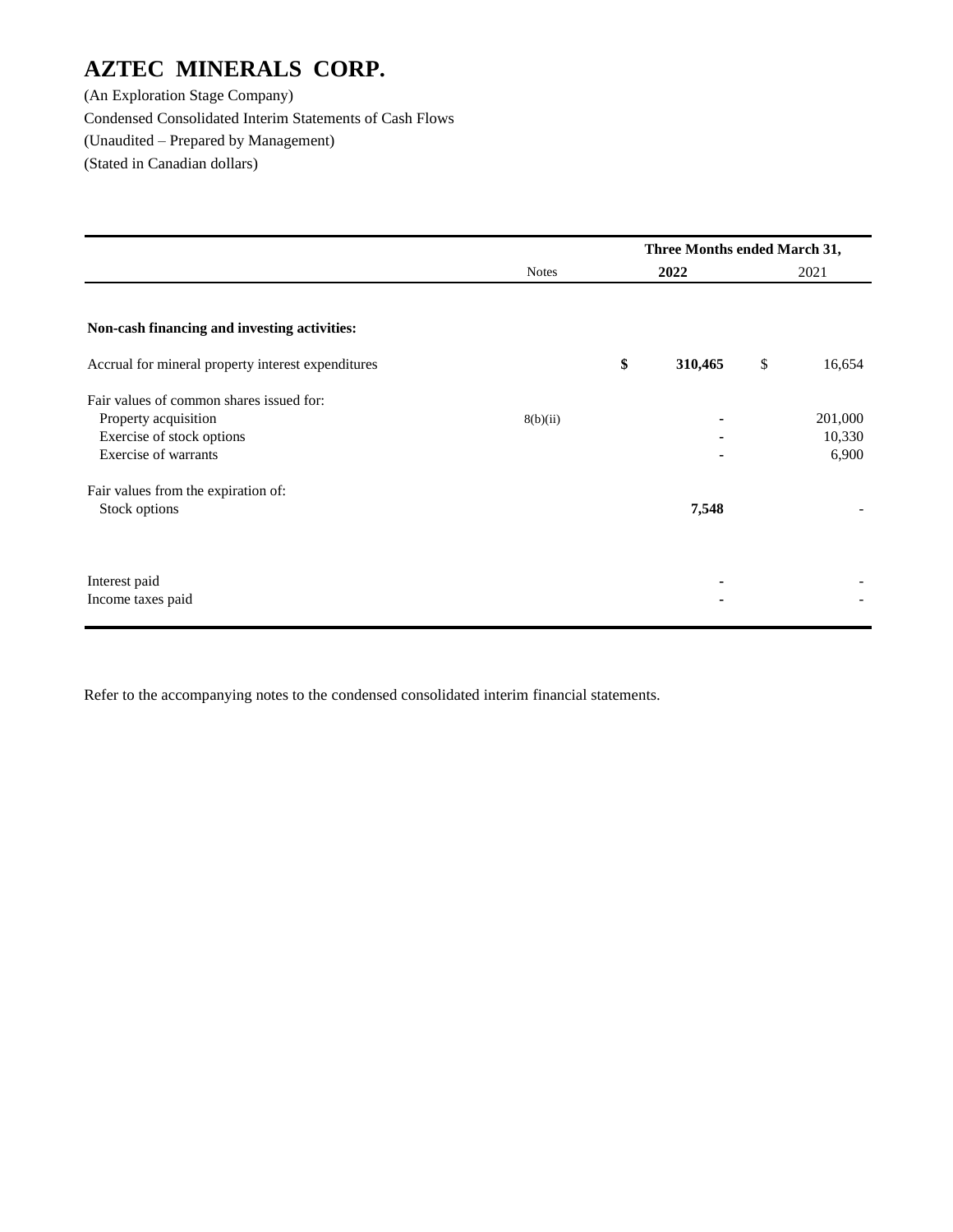# AZTEC MINERALS CORP.

(An Exploration Stage Company)

Condensed Consolidated Interim Statements of Cash Flows

(Unaudited – Prepared by Management)

(Stated in Canadian dollars)

| | Notes | Three Months ended March 31, 2022 | 2021 |
|---|---|---|---|
| **Non-cash financing and investing activities:** | | | |
| Accrual for mineral property interest expenditures | | **$ 310,465** | $ 16,654 |
| Fair values of common shares issued for: | | | |
| Property acquisition | 8(b)(ii) | **-** | 201,000 |
| Exercise of stock options | | **-** | 10,330 |
| Exercise of warrants | | **-** | 6,900 |
| Fair values from the expiration of: | | | |
| Stock options | | **7,548** | - |
| Interest paid | | **-** | - |
| Income taxes paid | | **-** | - |

Refer to the accompanying notes to the condensed consolidated interim financial statements.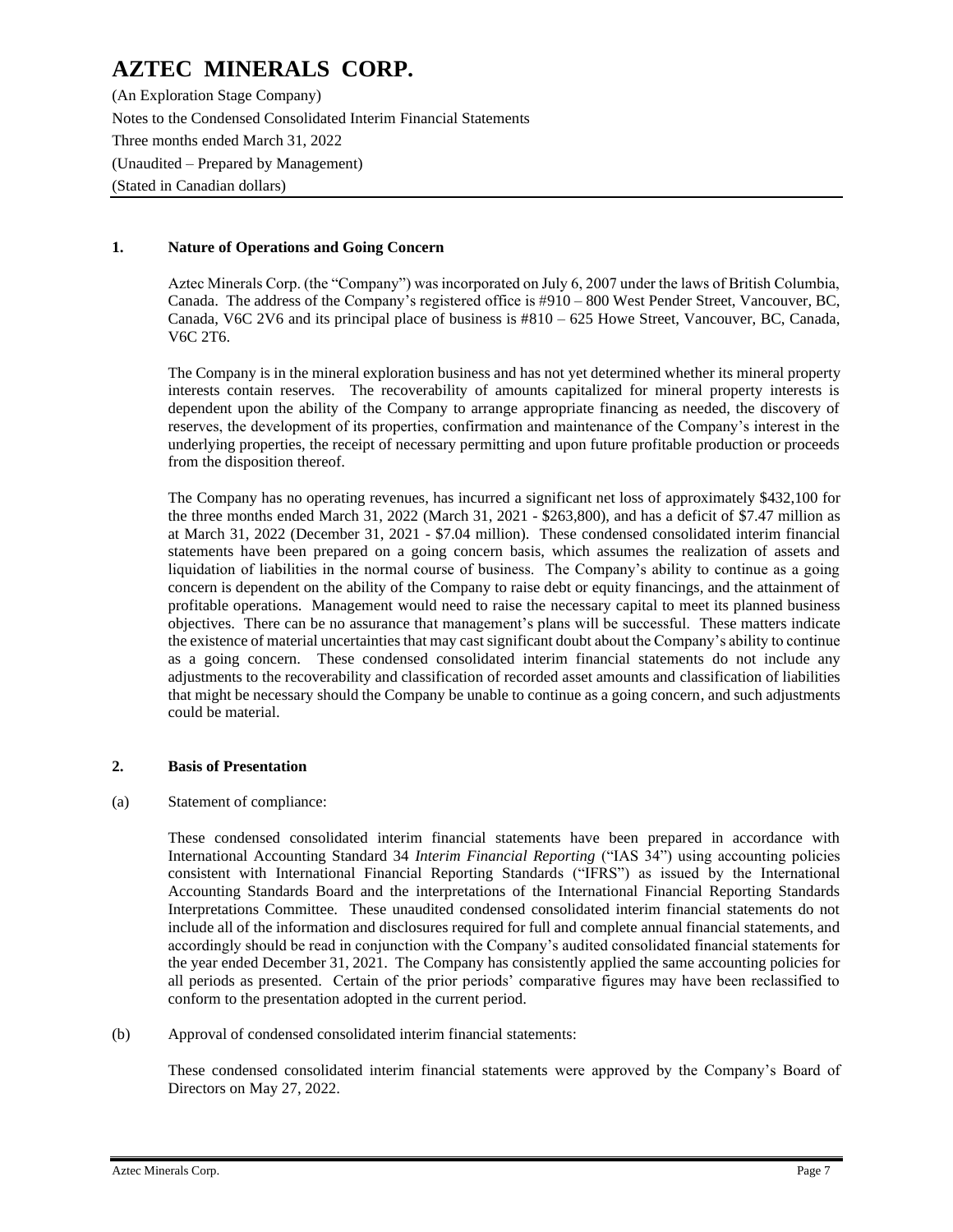# AZTEC MINERALS CORP.

(An Exploration Stage Company)
Notes to the Condensed Consolidated Interim Financial Statements
Three months ended March 31, 2022
(Unaudited – Prepared by Management)
(Stated in Canadian dollars)

## 1. Nature of Operations and Going Concern

Aztec Minerals Corp. (the "Company") was incorporated on July 6, 2007 under the laws of British Columbia, Canada. The address of the Company's registered office is #910 – 800 West Pender Street, Vancouver, BC, Canada, V6C 2V6 and its principal place of business is #810 – 625 Howe Street, Vancouver, BC, Canada, V6C 2T6.

The Company is in the mineral exploration business and has not yet determined whether its mineral property interests contain reserves. The recoverability of amounts capitalized for mineral property interests is dependent upon the ability of the Company to arrange appropriate financing as needed, the discovery of reserves, the development of its properties, confirmation and maintenance of the Company's interest in the underlying properties, the receipt of necessary permitting and upon future profitable production or proceeds from the disposition thereof.

The Company has no operating revenues, has incurred a significant net loss of approximately $432,100 for the three months ended March 31, 2022 (March 31, 2021 - $263,800), and has a deficit of $7.47 million as at March 31, 2022 (December 31, 2021 - $7.04 million). These condensed consolidated interim financial statements have been prepared on a going concern basis, which assumes the realization of assets and liquidation of liabilities in the normal course of business. The Company's ability to continue as a going concern is dependent on the ability of the Company to raise debt or equity financings, and the attainment of profitable operations. Management would need to raise the necessary capital to meet its planned business objectives. There can be no assurance that management's plans will be successful. These matters indicate the existence of material uncertainties that may cast significant doubt about the Company's ability to continue as a going concern. These condensed consolidated interim financial statements do not include any adjustments to the recoverability and classification of recorded asset amounts and classification of liabilities that might be necessary should the Company be unable to continue as a going concern, and such adjustments could be material.

## 2. Basis of Presentation

(a) Statement of compliance:

These condensed consolidated interim financial statements have been prepared in accordance with International Accounting Standard 34 *Interim Financial Reporting* ("IAS 34") using accounting policies consistent with International Financial Reporting Standards ("IFRS") as issued by the International Accounting Standards Board and the interpretations of the International Financial Reporting Standards Interpretations Committee. These unaudited condensed consolidated interim financial statements do not include all of the information and disclosures required for full and complete annual financial statements, and accordingly should be read in conjunction with the Company's audited consolidated financial statements for the year ended December 31, 2021. The Company has consistently applied the same accounting policies for all periods as presented. Certain of the prior periods' comparative figures may have been reclassified to conform to the presentation adopted in the current period.

(b) Approval of condensed consolidated interim financial statements:

These condensed consolidated interim financial statements were approved by the Company's Board of Directors on May 27, 2022.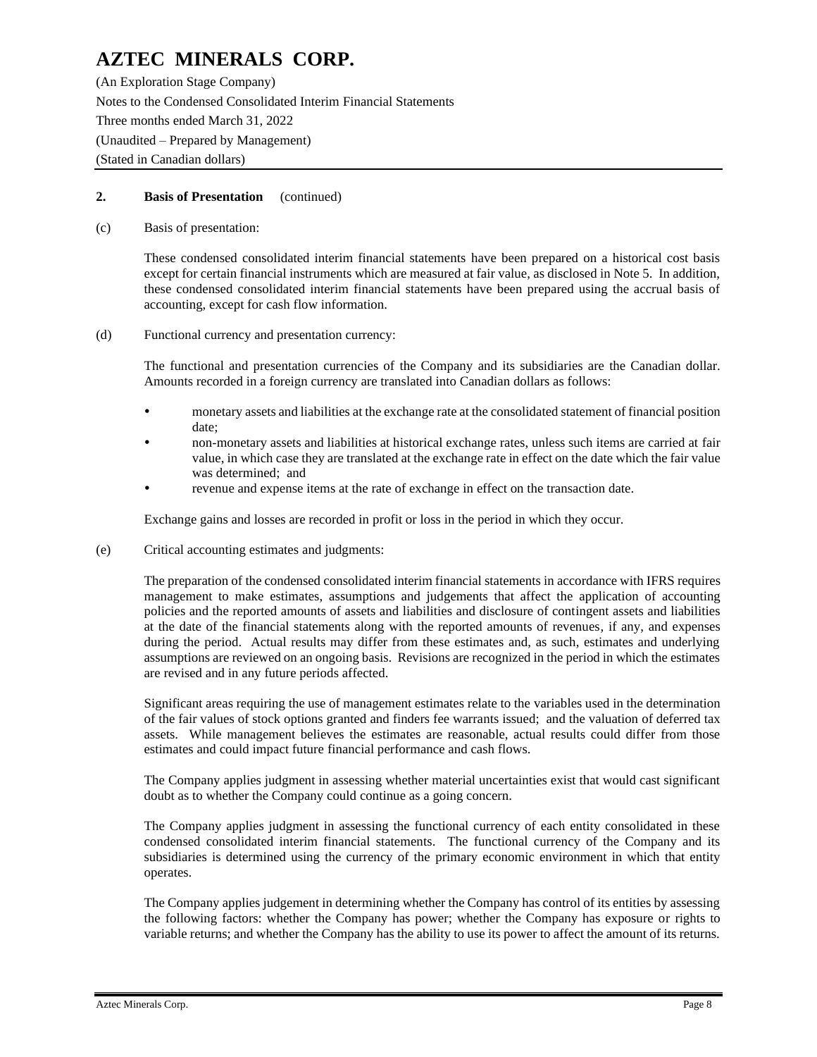## 2. Basis of Presentation (continued)

(c) Basis of presentation:

These condensed consolidated interim financial statements have been prepared on a historical cost basis except for certain financial instruments which are measured at fair value, as disclosed in Note 5. In addition, these condensed consolidated interim financial statements have been prepared using the accrual basis of accounting, except for cash flow information.

(d) Functional currency and presentation currency:

The functional and presentation currencies of the Company and its subsidiaries are the Canadian dollar. Amounts recorded in a foreign currency are translated into Canadian dollars as follows:

- monetary assets and liabilities at the exchange rate at the consolidated statement of financial position date;
- non-monetary assets and liabilities at historical exchange rates, unless such items are carried at fair value, in which case they are translated at the exchange rate in effect on the date which the fair value was determined; and
- revenue and expense items at the rate of exchange in effect on the transaction date.

Exchange gains and losses are recorded in profit or loss in the period in which they occur.

(e) Critical accounting estimates and judgments:

The preparation of the condensed consolidated interim financial statements in accordance with IFRS requires management to make estimates, assumptions and judgements that affect the application of accounting policies and the reported amounts of assets and liabilities and disclosure of contingent assets and liabilities at the date of the financial statements along with the reported amounts of revenues, if any, and expenses during the period. Actual results may differ from these estimates and, as such, estimates and underlying assumptions are reviewed on an ongoing basis. Revisions are recognized in the period in which the estimates are revised and in any future periods affected.

Significant areas requiring the use of management estimates relate to the variables used in the determination of the fair values of stock options granted and finders fee warrants issued; and the valuation of deferred tax assets. While management believes the estimates are reasonable, actual results could differ from those estimates and could impact future financial performance and cash flows.

The Company applies judgment in assessing whether material uncertainties exist that would cast significant doubt as to whether the Company could continue as a going concern.

The Company applies judgment in assessing the functional currency of each entity consolidated in these condensed consolidated interim financial statements. The functional currency of the Company and its subsidiaries is determined using the currency of the primary economic environment in which that entity operates.

The Company applies judgement in determining whether the Company has control of its entities by assessing the following factors: whether the Company has power; whether the Company has exposure or rights to variable returns; and whether the Company has the ability to use its power to affect the amount of its returns.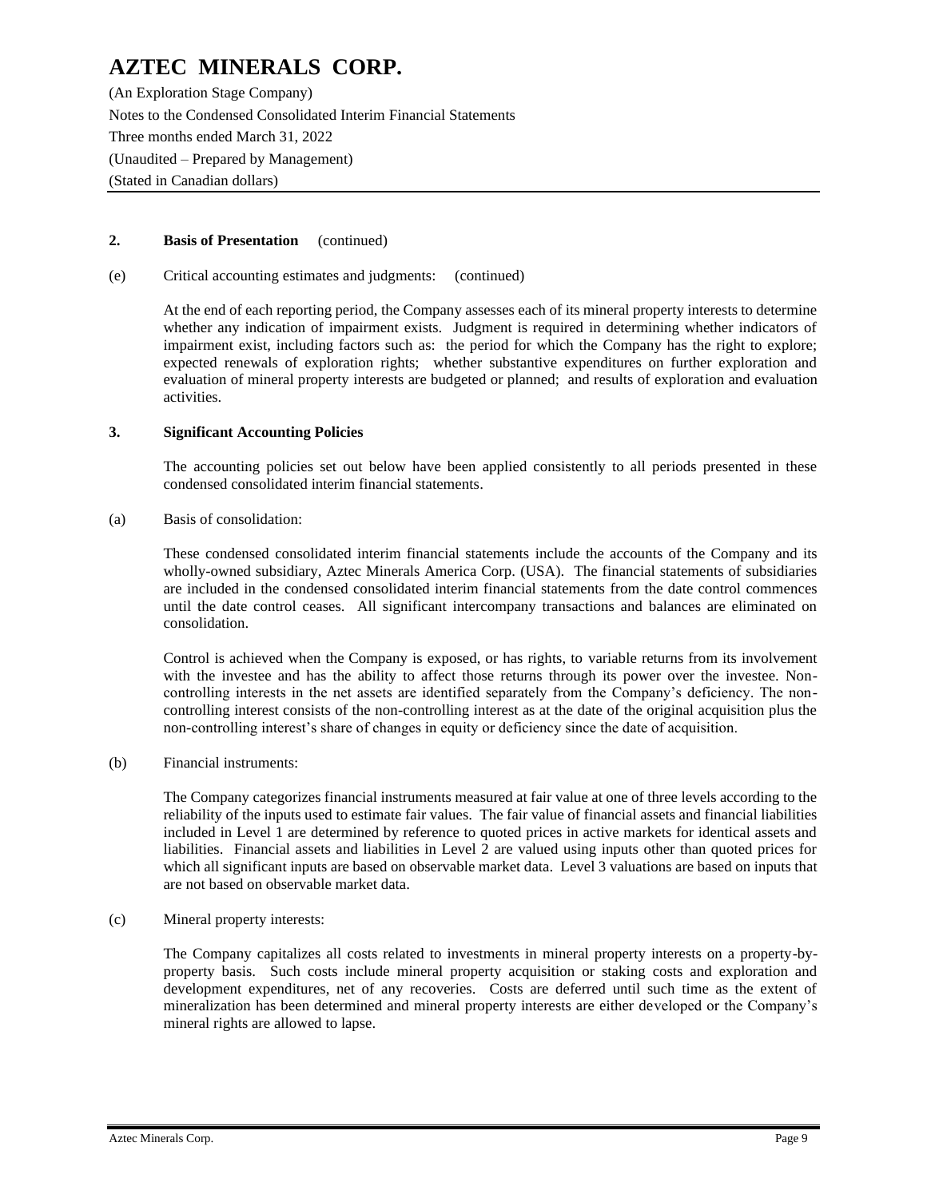**2. Basis of Presentation** (continued)

(e) Critical accounting estimates and judgments: (continued)

At the end of each reporting period, the Company assesses each of its mineral property interests to determine whether any indication of impairment exists. Judgment is required in determining whether indicators of impairment exist, including factors such as: the period for which the Company has the right to explore; expected renewals of exploration rights; whether substantive expenditures on further exploration and evaluation of mineral property interests are budgeted or planned; and results of exploration and evaluation activities.

**3. Significant Accounting Policies**

The accounting policies set out below have been applied consistently to all periods presented in these condensed consolidated interim financial statements.

(a) Basis of consolidation:

These condensed consolidated interim financial statements include the accounts of the Company and its wholly-owned subsidiary, Aztec Minerals America Corp. (USA). The financial statements of subsidiaries are included in the condensed consolidated interim financial statements from the date control commences until the date control ceases. All significant intercompany transactions and balances are eliminated on consolidation.

Control is achieved when the Company is exposed, or has rights, to variable returns from its involvement with the investee and has the ability to affect those returns through its power over the investee. Non-controlling interests in the net assets are identified separately from the Company's deficiency. The non-controlling interest consists of the non-controlling interest as at the date of the original acquisition plus the non-controlling interest's share of changes in equity or deficiency since the date of acquisition.

(b) Financial instruments:

The Company categorizes financial instruments measured at fair value at one of three levels according to the reliability of the inputs used to estimate fair values. The fair value of financial assets and financial liabilities included in Level 1 are determined by reference to quoted prices in active markets for identical assets and liabilities. Financial assets and liabilities in Level 2 are valued using inputs other than quoted prices for which all significant inputs are based on observable market data. Level 3 valuations are based on inputs that are not based on observable market data.

(c) Mineral property interests:

The Company capitalizes all costs related to investments in mineral property interests on a property-by-property basis. Such costs include mineral property acquisition or staking costs and exploration and development expenditures, net of any recoveries. Costs are deferred until such time as the extent of mineralization has been determined and mineral property interests are either developed or the Company's mineral rights are allowed to lapse.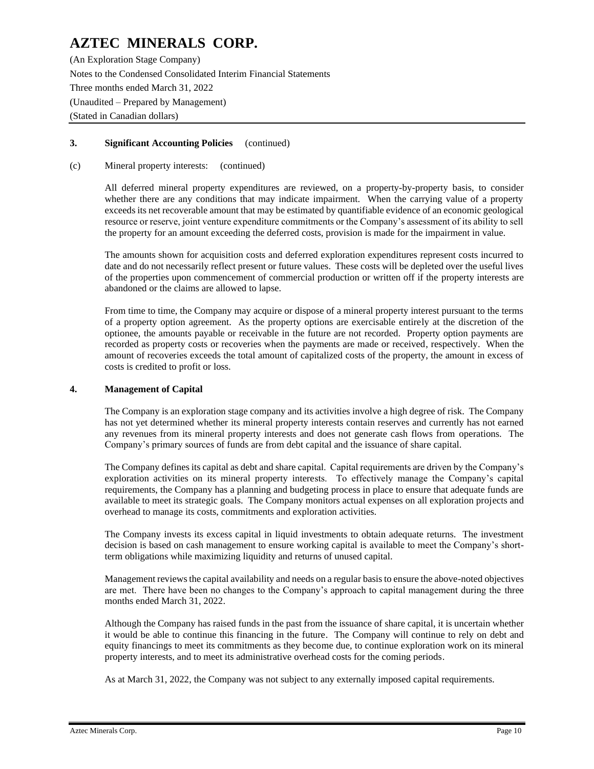### 3. Significant Accounting Policies (continued)

(c) Mineral property interests: (continued)

All deferred mineral property expenditures are reviewed, on a property-by-property basis, to consider whether there are any conditions that may indicate impairment. When the carrying value of a property exceeds its net recoverable amount that may be estimated by quantifiable evidence of an economic geological resource or reserve, joint venture expenditure commitments or the Company's assessment of its ability to sell the property for an amount exceeding the deferred costs, provision is made for the impairment in value.

The amounts shown for acquisition costs and deferred exploration expenditures represent costs incurred to date and do not necessarily reflect present or future values. These costs will be depleted over the useful lives of the properties upon commencement of commercial production or written off if the property interests are abandoned or the claims are allowed to lapse.

From time to time, the Company may acquire or dispose of a mineral property interest pursuant to the terms of a property option agreement. As the property options are exercisable entirely at the discretion of the optionee, the amounts payable or receivable in the future are not recorded. Property option payments are recorded as property costs or recoveries when the payments are made or received, respectively. When the amount of recoveries exceeds the total amount of capitalized costs of the property, the amount in excess of costs is credited to profit or loss.

### 4. Management of Capital

The Company is an exploration stage company and its activities involve a high degree of risk. The Company has not yet determined whether its mineral property interests contain reserves and currently has not earned any revenues from its mineral property interests and does not generate cash flows from operations. The Company's primary sources of funds are from debt capital and the issuance of share capital.

The Company defines its capital as debt and share capital. Capital requirements are driven by the Company's exploration activities on its mineral property interests. To effectively manage the Company's capital requirements, the Company has a planning and budgeting process in place to ensure that adequate funds are available to meet its strategic goals. The Company monitors actual expenses on all exploration projects and overhead to manage its costs, commitments and exploration activities.

The Company invests its excess capital in liquid investments to obtain adequate returns. The investment decision is based on cash management to ensure working capital is available to meet the Company's short-term obligations while maximizing liquidity and returns of unused capital.

Management reviews the capital availability and needs on a regular basis to ensure the above-noted objectives are met. There have been no changes to the Company's approach to capital management during the three months ended March 31, 2022.

Although the Company has raised funds in the past from the issuance of share capital, it is uncertain whether it would be able to continue this financing in the future. The Company will continue to rely on debt and equity financings to meet its commitments as they become due, to continue exploration work on its mineral property interests, and to meet its administrative overhead costs for the coming periods.

As at March 31, 2022, the Company was not subject to any externally imposed capital requirements.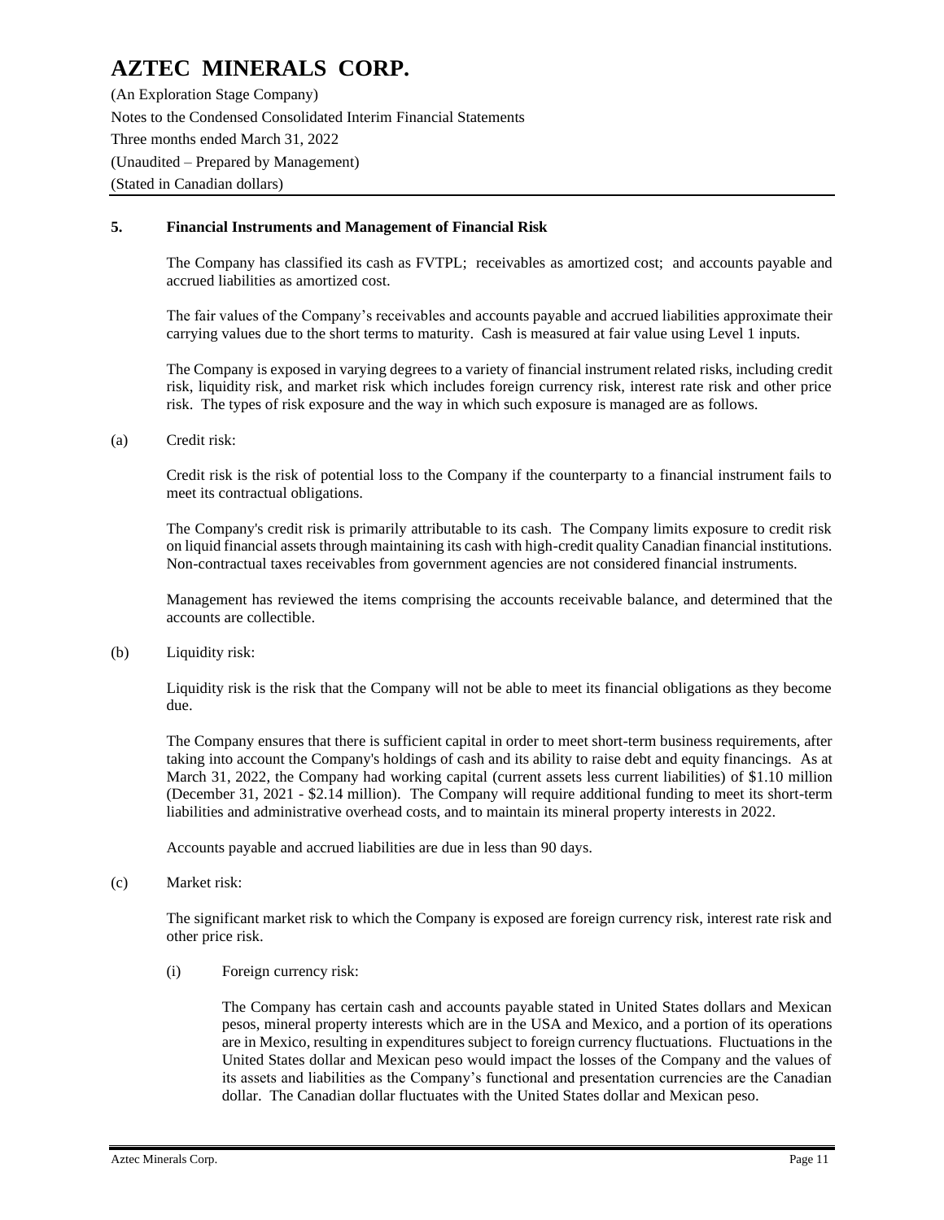# AZTEC MINERALS CORP.

(An Exploration Stage Company)
Notes to the Condensed Consolidated Interim Financial Statements
Three months ended March 31, 2022
(Unaudited – Prepared by Management)
(Stated in Canadian dollars)

## 5. Financial Instruments and Management of Financial Risk

The Company has classified its cash as FVTPL; receivables as amortized cost; and accounts payable and accrued liabilities as amortized cost.

The fair values of the Company's receivables and accounts payable and accrued liabilities approximate their carrying values due to the short terms to maturity. Cash is measured at fair value using Level 1 inputs.

The Company is exposed in varying degrees to a variety of financial instrument related risks, including credit risk, liquidity risk, and market risk which includes foreign currency risk, interest rate risk and other price risk. The types of risk exposure and the way in which such exposure is managed are as follows.

(a) Credit risk:

Credit risk is the risk of potential loss to the Company if the counterparty to a financial instrument fails to meet its contractual obligations.

The Company's credit risk is primarily attributable to its cash. The Company limits exposure to credit risk on liquid financial assets through maintaining its cash with high-credit quality Canadian financial institutions. Non-contractual taxes receivables from government agencies are not considered financial instruments.

Management has reviewed the items comprising the accounts receivable balance, and determined that the accounts are collectible.

(b) Liquidity risk:

Liquidity risk is the risk that the Company will not be able to meet its financial obligations as they become due.

The Company ensures that there is sufficient capital in order to meet short-term business requirements, after taking into account the Company's holdings of cash and its ability to raise debt and equity financings. As at March 31, 2022, the Company had working capital (current assets less current liabilities) of $1.10 million (December 31, 2021 - $2.14 million). The Company will require additional funding to meet its short-term liabilities and administrative overhead costs, and to maintain its mineral property interests in 2022.

Accounts payable and accrued liabilities are due in less than 90 days.

(c) Market risk:

The significant market risk to which the Company is exposed are foreign currency risk, interest rate risk and other price risk.

(i) Foreign currency risk:

The Company has certain cash and accounts payable stated in United States dollars and Mexican pesos, mineral property interests which are in the USA and Mexico, and a portion of its operations are in Mexico, resulting in expenditures subject to foreign currency fluctuations. Fluctuations in the United States dollar and Mexican peso would impact the losses of the Company and the values of its assets and liabilities as the Company's functional and presentation currencies are the Canadian dollar. The Canadian dollar fluctuates with the United States dollar and Mexican peso.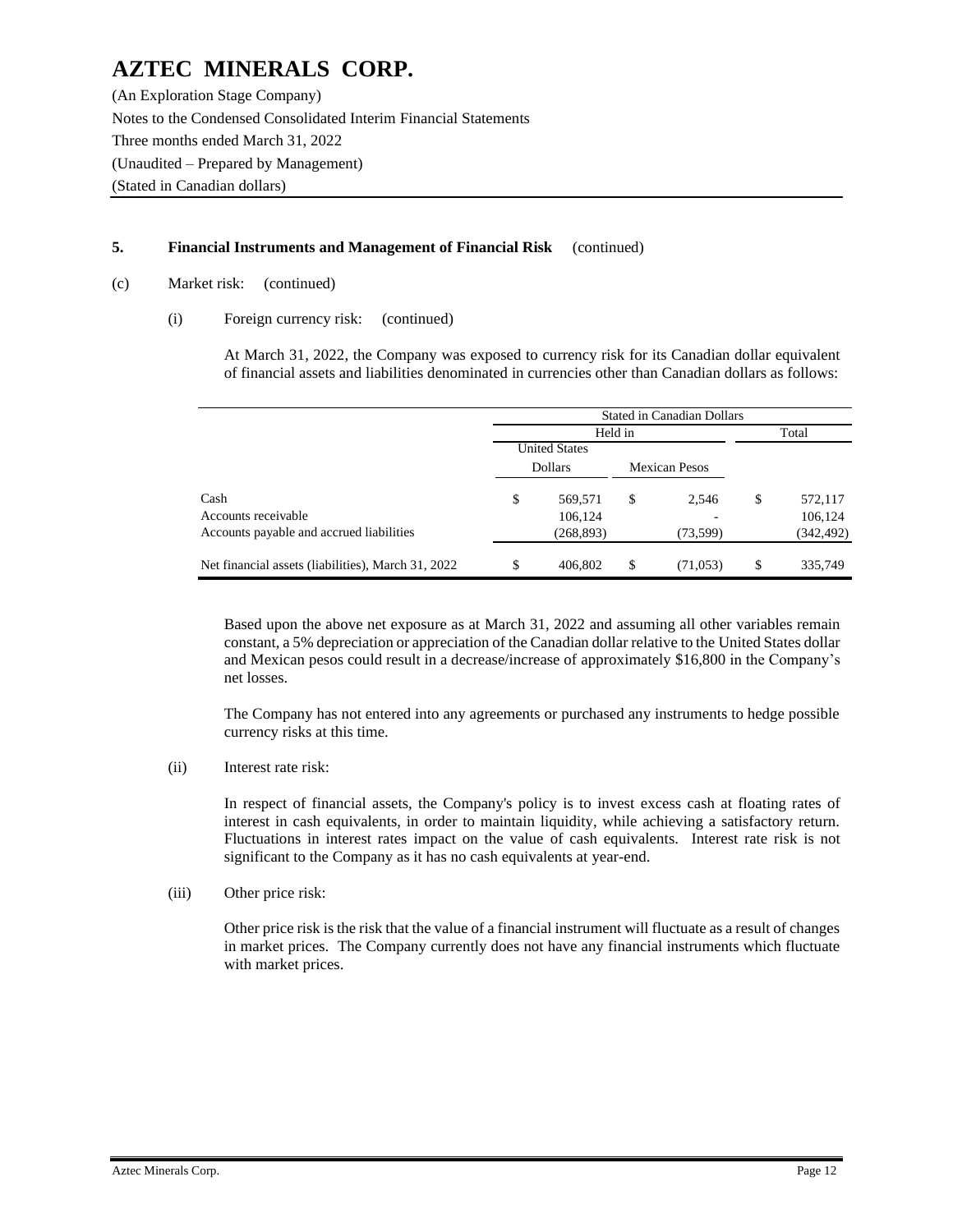# AZTEC MINERALS CORP.

(An Exploration Stage Company)
Notes to the Condensed Consolidated Interim Financial Statements
Three months ended March 31, 2022
(Unaudited – Prepared by Management)
(Stated in Canadian dollars)

**5. Financial Instruments and Management of Financial Risk** (continued)

(c) Market risk: (continued)

(i) Foreign currency risk: (continued)

At March 31, 2022, the Company was exposed to currency risk for its Canadian dollar equivalent of financial assets and liabilities denominated in currencies other than Canadian dollars as follows:

| | Stated in Canadian Dollars | | |
|---|---|---|---|
| | Held in | | Total |
| | United States Dollars | Mexican Pesos | |
| Cash | $ 569,571 | $ 2,546 | $ 572,117 |
| Accounts receivable | 106,124 | - | 106,124 |
| Accounts payable and accrued liabilities | (268,893) | (73,599) | (342,492) |
| Net financial assets (liabilities), March 31, 2022 | $ 406,802 | $ (71,053) | $ 335,749 |

Based upon the above net exposure as at March 31, 2022 and assuming all other variables remain constant, a 5% depreciation or appreciation of the Canadian dollar relative to the United States dollar and Mexican pesos could result in a decrease/increase of approximately $16,800 in the Company's net losses.

The Company has not entered into any agreements or purchased any instruments to hedge possible currency risks at this time.

(ii) Interest rate risk:

In respect of financial assets, the Company's policy is to invest excess cash at floating rates of interest in cash equivalents, in order to maintain liquidity, while achieving a satisfactory return. Fluctuations in interest rates impact on the value of cash equivalents. Interest rate risk is not significant to the Company as it has no cash equivalents at year-end.

(iii) Other price risk:

Other price risk is the risk that the value of a financial instrument will fluctuate as a result of changes in market prices. The Company currently does not have any financial instruments which fluctuate with market prices.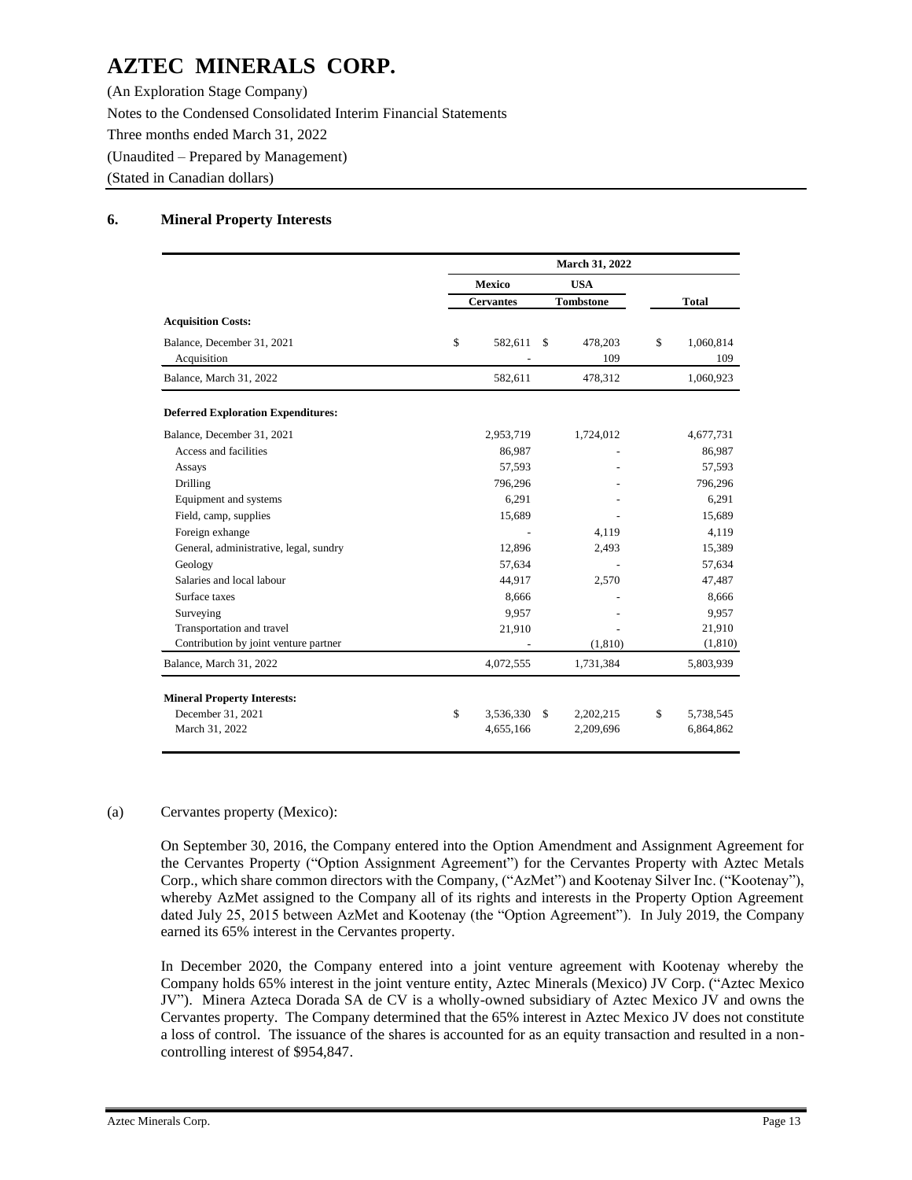# AZTEC MINERALS CORP.

(An Exploration Stage Company)

Notes to the Condensed Consolidated Interim Financial Statements

Three months ended March 31, 2022

(Unaudited – Prepared by Management)

(Stated in Canadian dollars)

## 6. Mineral Property Interests

| | March 31, 2022 | | |
|---|---|---|---|
| | Mexico | USA | |
| | Cervantes | Tombstone | Total |
| **Acquisition Costs:** | | | |
| Balance, December 31, 2021 | $ 582,611 | $ 478,203 | $ 1,060,814 |
| Acquisition | - | 109 | 109 |
| Balance, March 31, 2022 | 582,611 | 478,312 | 1,060,923 |
| **Deferred Exploration Expenditures:** | | | |
| Balance, December 31, 2021 | 2,953,719 | 1,724,012 | 4,677,731 |
| Access and facilities | 86,987 | - | 86,987 |
| Assays | 57,593 | - | 57,593 |
| Drilling | 796,296 | - | 796,296 |
| Equipment and systems | 6,291 | - | 6,291 |
| Field, camp, supplies | 15,689 | - | 15,689 |
| Foreign exhange | - | 4,119 | 4,119 |
| General, administrative, legal, sundry | 12,896 | 2,493 | 15,389 |
| Geology | 57,634 | - | 57,634 |
| Salaries and local labour | 44,917 | 2,570 | 47,487 |
| Surface taxes | 8,666 | - | 8,666 |
| Surveying | 9,957 | - | 9,957 |
| Transportation and travel | 21,910 | - | 21,910 |
| Contribution by joint venture partner | - | (1,810) | (1,810) |
| Balance, March 31, 2022 | 4,072,555 | 1,731,384 | 5,803,939 |
| **Mineral Property Interests:** | | | |
| December 31, 2021 | $ 3,536,330 | $ 2,202,215 | $ 5,738,545 |
| March 31, 2022 | 4,655,166 | 2,209,696 | 6,864,862 |

(a) Cervantes property (Mexico):

On September 30, 2016, the Company entered into the Option Amendment and Assignment Agreement for the Cervantes Property ("Option Assignment Agreement") for the Cervantes Property with Aztec Metals Corp., which share common directors with the Company, ("AzMet") and Kootenay Silver Inc. ("Kootenay"), whereby AzMet assigned to the Company all of its rights and interests in the Property Option Agreement dated July 25, 2015 between AzMet and Kootenay (the "Option Agreement"). In July 2019, the Company earned its 65% interest in the Cervantes property.

In December 2020, the Company entered into a joint venture agreement with Kootenay whereby the Company holds 65% interest in the joint venture entity, Aztec Minerals (Mexico) JV Corp. ("Aztec Mexico JV"). Minera Azteca Dorada SA de CV is a wholly-owned subsidiary of Aztec Mexico JV and owns the Cervantes property. The Company determined that the 65% interest in Aztec Mexico JV does not constitute a loss of control. The issuance of the shares is accounted for as an equity transaction and resulted in a non-controlling interest of $954,847.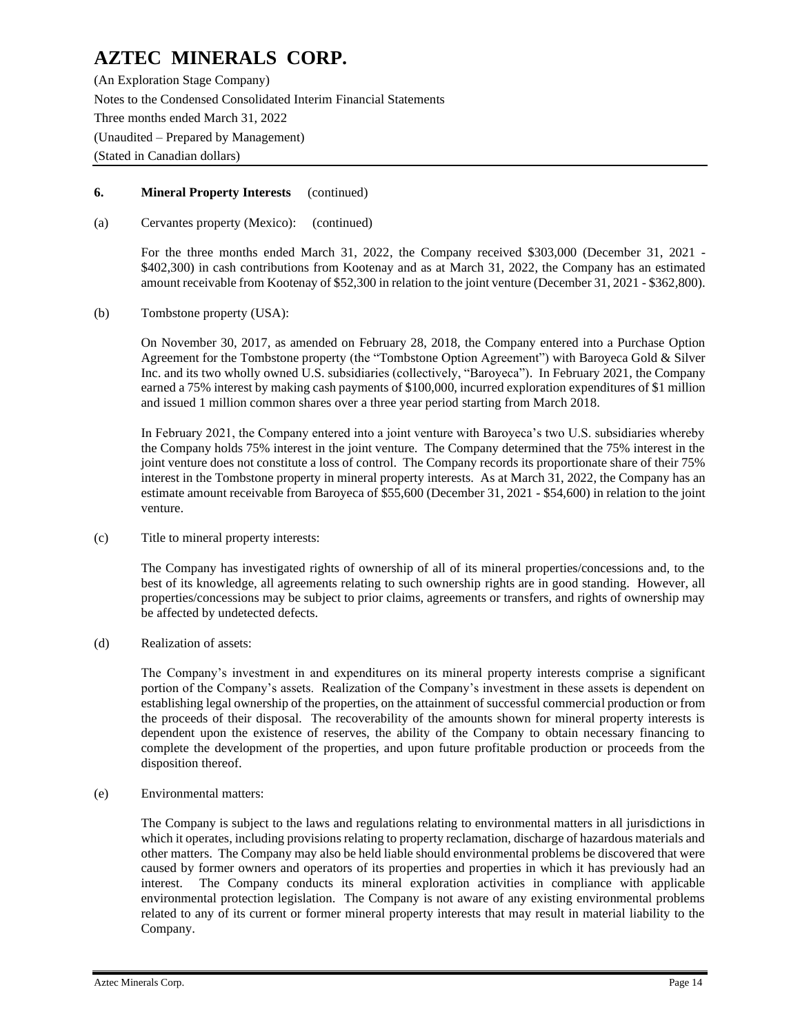## 6. Mineral Property Interests (continued)

(a) Cervantes property (Mexico): (continued)

For the three months ended March 31, 2022, the Company received $303,000 (December 31, 2021 - $402,300) in cash contributions from Kootenay and as at March 31, 2022, the Company has an estimated amount receivable from Kootenay of $52,300 in relation to the joint venture (December 31, 2021 - $362,800).

(b) Tombstone property (USA):

On November 30, 2017, as amended on February 28, 2018, the Company entered into a Purchase Option Agreement for the Tombstone property (the "Tombstone Option Agreement") with Baroyeca Gold & Silver Inc. and its two wholly owned U.S. subsidiaries (collectively, "Baroyeca"). In February 2021, the Company earned a 75% interest by making cash payments of $100,000, incurred exploration expenditures of $1 million and issued 1 million common shares over a three year period starting from March 2018.

In February 2021, the Company entered into a joint venture with Baroyeca's two U.S. subsidiaries whereby the Company holds 75% interest in the joint venture. The Company determined that the 75% interest in the joint venture does not constitute a loss of control. The Company records its proportionate share of their 75% interest in the Tombstone property in mineral property interests. As at March 31, 2022, the Company has an estimate amount receivable from Baroyeca of $55,600 (December 31, 2021 - $54,600) in relation to the joint venture.

(c) Title to mineral property interests:

The Company has investigated rights of ownership of all of its mineral properties/concessions and, to the best of its knowledge, all agreements relating to such ownership rights are in good standing. However, all properties/concessions may be subject to prior claims, agreements or transfers, and rights of ownership may be affected by undetected defects.

(d) Realization of assets:

The Company's investment in and expenditures on its mineral property interests comprise a significant portion of the Company's assets. Realization of the Company's investment in these assets is dependent on establishing legal ownership of the properties, on the attainment of successful commercial production or from the proceeds of their disposal. The recoverability of the amounts shown for mineral property interests is dependent upon the existence of reserves, the ability of the Company to obtain necessary financing to complete the development of the properties, and upon future profitable production or proceeds from the disposition thereof.

(e) Environmental matters:

The Company is subject to the laws and regulations relating to environmental matters in all jurisdictions in which it operates, including provisions relating to property reclamation, discharge of hazardous materials and other matters. The Company may also be held liable should environmental problems be discovered that were caused by former owners and operators of its properties and properties in which it has previously had an interest. The Company conducts its mineral exploration activities in compliance with applicable environmental protection legislation. The Company is not aware of any existing environmental problems related to any of its current or former mineral property interests that may result in material liability to the Company.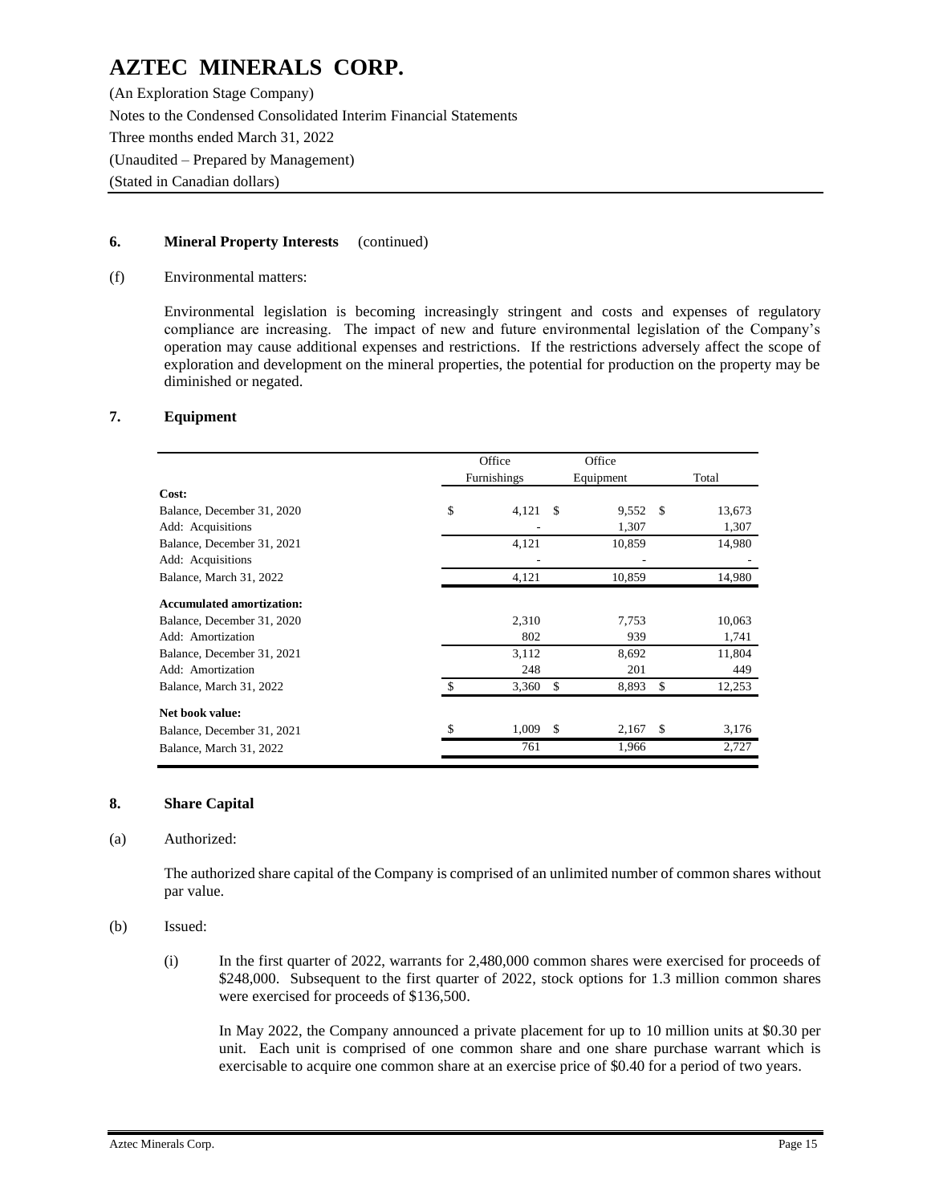### 6. Mineral Property Interests (continued)

(f) Environmental matters:

Environmental legislation is becoming increasingly stringent and costs and expenses of regulatory compliance are increasing. The impact of new and future environmental legislation of the Company's operation may cause additional expenses and restrictions. If the restrictions adversely affect the scope of exploration and development on the mineral properties, the potential for production on the property may be diminished or negated.

### 7. Equipment

| | Office Furnishings | Office Equipment | Total |
|---|---|---|---|
| **Cost:** | | | |
| Balance, December 31, 2020 | $ 4,121 | $ 9,552 | $ 13,673 |
| Add: Acquisitions | - | 1,307 | 1,307 |
| Balance, December 31, 2021 | 4,121 | 10,859 | 14,980 |
| Add: Acquisitions | - | - | - |
| Balance, March 31, 2022 | 4,121 | 10,859 | 14,980 |
| **Accumulated amortization:** | | | |
| Balance, December 31, 2020 | 2,310 | 7,753 | 10,063 |
| Add: Amortization | 802 | 939 | 1,741 |
| Balance, December 31, 2021 | 3,112 | 8,692 | 11,804 |
| Add: Amortization | 248 | 201 | 449 |
| Balance, March 31, 2022 | $ 3,360 | $ 8,893 | $ 12,253 |
| **Net book value:** | | | |
| Balance, December 31, 2021 | $ 1,009 | $ 2,167 | $ 3,176 |
| Balance, March 31, 2022 | 761 | 1,966 | 2,727 |

### 8. Share Capital

(a) Authorized:

The authorized share capital of the Company is comprised of an unlimited number of common shares without par value.

(b) Issued:

(i) In the first quarter of 2022, warrants for 2,480,000 common shares were exercised for proceeds of $248,000. Subsequent to the first quarter of 2022, stock options for 1.3 million common shares were exercised for proceeds of $136,500.

In May 2022, the Company announced a private placement for up to 10 million units at $0.30 per unit. Each unit is comprised of one common share and one share purchase warrant which is exercisable to acquire one common share at an exercise price of $0.40 for a period of two years.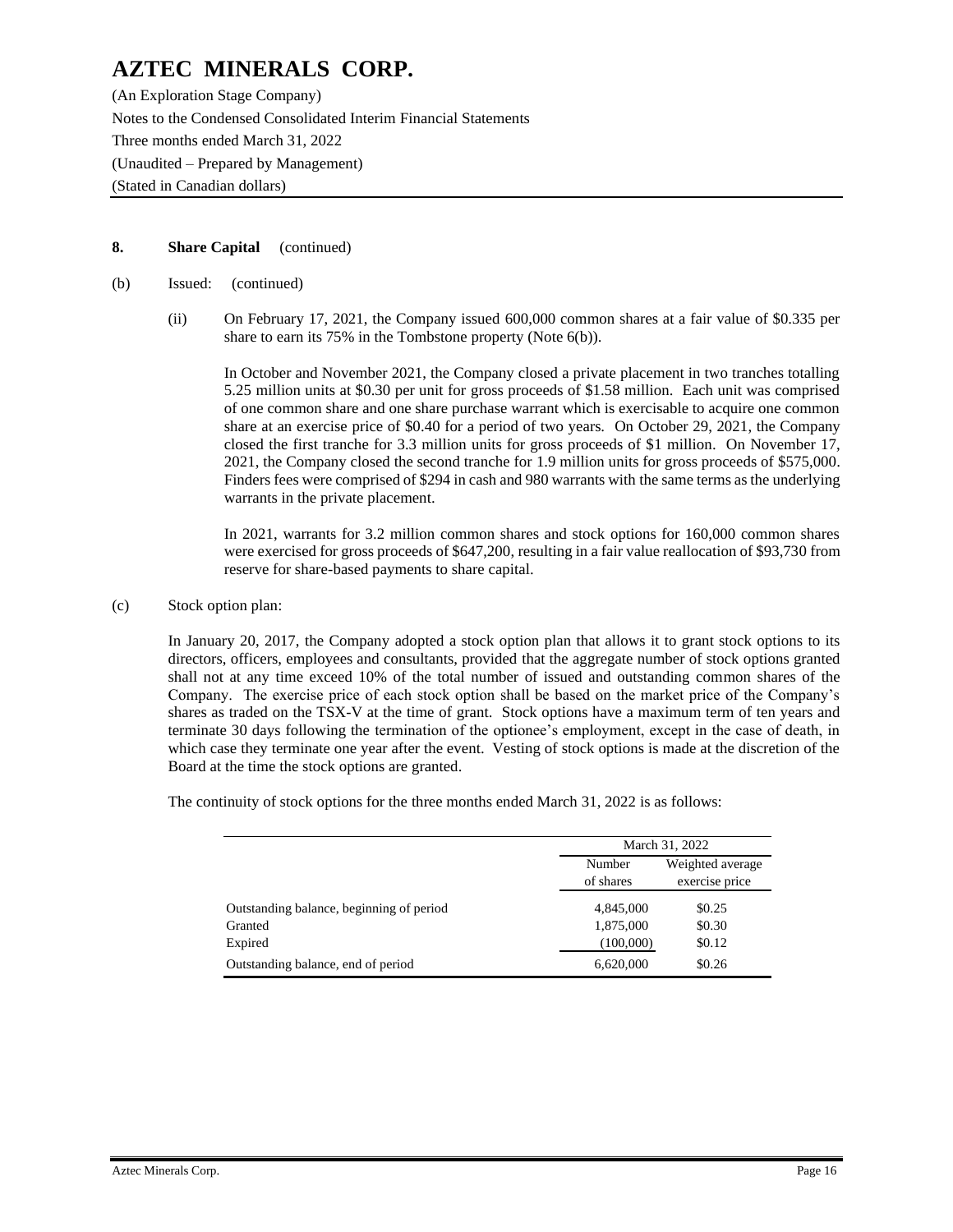# AZTEC MINERALS CORP.

(An Exploration Stage Company)
Notes to the Condensed Consolidated Interim Financial Statements
Three months ended March 31, 2022
(Unaudited – Prepared by Management)
(Stated in Canadian dollars)

## 8. Share Capital (continued)

(b) Issued: (continued)

(ii) On February 17, 2021, the Company issued 600,000 common shares at a fair value of $0.335 per share to earn its 75% in the Tombstone property (Note 6(b)).

In October and November 2021, the Company closed a private placement in two tranches totalling 5.25 million units at $0.30 per unit for gross proceeds of $1.58 million. Each unit was comprised of one common share and one share purchase warrant which is exercisable to acquire one common share at an exercise price of $0.40 for a period of two years. On October 29, 2021, the Company closed the first tranche for 3.3 million units for gross proceeds of $1 million. On November 17, 2021, the Company closed the second tranche for 1.9 million units for gross proceeds of $575,000. Finders fees were comprised of $294 in cash and 980 warrants with the same terms as the underlying warrants in the private placement.

In 2021, warrants for 3.2 million common shares and stock options for 160,000 common shares were exercised for gross proceeds of $647,200, resulting in a fair value reallocation of $93,730 from reserve for share-based payments to share capital.

(c) Stock option plan:

In January 20, 2017, the Company adopted a stock option plan that allows it to grant stock options to its directors, officers, employees and consultants, provided that the aggregate number of stock options granted shall not at any time exceed 10% of the total number of issued and outstanding common shares of the Company. The exercise price of each stock option shall be based on the market price of the Company's shares as traded on the TSX-V at the time of grant. Stock options have a maximum term of ten years and terminate 30 days following the termination of the optionee's employment, except in the case of death, in which case they terminate one year after the event. Vesting of stock options is made at the discretion of the Board at the time the stock options are granted.

The continuity of stock options for the three months ended March 31, 2022 is as follows:

| | March 31, 2022 | |
|---|---|---|
| | Number of shares | Weighted average exercise price |
| Outstanding balance, beginning of period | 4,845,000 | $0.25 |
| Granted | 1,875,000 | $0.30 |
| Expired | (100,000) | $0.12 |
| Outstanding balance, end of period | 6,620,000 | $0.26 |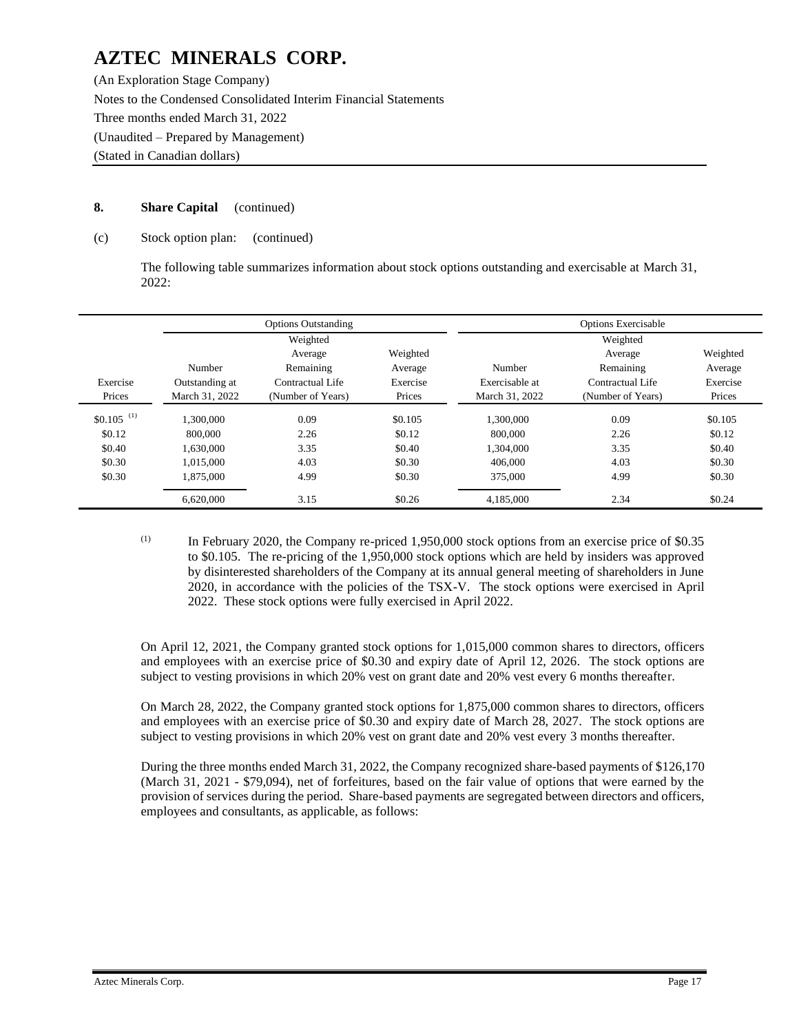# AZTEC MINERALS CORP.

(An Exploration Stage Company)
Notes to the Condensed Consolidated Interim Financial Statements
Three months ended March 31, 2022
(Unaudited – Prepared by Management)
(Stated in Canadian dollars)

**8. Share Capital** (continued)

(c) Stock option plan: (continued)

The following table summarizes information about stock options outstanding and exercisable at March 31, 2022:

| | Options Outstanding | | | Options Exercisable | | |
|---|---|---|---|---|---|---|
| Exercise Prices | Number Outstanding at March 31, 2022 | Weighted Average Remaining Contractual Life (Number of Years) | Weighted Average Exercise Prices | Number Exercisable at March 31, 2022 | Weighted Average Remaining Contractual Life (Number of Years) | Weighted Average Exercise Prices |
| $0.105 [(1)] | 1,300,000 | 0.09 | $0.105 | 1,300,000 | 0.09 | $0.105 |
| $0.12 | 800,000 | 2.26 | $0.12 | 800,000 | 2.26 | $0.12 |
| $0.40 | 1,630,000 | 3.35 | $0.40 | 1,304,000 | 3.35 | $0.40 |
| $0.30 | 1,015,000 | 4.03 | $0.30 | 406,000 | 4.03 | $0.30 |
| $0.30 | 1,875,000 | 4.99 | $0.30 | 375,000 | 4.99 | $0.30 |
| | 6,620,000 | 3.15 | $0.26 | 4,185,000 | 2.34 | $0.24 |

(1) In February 2020, the Company re-priced 1,950,000 stock options from an exercise price of $0.35 to $0.105. The re-pricing of the 1,950,000 stock options which are held by insiders was approved by disinterested shareholders of the Company at its annual general meeting of shareholders in June 2020, in accordance with the policies of the TSX-V. The stock options were exercised in April 2022. These stock options were fully exercised in April 2022.

On April 12, 2021, the Company granted stock options for 1,015,000 common shares to directors, officers and employees with an exercise price of $0.30 and expiry date of April 12, 2026. The stock options are subject to vesting provisions in which 20% vest on grant date and 20% vest every 6 months thereafter.

On March 28, 2022, the Company granted stock options for 1,875,000 common shares to directors, officers and employees with an exercise price of $0.30 and expiry date of March 28, 2027. The stock options are subject to vesting provisions in which 20% vest on grant date and 20% vest every 3 months thereafter.

During the three months ended March 31, 2022, the Company recognized share-based payments of $126,170 (March 31, 2021 - $79,094), net of forfeitures, based on the fair value of options that were earned by the provision of services during the period. Share-based payments are segregated between directors and officers, employees and consultants, as applicable, as follows: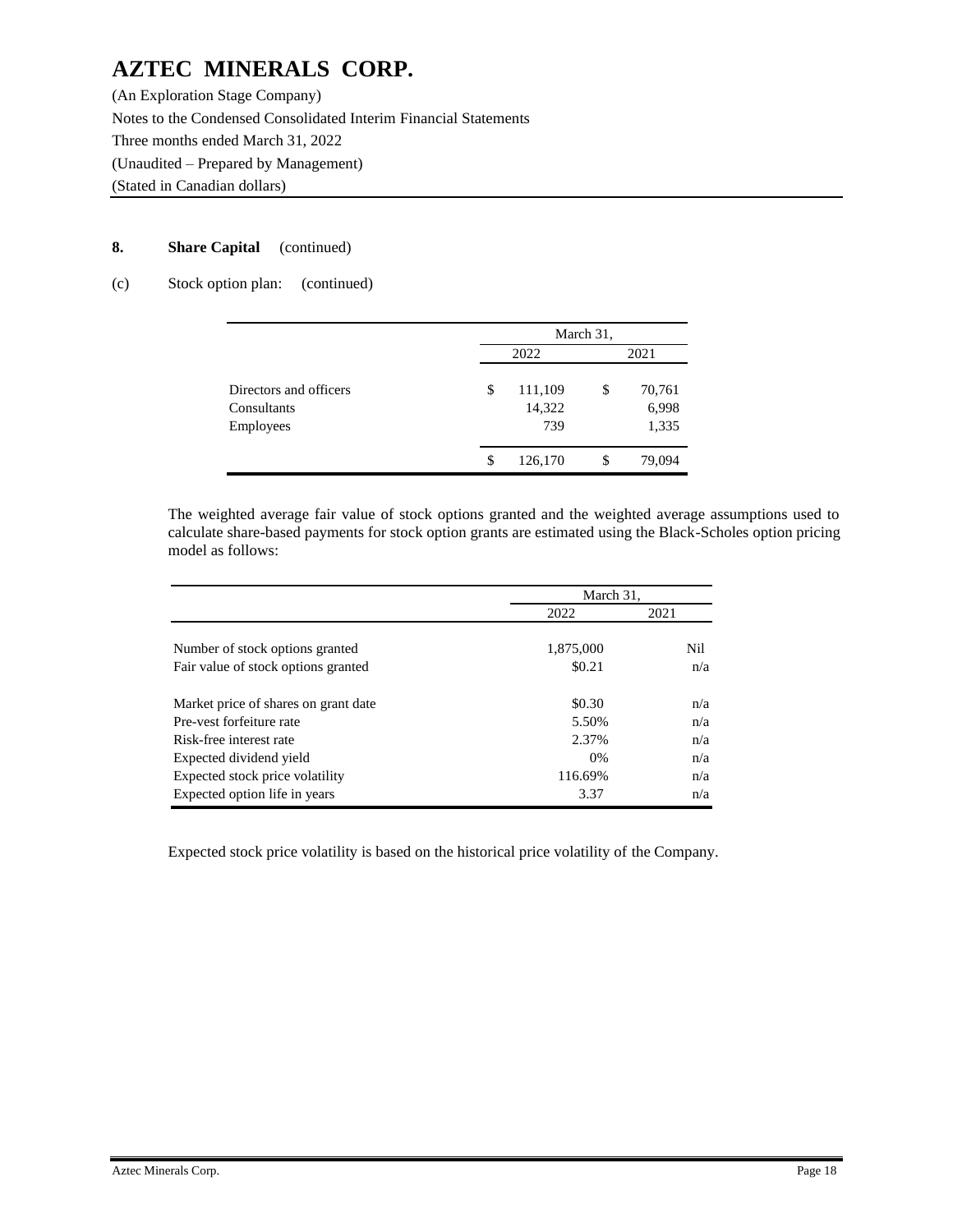# AZTEC MINERALS CORP.

(An Exploration Stage Company)
Notes to the Condensed Consolidated Interim Financial Statements
Three months ended March 31, 2022
(Unaudited – Prepared by Management)
(Stated in Canadian dollars)

**8. Share Capital** (continued)

(c) Stock option plan: (continued)

| | March 31, 2022 | March 31, 2021 |
|---|---|---|
| Directors and officers | $ 111,109 | $ 70,761 |
| Consultants | 14,322 | 6,998 |
| Employees | 739 | 1,335 |
| | $ 126,170 | $ 79,094 |

The weighted average fair value of stock options granted and the weighted average assumptions used to calculate share-based payments for stock option grants are estimated using the Black-Scholes option pricing model as follows:

| | March 31, 2022 | March 31, 2021 |
|---|---|---|
| Number of stock options granted | 1,875,000 | Nil |
| Fair value of stock options granted | $0.21 | n/a |
| Market price of shares on grant date | $0.30 | n/a |
| Pre-vest forfeiture rate | 5.50% | n/a |
| Risk-free interest rate | 2.37% | n/a |
| Expected dividend yield | 0% | n/a |
| Expected stock price volatility | 116.69% | n/a |
| Expected option life in years | 3.37 | n/a |

Expected stock price volatility is based on the historical price volatility of the Company.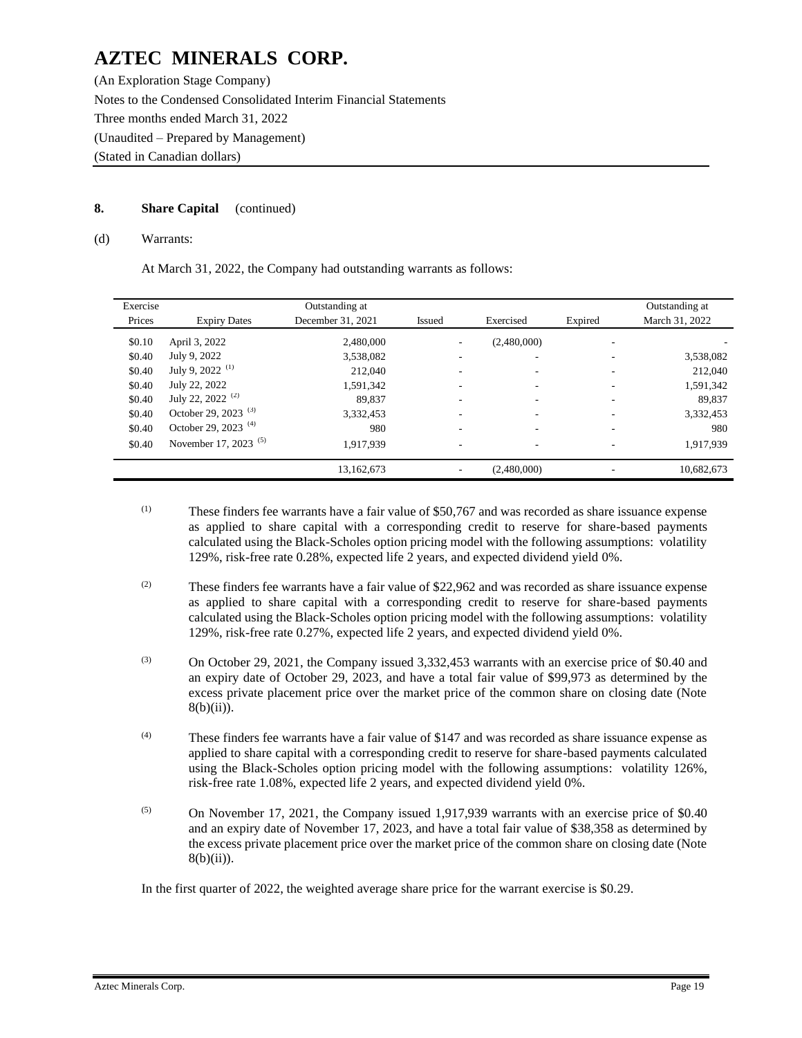**8. Share Capital** (continued)

(d) Warrants:

At March 31, 2022, the Company had outstanding warrants as follows:

| Exercise Prices | Expiry Dates | Outstanding at December 31, 2021 | Issued | Exercised | Expired | Outstanding at March 31, 2022 |
|---|---|---|---|---|---|---|
| $0.10 | April 3, 2022 | 2,480,000 | - | (2,480,000) | - | - |
| $0.40 | July 9, 2022 | 3,538,082 | - | - | - | 3,538,082 |
| $0.40 | July 9, 2022 [(1)] | 212,040 | - | - | - | 212,040 |
| $0.40 | July 22, 2022 | 1,591,342 | - | - | - | 1,591,342 |
| $0.40 | July 22, 2022 [(2)] | 89,837 | - | - | - | 89,837 |
| $0.40 | October 29, 2023 [(3)] | 3,332,453 | - | - | - | 3,332,453 |
| $0.40 | October 29, 2023 [(4)] | 980 | - | - | - | 980 |
| $0.40 | November 17, 2023 [(5)] | 1,917,939 | - | - | - | 1,917,939 |
| | | 13,162,673 | - | (2,480,000) | - | 10,682,673 |

(1) These finders fee warrants have a fair value of $50,767 and was recorded as share issuance expense as applied to share capital with a corresponding credit to reserve for share-based payments calculated using the Black-Scholes option pricing model with the following assumptions: volatility 129%, risk-free rate 0.28%, expected life 2 years, and expected dividend yield 0%.

(2) These finders fee warrants have a fair value of $22,962 and was recorded as share issuance expense as applied to share capital with a corresponding credit to reserve for share-based payments calculated using the Black-Scholes option pricing model with the following assumptions: volatility 129%, risk-free rate 0.27%, expected life 2 years, and expected dividend yield 0%.

(3) On October 29, 2021, the Company issued 3,332,453 warrants with an exercise price of $0.40 and an expiry date of October 29, 2023, and have a total fair value of $99,973 as determined by the excess private placement price over the market price of the common share on closing date (Note 8(b)(ii)).

(4) These finders fee warrants have a fair value of $147 and was recorded as share issuance expense as applied to share capital with a corresponding credit to reserve for share-based payments calculated using the Black-Scholes option pricing model with the following assumptions: volatility 126%, risk-free rate 1.08%, expected life 2 years, and expected dividend yield 0%.

(5) On November 17, 2021, the Company issued 1,917,939 warrants with an exercise price of $0.40 and an expiry date of November 17, 2023, and have a total fair value of $38,358 as determined by the excess private placement price over the market price of the common share on closing date (Note 8(b)(ii)).

In the first quarter of 2022, the weighted average share price for the warrant exercise is $0.29.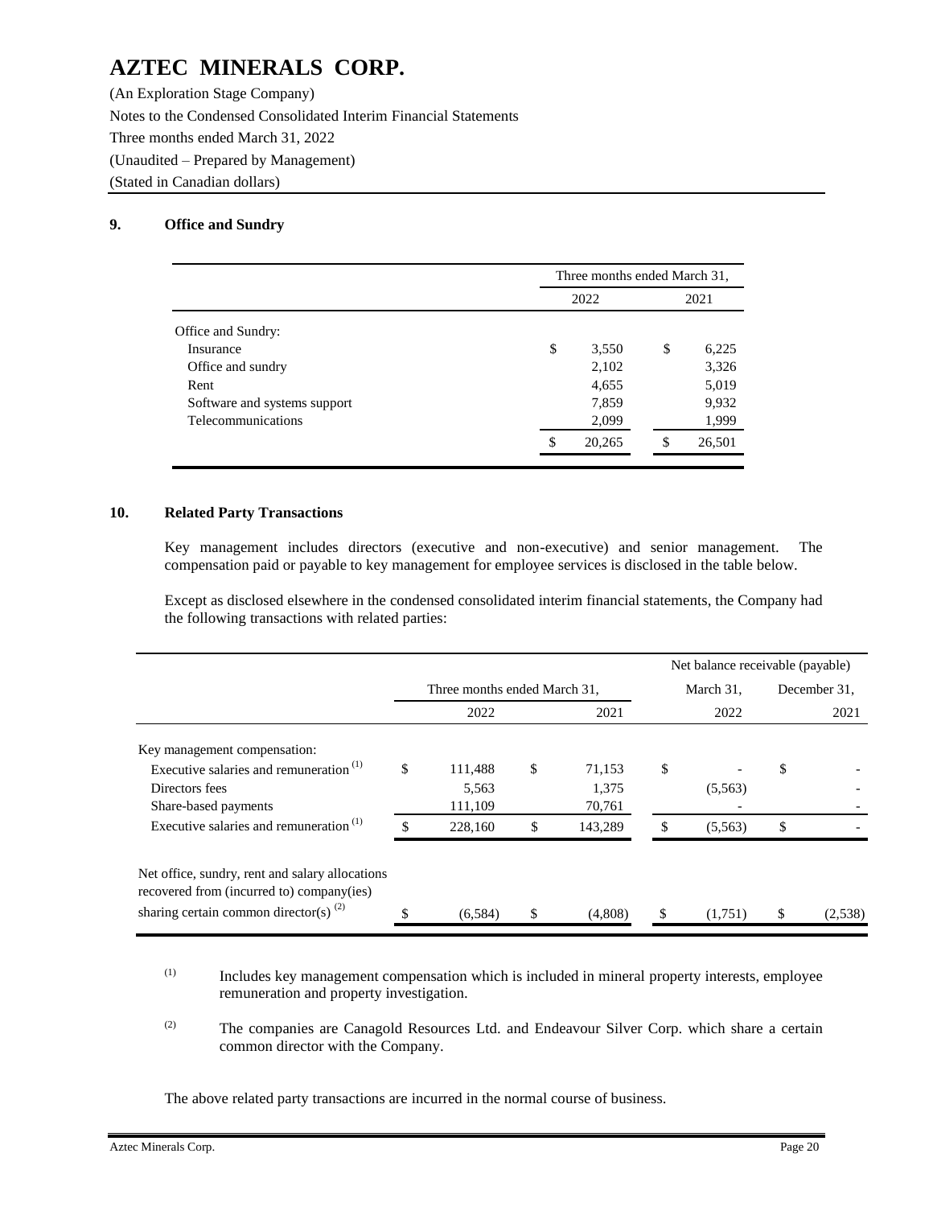## 9. Office and Sundry

| | Three months ended March 31, | |
|---|---|---|
| | 2022 | 2021 |
| Office and Sundry: | | |
| Insurance | $ 3,550 | $ 6,225 |
| Office and sundry | 2,102 | 3,326 |
| Rent | 4,655 | 5,019 |
| Software and systems support | 7,859 | 9,932 |
| Telecommunications | 2,099 | 1,999 |
| | $ 20,265 | $ 26,501 |

## 10. Related Party Transactions

Key management includes directors (executive and non-executive) and senior management. The compensation paid or payable to key management for employee services is disclosed in the table below.

Except as disclosed elsewhere in the condensed consolidated interim financial statements, the Company had the following transactions with related parties:

| | Three months ended March 31, | | Net balance receivable (payable) | |
|---|---|---|---|---|
| | 2022 | 2021 | March 31, 2022 | December 31, 2021 |
| Key management compensation: | | | | |
| Executive salaries and remuneration [(1)] | $ 111,488 | $ 71,153 | $ - | $ - |
| Directors fees | 5,563 | 1,375 | (5,563) | - |
| Share-based payments | 111,109 | 70,761 | - | - |
| Executive salaries and remuneration [(1)] | $ 228,160 | $ 143,289 | $ (5,563) | $ - |
| Net office, sundry, rent and salary allocations recovered from (incurred to) company(ies) sharing certain common director(s) [(2)] | $ (6,584) | $ (4,808) | $ (1,751) | $ (2,538) |

(1) Includes key management compensation which is included in mineral property interests, employee remuneration and property investigation.

(2) The companies are Canagold Resources Ltd. and Endeavour Silver Corp. which share a certain common director with the Company.

The above related party transactions are incurred in the normal course of business.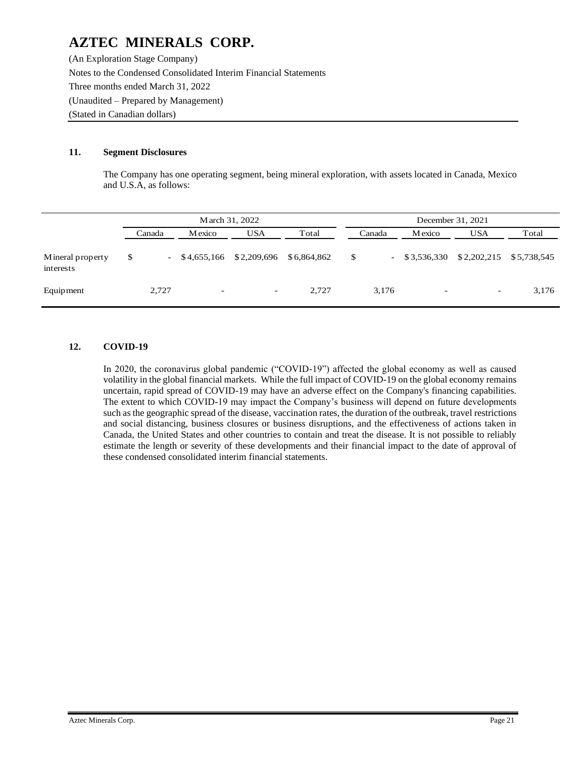# AZTEC MINERALS CORP.

(An Exploration Stage Company)
Notes to the Condensed Consolidated Interim Financial Statements
Three months ended March 31, 2022
(Unaudited – Prepared by Management)
(Stated in Canadian dollars)

## 11. Segment Disclosures

The Company has one operating segment, being mineral exploration, with assets located in Canada, Mexico and U.S.A, as follows:

| | March 31, 2022 | | | | December 31, 2021 | | | |
|---|---|---|---|---|---|---|---|---|
| | Canada | Mexico | USA | Total | Canada | Mexico | USA | Total |
| Mineral property interests | $ - | $4,655,166 | $2,209,696 | $6,864,862 | $ - | $3,536,330 | $2,202,215 | $5,738,545 |
| Equipment | 2,727 | - | - | 2,727 | 3,176 | - | - | 3,176 |

## 12. COVID-19

In 2020, the coronavirus global pandemic ("COVID-19") affected the global economy as well as caused volatility in the global financial markets. While the full impact of COVID-19 on the global economy remains uncertain, rapid spread of COVID-19 may have an adverse effect on the Company's financing capabilities. The extent to which COVID-19 may impact the Company's business will depend on future developments such as the geographic spread of the disease, vaccination rates, the duration of the outbreak, travel restrictions and social distancing, business closures or business disruptions, and the effectiveness of actions taken in Canada, the United States and other countries to contain and treat the disease. It is not possible to reliably estimate the length or severity of these developments and their financial impact to the date of approval of these condensed consolidated interim financial statements.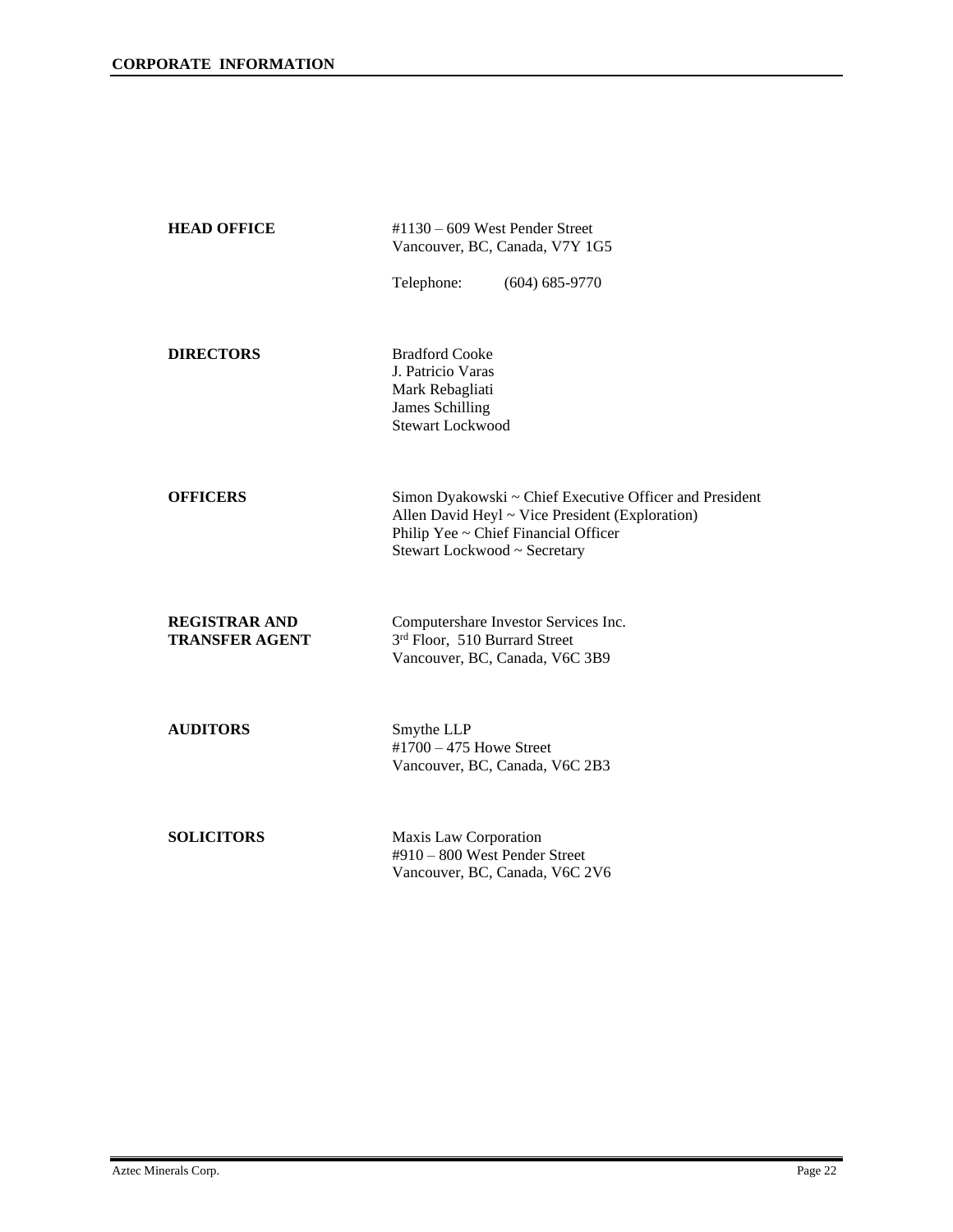## CORPORATE INFORMATION

**HEAD OFFICE**

#1130 – 609 West Pender Street
Vancouver, BC, Canada, V7Y 1G5

Telephone: (604) 685-9770

**DIRECTORS**

Bradford Cooke
J. Patricio Varas
Mark Rebagliati
James Schilling
Stewart Lockwood

**OFFICERS**

Simon Dyakowski ~ Chief Executive Officer and President
Allen David Heyl ~ Vice President (Exploration)
Philip Yee ~ Chief Financial Officer
Stewart Lockwood ~ Secretary

**REGISTRAR AND TRANSFER AGENT**

Computershare Investor Services Inc.
3rd Floor, 510 Burrard Street
Vancouver, BC, Canada, V6C 3B9

**AUDITORS**

Smythe LLP
#1700 – 475 Howe Street
Vancouver, BC, Canada, V6C 2B3

**SOLICITORS**

Maxis Law Corporation
#910 – 800 West Pender Street
Vancouver, BC, Canada, V6C 2V6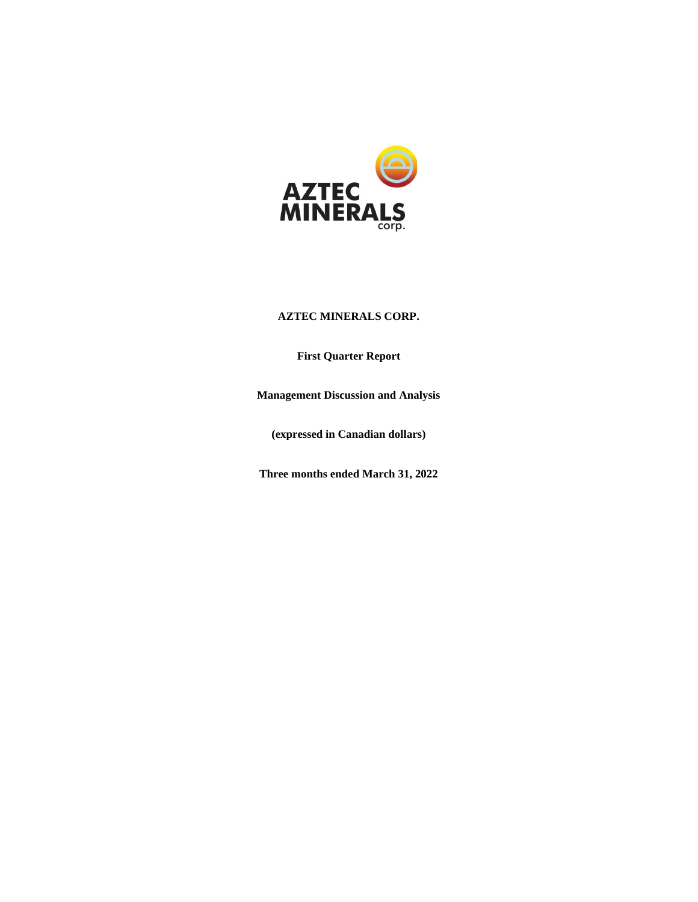**AZTEC MINERALS CORP.**

**First Quarter Report**

**Management Discussion and Analysis**

**(expressed in Canadian dollars)**

**Three months ended March 31, 2022**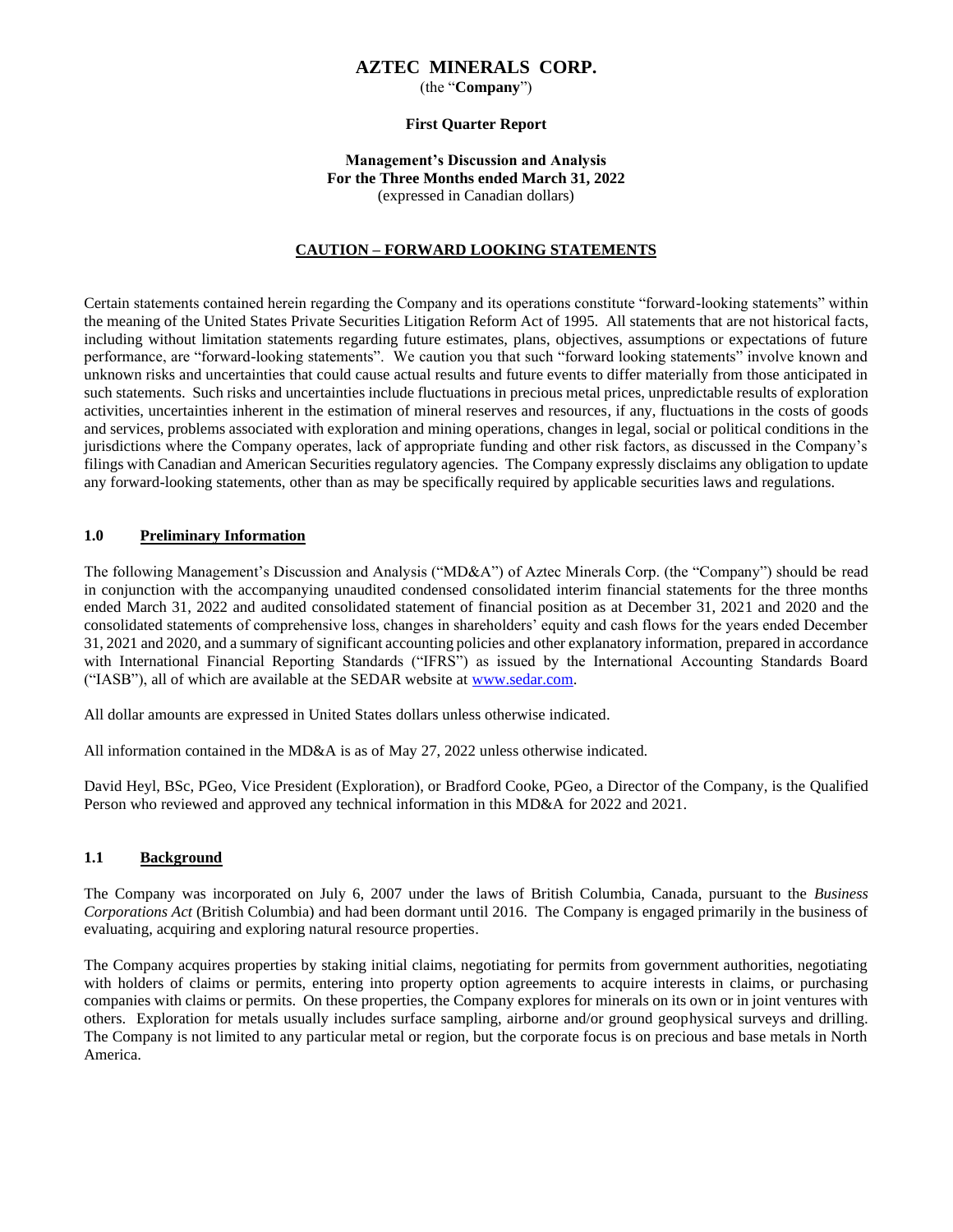# AZTEC MINERALS CORP.

(the "**Company**")

**First Quarter Report**

**Management's Discussion and Analysis**
**For the Three Months ended March 31, 2022**
(expressed in Canadian dollars)

## CAUTION – FORWARD LOOKING STATEMENTS

Certain statements contained herein regarding the Company and its operations constitute "forward-looking statements" within the meaning of the United States Private Securities Litigation Reform Act of 1995. All statements that are not historical facts, including without limitation statements regarding future estimates, plans, objectives, assumptions or expectations of future performance, are "forward-looking statements". We caution you that such "forward looking statements" involve known and unknown risks and uncertainties that could cause actual results and future events to differ materially from those anticipated in such statements. Such risks and uncertainties include fluctuations in precious metal prices, unpredictable results of exploration activities, uncertainties inherent in the estimation of mineral reserves and resources, if any, fluctuations in the costs of goods and services, problems associated with exploration and mining operations, changes in legal, social or political conditions in the jurisdictions where the Company operates, lack of appropriate funding and other risk factors, as discussed in the Company's filings with Canadian and American Securities regulatory agencies. The Company expressly disclaims any obligation to update any forward-looking statements, other than as may be specifically required by applicable securities laws and regulations.

## 1.0 Preliminary Information

The following Management's Discussion and Analysis ("MD&A") of Aztec Minerals Corp. (the "Company") should be read in conjunction with the accompanying unaudited condensed consolidated interim financial statements for the three months ended March 31, 2022 and audited consolidated statement of financial position as at December 31, 2021 and 2020 and the consolidated statements of comprehensive loss, changes in shareholders' equity and cash flows for the years ended December 31, 2021 and 2020, and a summary of significant accounting policies and other explanatory information, prepared in accordance with International Financial Reporting Standards ("IFRS") as issued by the International Accounting Standards Board ("IASB"), all of which are available at the SEDAR website at www.sedar.com.

All dollar amounts are expressed in United States dollars unless otherwise indicated.

All information contained in the MD&A is as of May 27, 2022 unless otherwise indicated.

David Heyl, BSc, PGeo, Vice President (Exploration), or Bradford Cooke, PGeo, a Director of the Company, is the Qualified Person who reviewed and approved any technical information in this MD&A for 2022 and 2021.

## 1.1 Background

The Company was incorporated on July 6, 2007 under the laws of British Columbia, Canada, pursuant to the *Business Corporations Act* (British Columbia) and had been dormant until 2016. The Company is engaged primarily in the business of evaluating, acquiring and exploring natural resource properties.

The Company acquires properties by staking initial claims, negotiating for permits from government authorities, negotiating with holders of claims or permits, entering into property option agreements to acquire interests in claims, or purchasing companies with claims or permits. On these properties, the Company explores for minerals on its own or in joint ventures with others. Exploration for metals usually includes surface sampling, airborne and/or ground geophysical surveys and drilling. The Company is not limited to any particular metal or region, but the corporate focus is on precious and base metals in North America.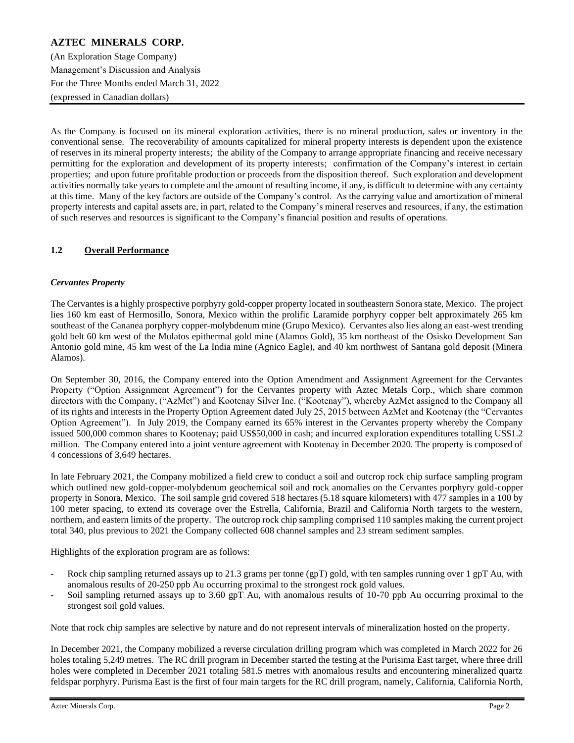As the Company is focused on its mineral exploration activities, there is no mineral production, sales or inventory in the conventional sense. The recoverability of amounts capitalized for mineral property interests is dependent upon the existence of reserves in its mineral property interests; the ability of the Company to arrange appropriate financing and receive necessary permitting for the exploration and development of its property interests; confirmation of the Company's interest in certain properties; and upon future profitable production or proceeds from the disposition thereof. Such exploration and development activities normally take years to complete and the amount of resulting income, if any, is difficult to determine with any certainty at this time. Many of the key factors are outside of the Company's control. As the carrying value and amortization of mineral property interests and capital assets are, in part, related to the Company's mineral reserves and resources, if any, the estimation of such reserves and resources is significant to the Company's financial position and results of operations.

## 1.2 **Overall Performance**

***Cervantes Property***

The Cervantes is a highly prospective porphyry gold-copper property located in southeastern Sonora state, Mexico. The project lies 160 km east of Hermosillo, Sonora, Mexico within the prolific Laramide porphyry copper belt approximately 265 km southeast of the Cananea porphyry copper-molybdenum mine (Grupo Mexico). Cervantes also lies along an east-west trending gold belt 60 km west of the Mulatos epithermal gold mine (Alamos Gold), 35 km northeast of the Osisko Development San Antonio gold mine, 45 km west of the La India mine (Agnico Eagle), and 40 km northwest of Santana gold deposit (Minera Alamos).

On September 30, 2016, the Company entered into the Option Amendment and Assignment Agreement for the Cervantes Property ("Option Assignment Agreement") for the Cervantes property with Aztec Metals Corp., which share common directors with the Company, ("AzMet") and Kootenay Silver Inc. ("Kootenay"), whereby AzMet assigned to the Company all of its rights and interests in the Property Option Agreement dated July 25, 2015 between AzMet and Kootenay (the "Cervantes Option Agreement"). In July 2019, the Company earned its 65% interest in the Cervantes property whereby the Company issued 500,000 common shares to Kootenay; paid US$50,000 in cash; and incurred exploration expenditures totalling US$1.2 million. The Company entered into a joint venture agreement with Kootenay in December 2020. The property is composed of 4 concessions of 3,649 hectares.

In late February 2021, the Company mobilized a field crew to conduct a soil and outcrop rock chip surface sampling program which outlined new gold-copper-molybdenum geochemical soil and rock anomalies on the Cervantes porphyry gold-copper property in Sonora, Mexico. The soil sample grid covered 518 hectares (5.18 square kilometers) with 477 samples in a 100 by 100 meter spacing, to extend its coverage over the Estrella, California, Brazil and California North targets to the western, northern, and eastern limits of the property. The outcrop rock chip sampling comprised 110 samples making the current project total 340, plus previous to 2021 the Company collected 608 channel samples and 23 stream sediment samples.

Highlights of the exploration program are as follows:

- Rock chip sampling returned assays up to 21.3 grams per tonne (gpT) gold, with ten samples running over 1 gpT Au, with anomalous results of 20-250 ppb Au occurring proximal to the strongest rock gold values.
- Soil sampling returned assays up to 3.60 gpT Au, with anomalous results of 10-70 ppb Au occurring proximal to the strongest soil gold values.

Note that rock chip samples are selective by nature and do not represent intervals of mineralization hosted on the property.

In December 2021, the Company mobilized a reverse circulation drilling program which was completed in March 2022 for 26 holes totaling 5,249 metres. The RC drill program in December started the testing at the Purisima East target, where three drill holes were completed in December 2021 totaling 581.5 metres with anomalous results and encountering mineralized quartz feldspar porphyry. Purisma East is the first of four main targets for the RC drill program, namely, California, California North,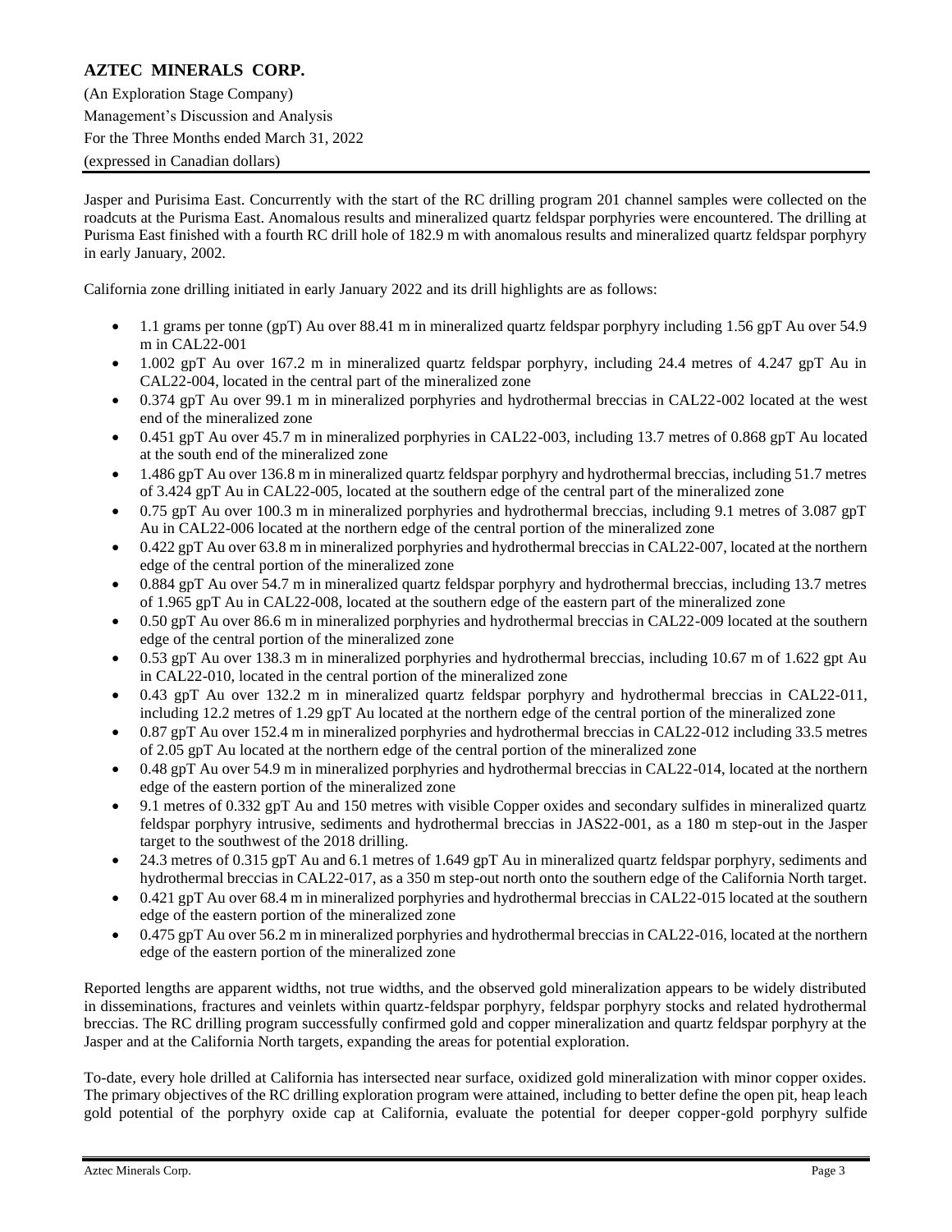Jasper and Purisima East. Concurrently with the start of the RC drilling program 201 channel samples were collected on the roadcuts at the Purisma East. Anomalous results and mineralized quartz feldspar porphyries were encountered. The drilling at Purisma East finished with a fourth RC drill hole of 182.9 m with anomalous results and mineralized quartz feldspar porphyry in early January, 2002.

California zone drilling initiated in early January 2022 and its drill highlights are as follows:

- 1.1 grams per tonne (gpT) Au over 88.41 m in mineralized quartz feldspar porphyry including 1.56 gpT Au over 54.9 m in CAL22-001
- 1.002 gpT Au over 167.2 m in mineralized quartz feldspar porphyry, including 24.4 metres of 4.247 gpT Au in CAL22-004, located in the central part of the mineralized zone
- 0.374 gpT Au over 99.1 m in mineralized porphyries and hydrothermal breccias in CAL22-002 located at the west end of the mineralized zone
- 0.451 gpT Au over 45.7 m in mineralized porphyries in CAL22-003, including 13.7 metres of 0.868 gpT Au located at the south end of the mineralized zone
- 1.486 gpT Au over 136.8 m in mineralized quartz feldspar porphyry and hydrothermal breccias, including 51.7 metres of 3.424 gpT Au in CAL22-005, located at the southern edge of the central part of the mineralized zone
- 0.75 gpT Au over 100.3 m in mineralized porphyries and hydrothermal breccias, including 9.1 metres of 3.087 gpT Au in CAL22-006 located at the northern edge of the central portion of the mineralized zone
- 0.422 gpT Au over 63.8 m in mineralized porphyries and hydrothermal breccias in CAL22-007, located at the northern edge of the central portion of the mineralized zone
- 0.884 gpT Au over 54.7 m in mineralized quartz feldspar porphyry and hydrothermal breccias, including 13.7 metres of 1.965 gpT Au in CAL22-008, located at the southern edge of the eastern part of the mineralized zone
- 0.50 gpT Au over 86.6 m in mineralized porphyries and hydrothermal breccias in CAL22-009 located at the southern edge of the central portion of the mineralized zone
- 0.53 gpT Au over 138.3 m in mineralized porphyries and hydrothermal breccias, including 10.67 m of 1.622 gpt Au in CAL22-010, located in the central portion of the mineralized zone
- 0.43 gpT Au over 132.2 m in mineralized quartz feldspar porphyry and hydrothermal breccias in CAL22-011, including 12.2 metres of 1.29 gpT Au located at the northern edge of the central portion of the mineralized zone
- 0.87 gpT Au over 152.4 m in mineralized porphyries and hydrothermal breccias in CAL22-012 including 33.5 metres of 2.05 gpT Au located at the northern edge of the central portion of the mineralized zone
- 0.48 gpT Au over 54.9 m in mineralized porphyries and hydrothermal breccias in CAL22-014, located at the northern edge of the eastern portion of the mineralized zone
- 9.1 metres of 0.332 gpT Au and 150 metres with visible Copper oxides and secondary sulfides in mineralized quartz feldspar porphyry intrusive, sediments and hydrothermal breccias in JAS22-001, as a 180 m step-out in the Jasper target to the southwest of the 2018 drilling.
- 24.3 metres of 0.315 gpT Au and 6.1 metres of 1.649 gpT Au in mineralized quartz feldspar porphyry, sediments and hydrothermal breccias in CAL22-017, as a 350 m step-out north onto the southern edge of the California North target.
- 0.421 gpT Au over 68.4 m in mineralized porphyries and hydrothermal breccias in CAL22-015 located at the southern edge of the eastern portion of the mineralized zone
- 0.475 gpT Au over 56.2 m in mineralized porphyries and hydrothermal breccias in CAL22-016, located at the northern edge of the eastern portion of the mineralized zone

Reported lengths are apparent widths, not true widths, and the observed gold mineralization appears to be widely distributed in disseminations, fractures and veinlets within quartz-feldspar porphyry, feldspar porphyry stocks and related hydrothermal breccias. The RC drilling program successfully confirmed gold and copper mineralization and quartz feldspar porphyry at the Jasper and at the California North targets, expanding the areas for potential exploration.

To-date, every hole drilled at California has intersected near surface, oxidized gold mineralization with minor copper oxides. The primary objectives of the RC drilling exploration program were attained, including to better define the open pit, heap leach gold potential of the porphyry oxide cap at California, evaluate the potential for deeper copper-gold porphyry sulfide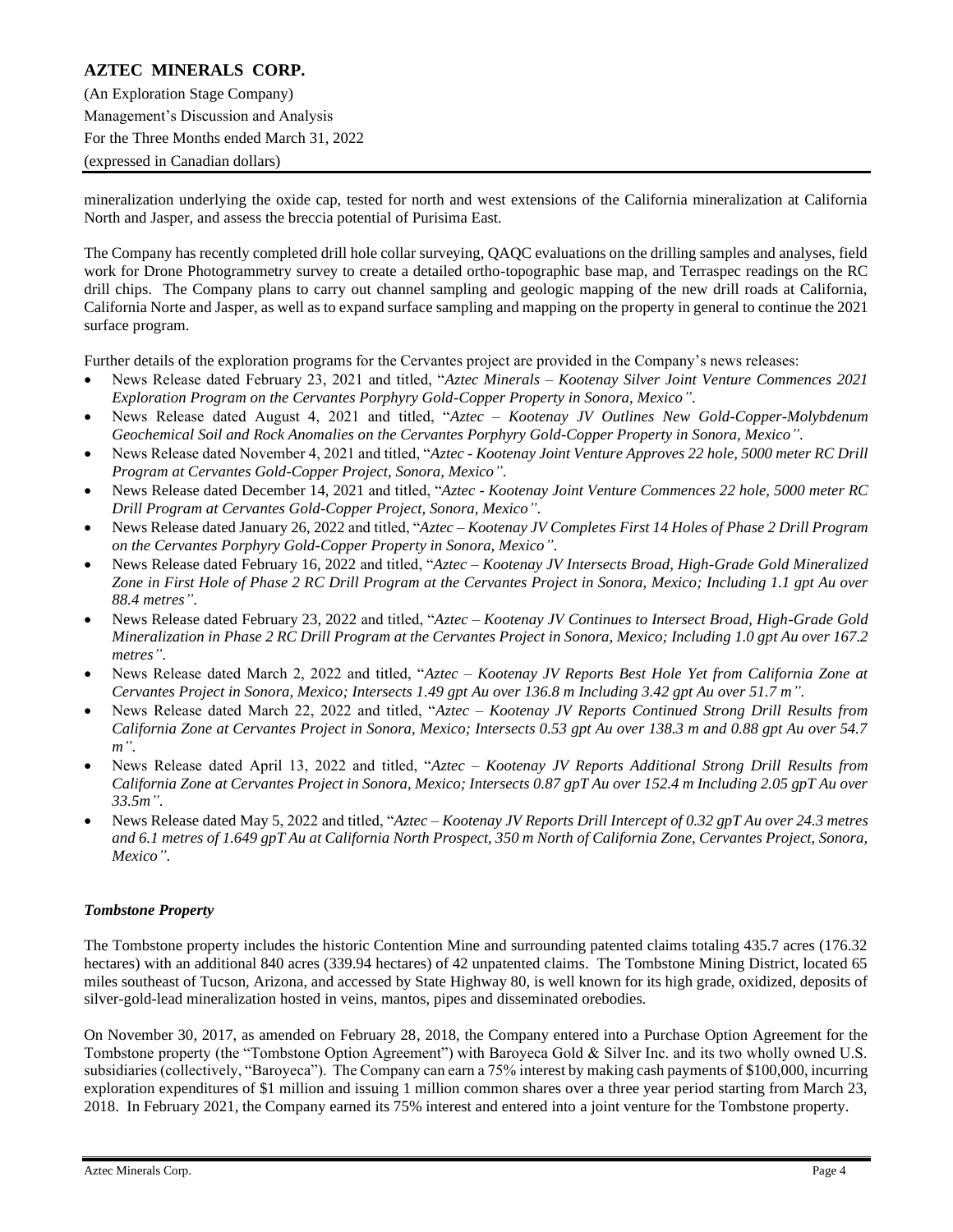mineralization underlying the oxide cap, tested for north and west extensions of the California mineralization at California North and Jasper, and assess the breccia potential of Purisima East.

The Company has recently completed drill hole collar surveying, QAQC evaluations on the drilling samples and analyses, field work for Drone Photogrammetry survey to create a detailed ortho-topographic base map, and Terraspec readings on the RC drill chips. The Company plans to carry out channel sampling and geologic mapping of the new drill roads at California, California Norte and Jasper, as well as to expand surface sampling and mapping on the property in general to continue the 2021 surface program.

Further details of the exploration programs for the Cervantes project are provided in the Company's news releases:

- News Release dated February 23, 2021 and titled, "*Aztec Minerals – Kootenay Silver Joint Venture Commences 2021 Exploration Program on the Cervantes Porphyry Gold-Copper Property in Sonora, Mexico"*.
- News Release dated August 4, 2021 and titled, "*Aztec – Kootenay JV Outlines New Gold-Copper-Molybdenum Geochemical Soil and Rock Anomalies on the Cervantes Porphyry Gold-Copper Property in Sonora, Mexico"*.
- News Release dated November 4, 2021 and titled, "*Aztec - Kootenay Joint Venture Approves 22 hole, 5000 meter RC Drill Program at Cervantes Gold-Copper Project, Sonora, Mexico"*.
- News Release dated December 14, 2021 and titled, "*Aztec - Kootenay Joint Venture Commences 22 hole, 5000 meter RC Drill Program at Cervantes Gold-Copper Project, Sonora, Mexico"*.
- News Release dated January 26, 2022 and titled, "*Aztec – Kootenay JV Completes First 14 Holes of Phase 2 Drill Program on the Cervantes Porphyry Gold-Copper Property in Sonora, Mexico"*.
- News Release dated February 16, 2022 and titled, "*Aztec – Kootenay JV Intersects Broad, High-Grade Gold Mineralized Zone in First Hole of Phase 2 RC Drill Program at the Cervantes Project in Sonora, Mexico; Including 1.1 gpt Au over 88.4 metres"*.
- News Release dated February 23, 2022 and titled, "*Aztec – Kootenay JV Continues to Intersect Broad, High-Grade Gold Mineralization in Phase 2 RC Drill Program at the Cervantes Project in Sonora, Mexico; Including 1.0 gpt Au over 167.2 metres"*.
- News Release dated March 2, 2022 and titled, "*Aztec – Kootenay JV Reports Best Hole Yet from California Zone at Cervantes Project in Sonora, Mexico; Intersects 1.49 gpt Au over 136.8 m Including 3.42 gpt Au over 51.7 m"*.
- News Release dated March 22, 2022 and titled, "*Aztec – Kootenay JV Reports Continued Strong Drill Results from California Zone at Cervantes Project in Sonora, Mexico; Intersects 0.53 gpt Au over 138.3 m and 0.88 gpt Au over 54.7 m"*.
- News Release dated April 13, 2022 and titled, "*Aztec – Kootenay JV Reports Additional Strong Drill Results from California Zone at Cervantes Project in Sonora, Mexico; Intersects 0.87 gpT Au over 152.4 m Including 2.05 gpT Au over 33.5m"*.
- News Release dated May 5, 2022 and titled, "*Aztec – Kootenay JV Reports Drill Intercept of 0.32 gpT Au over 24.3 metres and 6.1 metres of 1.649 gpT Au at California North Prospect, 350 m North of California Zone, Cervantes Project, Sonora, Mexico"*.

***Tombstone Property***

The Tombstone property includes the historic Contention Mine and surrounding patented claims totaling 435.7 acres (176.32 hectares) with an additional 840 acres (339.94 hectares) of 42 unpatented claims. The Tombstone Mining District, located 65 miles southeast of Tucson, Arizona, and accessed by State Highway 80, is well known for its high grade, oxidized, deposits of silver-gold-lead mineralization hosted in veins, mantos, pipes and disseminated orebodies.

On November 30, 2017, as amended on February 28, 2018, the Company entered into a Purchase Option Agreement for the Tombstone property (the "Tombstone Option Agreement") with Baroyeca Gold & Silver Inc. and its two wholly owned U.S. subsidiaries (collectively, "Baroyeca"). The Company can earn a 75% interest by making cash payments of $100,000, incurring exploration expenditures of $1 million and issuing 1 million common shares over a three year period starting from March 23, 2018. In February 2021, the Company earned its 75% interest and entered into a joint venture for the Tombstone property.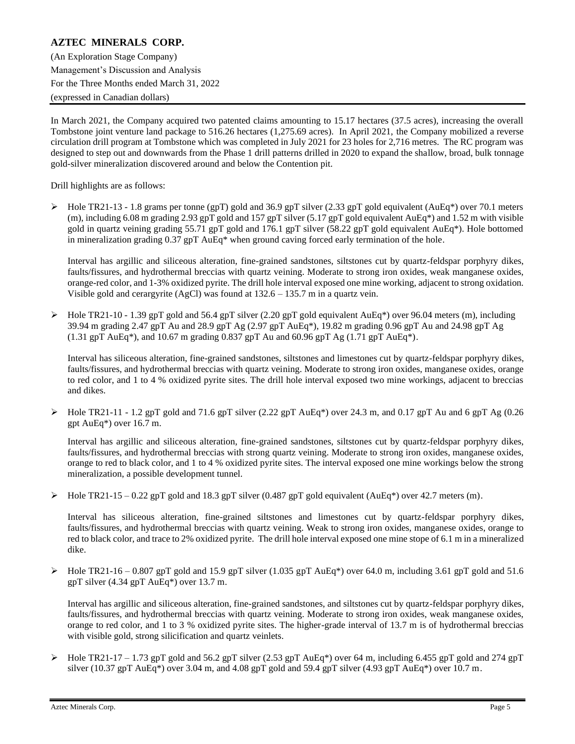In March 2021, the Company acquired two patented claims amounting to 15.17 hectares (37.5 acres), increasing the overall Tombstone joint venture land package to 516.26 hectares (1,275.69 acres). In April 2021, the Company mobilized a reverse circulation drill program at Tombstone which was completed in July 2021 for 23 holes for 2,716 metres. The RC program was designed to step out and downwards from the Phase 1 drill patterns drilled in 2020 to expand the shallow, broad, bulk tonnage gold-silver mineralization discovered around and below the Contention pit.

Drill highlights are as follows:

- Hole TR21-13 - 1.8 grams per tonne (gpT) gold and 36.9 gpT silver (2.33 gpT gold equivalent (AuEq*) over 70.1 meters (m), including 6.08 m grading 2.93 gpT gold and 157 gpT silver (5.17 gpT gold equivalent AuEq*) and 1.52 m with visible gold in quartz veining grading 55.71 gpT gold and 176.1 gpT silver (58.22 gpT gold equivalent AuEq*). Hole bottomed in mineralization grading 0.37 gpT AuEq* when ground caving forced early termination of the hole.

  Interval has argillic and siliceous alteration, fine-grained sandstones, siltstones cut by quartz-feldspar porphyry dikes, faults/fissures, and hydrothermal breccias with quartz veining. Moderate to strong iron oxides, weak manganese oxides, orange-red color, and 1-3% oxidized pyrite. The drill hole interval exposed one mine working, adjacent to strong oxidation. Visible gold and cerargyrite (AgCl) was found at 132.6 – 135.7 m in a quartz vein.

- Hole TR21-10 - 1.39 gpT gold and 56.4 gpT silver (2.20 gpT gold equivalent AuEq*) over 96.04 meters (m), including 39.94 m grading 2.47 gpT Au and 28.9 gpT Ag (2.97 gpT AuEq*), 19.82 m grading 0.96 gpT Au and 24.98 gpT Ag (1.31 gpT AuEq*), and 10.67 m grading 0.837 gpT Au and 60.96 gpT Ag (1.71 gpT AuEq*).

  Interval has siliceous alteration, fine-grained sandstones, siltstones and limestones cut by quartz-feldspar porphyry dikes, faults/fissures, and hydrothermal breccias with quartz veining. Moderate to strong iron oxides, manganese oxides, orange to red color, and 1 to 4 % oxidized pyrite sites. The drill hole interval exposed two mine workings, adjacent to breccias and dikes.

- Hole TR21-11 - 1.2 gpT gold and 71.6 gpT silver (2.22 gpT AuEq*) over 24.3 m, and 0.17 gpT Au and 6 gpT Ag (0.26 gpt AuEq*) over 16.7 m.

  Interval has argillic and siliceous alteration, fine-grained sandstones, siltstones cut by quartz-feldspar porphyry dikes, faults/fissures, and hydrothermal breccias with strong quartz veining. Moderate to strong iron oxides, manganese oxides, orange to red to black color, and 1 to 4 % oxidized pyrite sites. The interval exposed one mine workings below the strong mineralization, a possible development tunnel.

- Hole TR21-15 – 0.22 gpT gold and 18.3 gpT silver (0.487 gpT gold equivalent (AuEq*) over 42.7 meters (m).

  Interval has siliceous alteration, fine-grained siltstones and limestones cut by quartz-feldspar porphyry dikes, faults/fissures, and hydrothermal breccias with quartz veining. Weak to strong iron oxides, manganese oxides, orange to red to black color, and trace to 2% oxidized pyrite. The drill hole interval exposed one mine stope of 6.1 m in a mineralized dike.

- Hole TR21-16 – 0.807 gpT gold and 15.9 gpT silver (1.035 gpT AuEq*) over 64.0 m, including 3.61 gpT gold and 51.6 gpT silver (4.34 gpT AuEq*) over 13.7 m.

  Interval has argillic and siliceous alteration, fine-grained sandstones, and siltstones cut by quartz-feldspar porphyry dikes, faults/fissures, and hydrothermal breccias with quartz veining. Moderate to strong iron oxides, weak manganese oxides, orange to red color, and 1 to 3 % oxidized pyrite sites. The higher-grade interval of 13.7 m is of hydrothermal breccias with visible gold, strong silicification and quartz veinlets.

- Hole TR21-17 – 1.73 gpT gold and 56.2 gpT silver (2.53 gpT AuEq*) over 64 m, including 6.455 gpT gold and 274 gpT silver (10.37 gpT AuEq*) over 3.04 m, and 4.08 gpT gold and 59.4 gpT silver (4.93 gpT AuEq*) over 10.7 m.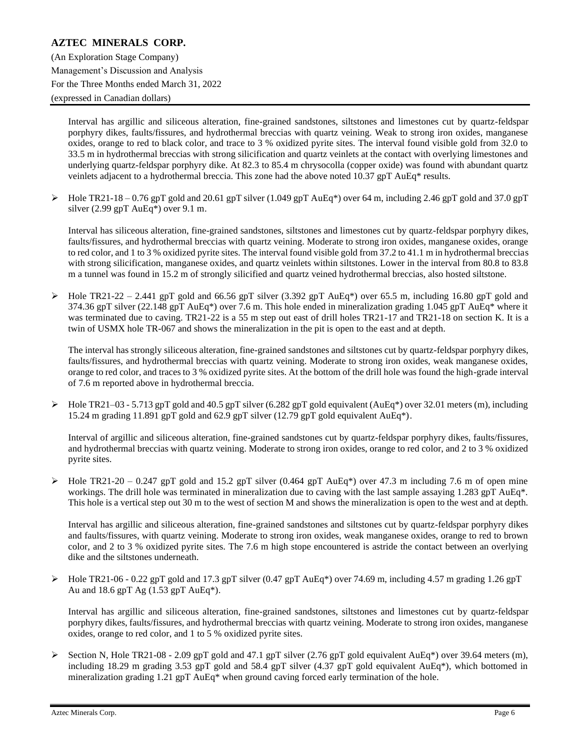Interval has argillic and siliceous alteration, fine-grained sandstones, siltstones and limestones cut by quartz-feldspar porphyry dikes, faults/fissures, and hydrothermal breccias with quartz veining. Weak to strong iron oxides, manganese oxides, orange to red to black color, and trace to 3 % oxidized pyrite sites. The interval found visible gold from 32.0 to 33.5 m in hydrothermal breccias with strong silicification and quartz veinlets at the contact with overlying limestones and underlying quartz-feldspar porphyry dike. At 82.3 to 85.4 m chrysocolla (copper oxide) was found with abundant quartz veinlets adjacent to a hydrothermal breccia. This zone had the above noted 10.37 gpT AuEq* results.

- Hole TR21-18 – 0.76 gpT gold and 20.61 gpT silver (1.049 gpT AuEq*) over 64 m, including 2.46 gpT gold and 37.0 gpT silver (2.99 gpT AuEq*) over 9.1 m.

  Interval has siliceous alteration, fine-grained sandstones, siltstones and limestones cut by quartz-feldspar porphyry dikes, faults/fissures, and hydrothermal breccias with quartz veining. Moderate to strong iron oxides, manganese oxides, orange to red color, and 1 to 3 % oxidized pyrite sites. The interval found visible gold from 37.2 to 41.1 m in hydrothermal breccias with strong silicification, manganese oxides, and quartz veinlets within siltstones. Lower in the interval from 80.8 to 83.8 m a tunnel was found in 15.2 m of strongly silicified and quartz veined hydrothermal breccias, also hosted siltstone.

- Hole TR21-22 – 2.441 gpT gold and 66.56 gpT silver (3.392 gpT AuEq*) over 65.5 m, including 16.80 gpT gold and 374.36 gpT silver (22.148 gpT AuEq*) over 7.6 m. This hole ended in mineralization grading 1.045 gpT AuEq* where it was terminated due to caving. TR21-22 is a 55 m step out east of drill holes TR21-17 and TR21-18 on section K. It is a twin of USMX hole TR-067 and shows the mineralization in the pit is open to the east and at depth.

  The interval has strongly siliceous alteration, fine-grained sandstones and siltstones cut by quartz-feldspar porphyry dikes, faults/fissures, and hydrothermal breccias with quartz veining. Moderate to strong iron oxides, weak manganese oxides, orange to red color, and traces to 3 % oxidized pyrite sites. At the bottom of the drill hole was found the high-grade interval of 7.6 m reported above in hydrothermal breccia.

- Hole TR21–03 - 5.713 gpT gold and 40.5 gpT silver (6.282 gpT gold equivalent (AuEq*) over 32.01 meters (m), including 15.24 m grading 11.891 gpT gold and 62.9 gpT silver (12.79 gpT gold equivalent AuEq*).

  Interval of argillic and siliceous alteration, fine-grained sandstones cut by quartz-feldspar porphyry dikes, faults/fissures, and hydrothermal breccias with quartz veining. Moderate to strong iron oxides, orange to red color, and 2 to 3 % oxidized pyrite sites.

- Hole TR21-20 – 0.247 gpT gold and 15.2 gpT silver (0.464 gpT AuEq*) over 47.3 m including 7.6 m of open mine workings. The drill hole was terminated in mineralization due to caving with the last sample assaying 1.283 gpT AuEq*. This hole is a vertical step out 30 m to the west of section M and shows the mineralization is open to the west and at depth.

  Interval has argillic and siliceous alteration, fine-grained sandstones and siltstones cut by quartz-feldspar porphyry dikes and faults/fissures, with quartz veining. Moderate to strong iron oxides, weak manganese oxides, orange to red to brown color, and 2 to 3 % oxidized pyrite sites. The 7.6 m high stope encountered is astride the contact between an overlying dike and the siltstones underneath.

- Hole TR21-06 - 0.22 gpT gold and 17.3 gpT silver (0.47 gpT AuEq*) over 74.69 m, including 4.57 m grading 1.26 gpT Au and 18.6 gpT Ag (1.53 gpT AuEq*).

  Interval has argillic and siliceous alteration, fine-grained sandstones, siltstones and limestones cut by quartz-feldspar porphyry dikes, faults/fissures, and hydrothermal breccias with quartz veining. Moderate to strong iron oxides, manganese oxides, orange to red color, and 1 to 5 % oxidized pyrite sites.

- Section N, Hole TR21-08 - 2.09 gpT gold and 47.1 gpT silver (2.76 gpT gold equivalent AuEq*) over 39.64 meters (m), including 18.29 m grading 3.53 gpT gold and 58.4 gpT silver (4.37 gpT gold equivalent AuEq*), which bottomed in mineralization grading 1.21 gpT AuEq* when ground caving forced early termination of the hole.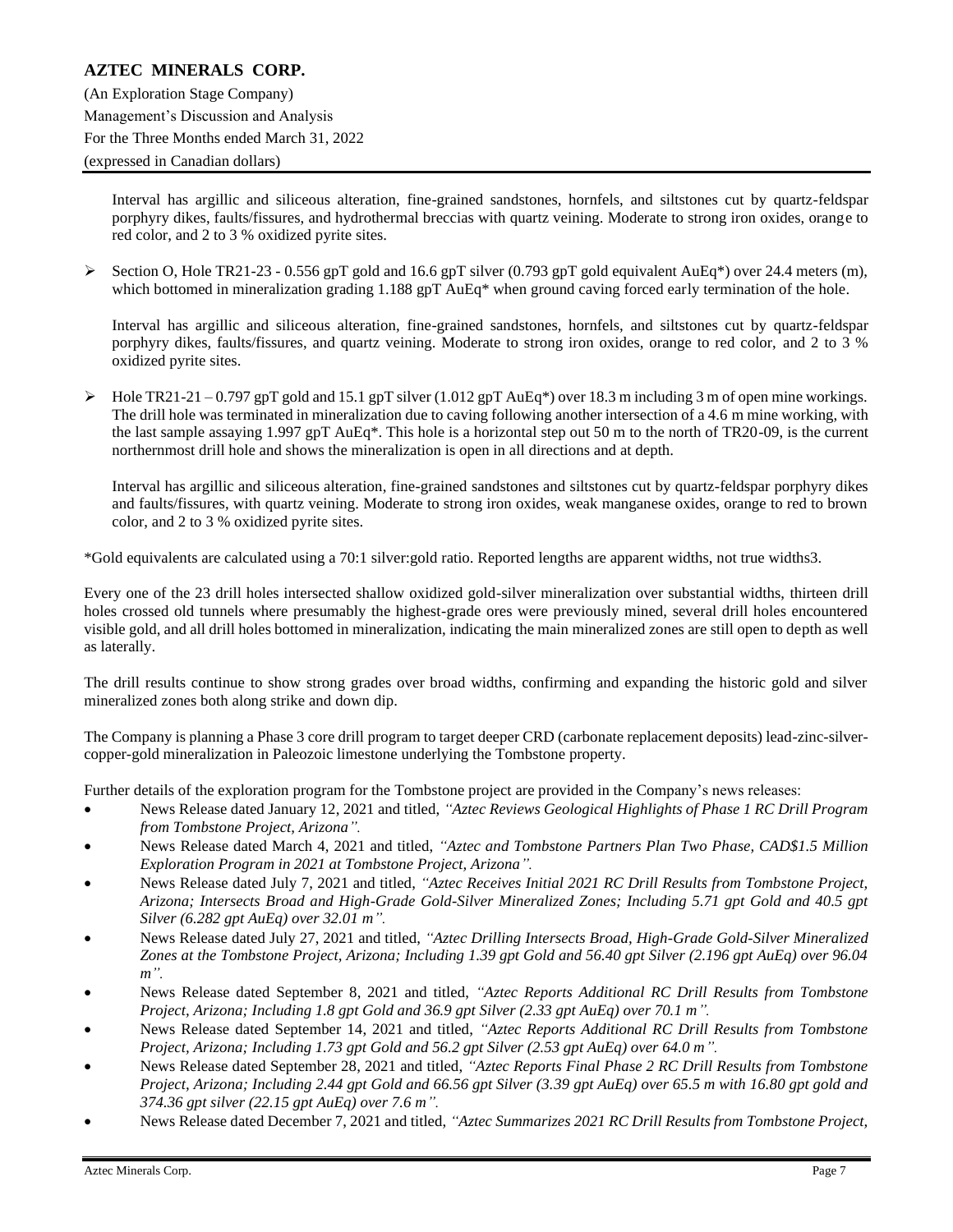Interval has argillic and siliceous alteration, fine-grained sandstones, hornfels, and siltstones cut by quartz-feldspar porphyry dikes, faults/fissures, and hydrothermal breccias with quartz veining. Moderate to strong iron oxides, orange to red color, and 2 to 3 % oxidized pyrite sites.

- Section O, Hole TR21-23 - 0.556 gpT gold and 16.6 gpT silver (0.793 gpT gold equivalent AuEq*) over 24.4 meters (m), which bottomed in mineralization grading 1.188 gpT AuEq* when ground caving forced early termination of the hole.

  Interval has argillic and siliceous alteration, fine-grained sandstones, hornfels, and siltstones cut by quartz-feldspar porphyry dikes, faults/fissures, and quartz veining. Moderate to strong iron oxides, orange to red color, and 2 to 3 % oxidized pyrite sites.

- Hole TR21-21 – 0.797 gpT gold and 15.1 gpT silver (1.012 gpT AuEq*) over 18.3 m including 3 m of open mine workings. The drill hole was terminated in mineralization due to caving following another intersection of a 4.6 m mine working, with the last sample assaying 1.997 gpT AuEq*. This hole is a horizontal step out 50 m to the north of TR20-09, is the current northernmost drill hole and shows the mineralization is open in all directions and at depth.

  Interval has argillic and siliceous alteration, fine-grained sandstones and siltstones cut by quartz-feldspar porphyry dikes and faults/fissures, with quartz veining. Moderate to strong iron oxides, weak manganese oxides, orange to red to brown color, and 2 to 3 % oxidized pyrite sites.

*Gold equivalents are calculated using a 70:1 silver:gold ratio. Reported lengths are apparent widths, not true widths3.

Every one of the 23 drill holes intersected shallow oxidized gold-silver mineralization over substantial widths, thirteen drill holes crossed old tunnels where presumably the highest-grade ores were previously mined, several drill holes encountered visible gold, and all drill holes bottomed in mineralization, indicating the main mineralized zones are still open to depth as well as laterally.

The drill results continue to show strong grades over broad widths, confirming and expanding the historic gold and silver mineralized zones both along strike and down dip.

The Company is planning a Phase 3 core drill program to target deeper CRD (carbonate replacement deposits) lead-zinc-silver-copper-gold mineralization in Paleozoic limestone underlying the Tombstone property.

Further details of the exploration program for the Tombstone project are provided in the Company's news releases:

- News Release dated January 12, 2021 and titled, *"Aztec Reviews Geological Highlights of Phase 1 RC Drill Program from Tombstone Project, Arizona".*
- News Release dated March 4, 2021 and titled, *"Aztec and Tombstone Partners Plan Two Phase, CAD$1.5 Million Exploration Program in 2021 at Tombstone Project, Arizona".*
- News Release dated July 7, 2021 and titled, *"Aztec Receives Initial 2021 RC Drill Results from Tombstone Project, Arizona; Intersects Broad and High-Grade Gold-Silver Mineralized Zones; Including 5.71 gpt Gold and 40.5 gpt Silver (6.282 gpt AuEq) over 32.01 m".*
- News Release dated July 27, 2021 and titled, *"Aztec Drilling Intersects Broad, High-Grade Gold-Silver Mineralized Zones at the Tombstone Project, Arizona; Including 1.39 gpt Gold and 56.40 gpt Silver (2.196 gpt AuEq) over 96.04 m".*
- News Release dated September 8, 2021 and titled, *"Aztec Reports Additional RC Drill Results from Tombstone Project, Arizona; Including 1.8 gpt Gold and 36.9 gpt Silver (2.33 gpt AuEq) over 70.1 m".*
- News Release dated September 14, 2021 and titled, *"Aztec Reports Additional RC Drill Results from Tombstone Project, Arizona; Including 1.73 gpt Gold and 56.2 gpt Silver (2.53 gpt AuEq) over 64.0 m".*
- News Release dated September 28, 2021 and titled, *"Aztec Reports Final Phase 2 RC Drill Results from Tombstone Project, Arizona; Including 2.44 gpt Gold and 66.56 gpt Silver (3.39 gpt AuEq) over 65.5 m with 16.80 gpt gold and 374.36 gpt silver (22.15 gpt AuEq) over 7.6 m".*
- News Release dated December 7, 2021 and titled, *"Aztec Summarizes 2021 RC Drill Results from Tombstone Project,*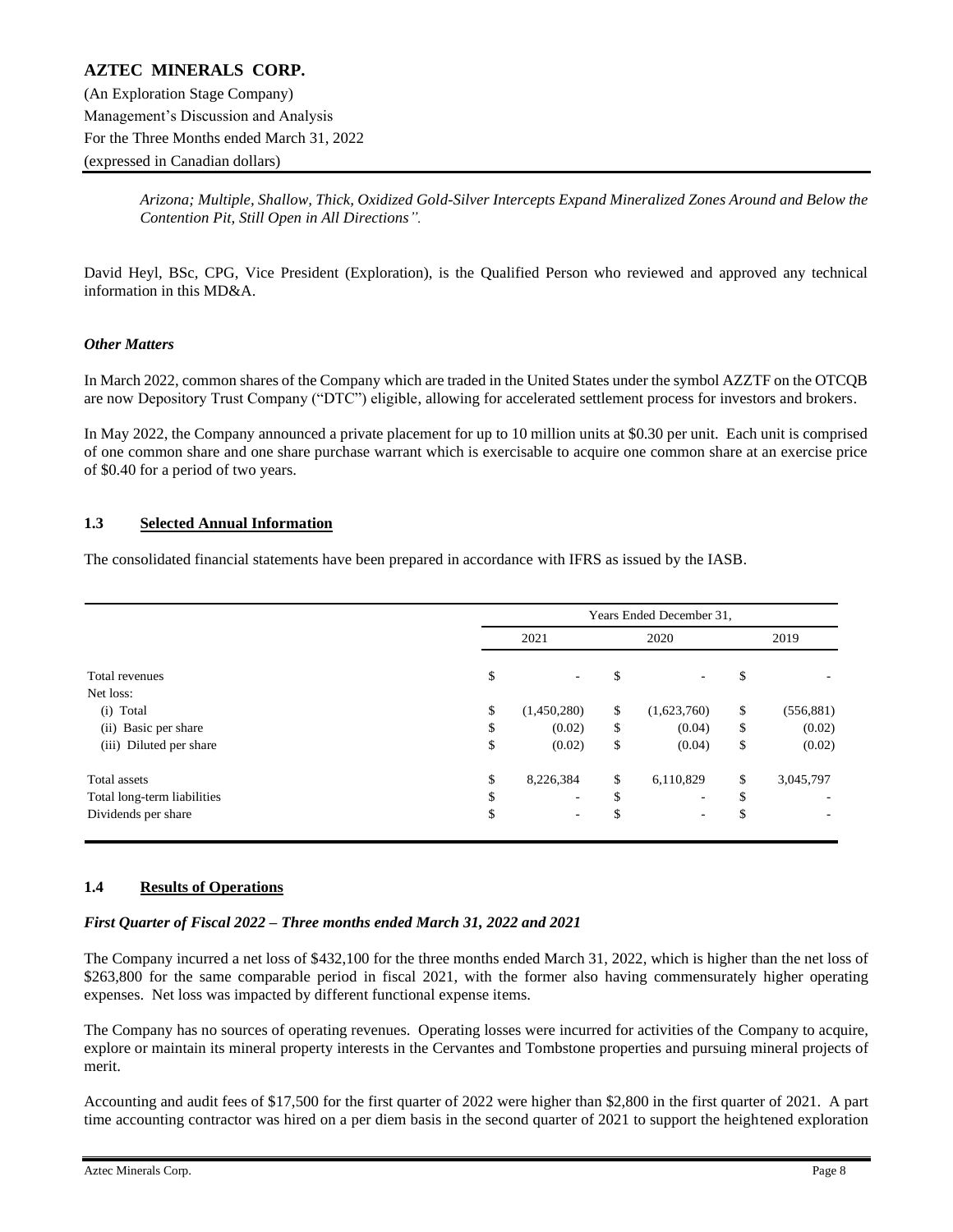*Arizona; Multiple, Shallow, Thick, Oxidized Gold-Silver Intercepts Expand Mineralized Zones Around and Below the Contention Pit, Still Open in All Directions".*

David Heyl, BSc, CPG, Vice President (Exploration), is the Qualified Person who reviewed and approved any technical information in this MD&A.

***Other Matters***

In March 2022, common shares of the Company which are traded in the United States under the symbol AZZTF on the OTCQB are now Depository Trust Company ("DTC") eligible, allowing for accelerated settlement process for investors and brokers.

In May 2022, the Company announced a private placement for up to 10 million units at $0.30 per unit. Each unit is comprised of one common share and one share purchase warrant which is exercisable to acquire one common share at an exercise price of $0.40 for a period of two years.

## 1.3 Selected Annual Information

The consolidated financial statements have been prepared in accordance with IFRS as issued by the IASB.

| | Years Ended December 31, | | |
|---|---|---|---|
| | 2021 | 2020 | 2019 |
| Total revenues | $ - | $ - | $ - |
| Net loss: | | | |
| (i) Total | $ (1,450,280) | $ (1,623,760) | $ (556,881) |
| (ii) Basic per share | $ (0.02) | $ (0.04) | $ (0.02) |
| (iii) Diluted per share | $ (0.02) | $ (0.04) | $ (0.02) |
| Total assets | $ 8,226,384 | $ 6,110,829 | $ 3,045,797 |
| Total long-term liabilities | $ - | $ - | $ - |
| Dividends per share | $ - | $ - | $ - |

## 1.4 Results of Operations

***First Quarter of Fiscal 2022 – Three months ended March 31, 2022 and 2021***

The Company incurred a net loss of $432,100 for the three months ended March 31, 2022, which is higher than the net loss of $263,800 for the same comparable period in fiscal 2021, with the former also having commensurately higher operating expenses. Net loss was impacted by different functional expense items.

The Company has no sources of operating revenues. Operating losses were incurred for activities of the Company to acquire, explore or maintain its mineral property interests in the Cervantes and Tombstone properties and pursuing mineral projects of merit.

Accounting and audit fees of $17,500 for the first quarter of 2022 were higher than $2,800 in the first quarter of 2021. A part time accounting contractor was hired on a per diem basis in the second quarter of 2021 to support the heightened exploration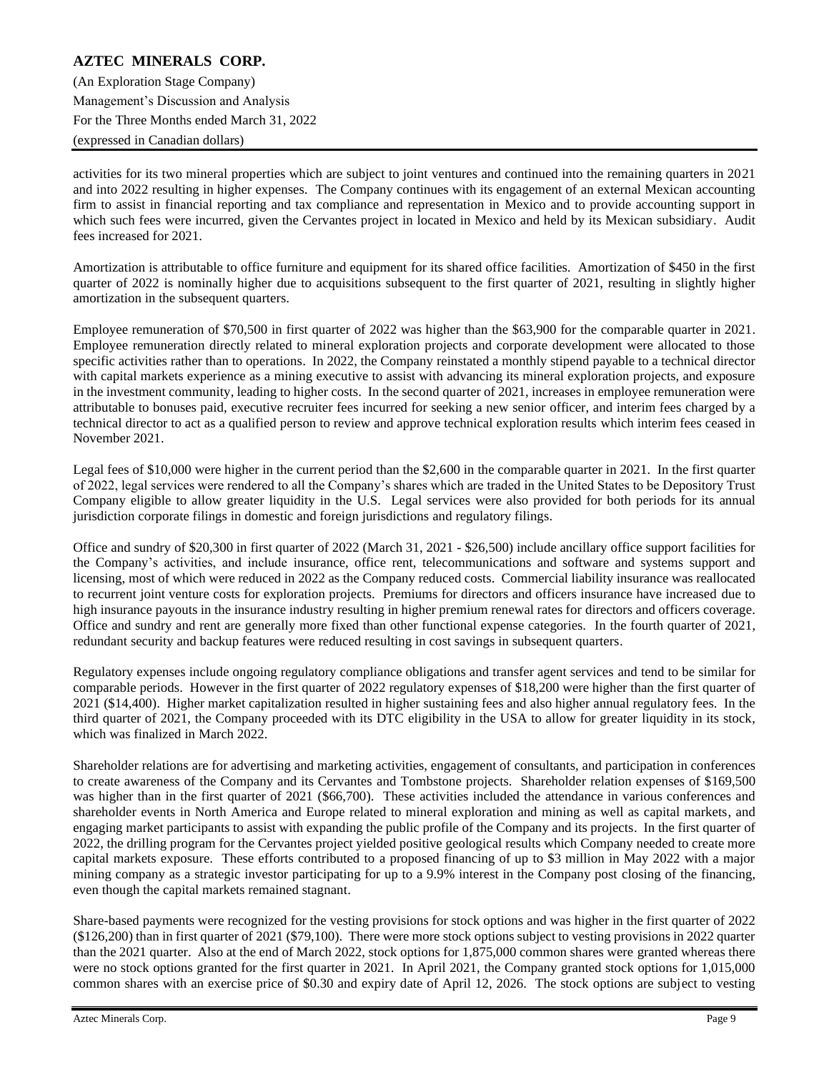activities for its two mineral properties which are subject to joint ventures and continued into the remaining quarters in 2021 and into 2022 resulting in higher expenses. The Company continues with its engagement of an external Mexican accounting firm to assist in financial reporting and tax compliance and representation in Mexico and to provide accounting support in which such fees were incurred, given the Cervantes project in located in Mexico and held by its Mexican subsidiary. Audit fees increased for 2021.

Amortization is attributable to office furniture and equipment for its shared office facilities. Amortization of $450 in the first quarter of 2022 is nominally higher due to acquisitions subsequent to the first quarter of 2021, resulting in slightly higher amortization in the subsequent quarters.

Employee remuneration of $70,500 in first quarter of 2022 was higher than the $63,900 for the comparable quarter in 2021. Employee remuneration directly related to mineral exploration projects and corporate development were allocated to those specific activities rather than to operations. In 2022, the Company reinstated a monthly stipend payable to a technical director with capital markets experience as a mining executive to assist with advancing its mineral exploration projects, and exposure in the investment community, leading to higher costs. In the second quarter of 2021, increases in employee remuneration were attributable to bonuses paid, executive recruiter fees incurred for seeking a new senior officer, and interim fees charged by a technical director to act as a qualified person to review and approve technical exploration results which interim fees ceased in November 2021.

Legal fees of $10,000 were higher in the current period than the $2,600 in the comparable quarter in 2021. In the first quarter of 2022, legal services were rendered to all the Company's shares which are traded in the United States to be Depository Trust Company eligible to allow greater liquidity in the U.S. Legal services were also provided for both periods for its annual jurisdiction corporate filings in domestic and foreign jurisdictions and regulatory filings.

Office and sundry of $20,300 in first quarter of 2022 (March 31, 2021 - $26,500) include ancillary office support facilities for the Company's activities, and include insurance, office rent, telecommunications and software and systems support and licensing, most of which were reduced in 2022 as the Company reduced costs. Commercial liability insurance was reallocated to recurrent joint venture costs for exploration projects. Premiums for directors and officers insurance have increased due to high insurance payouts in the insurance industry resulting in higher premium renewal rates for directors and officers coverage. Office and sundry and rent are generally more fixed than other functional expense categories. In the fourth quarter of 2021, redundant security and backup features were reduced resulting in cost savings in subsequent quarters.

Regulatory expenses include ongoing regulatory compliance obligations and transfer agent services and tend to be similar for comparable periods. However in the first quarter of 2022 regulatory expenses of $18,200 were higher than the first quarter of 2021 ($14,400). Higher market capitalization resulted in higher sustaining fees and also higher annual regulatory fees. In the third quarter of 2021, the Company proceeded with its DTC eligibility in the USA to allow for greater liquidity in its stock, which was finalized in March 2022.

Shareholder relations are for advertising and marketing activities, engagement of consultants, and participation in conferences to create awareness of the Company and its Cervantes and Tombstone projects. Shareholder relation expenses of $169,500 was higher than in the first quarter of 2021 ($66,700). These activities included the attendance in various conferences and shareholder events in North America and Europe related to mineral exploration and mining as well as capital markets, and engaging market participants to assist with expanding the public profile of the Company and its projects. In the first quarter of 2022, the drilling program for the Cervantes project yielded positive geological results which Company needed to create more capital markets exposure. These efforts contributed to a proposed financing of up to $3 million in May 2022 with a major mining company as a strategic investor participating for up to a 9.9% interest in the Company post closing of the financing, even though the capital markets remained stagnant.

Share-based payments were recognized for the vesting provisions for stock options and was higher in the first quarter of 2022 ($126,200) than in first quarter of 2021 ($79,100). There were more stock options subject to vesting provisions in 2022 quarter than the 2021 quarter. Also at the end of March 2022, stock options for 1,875,000 common shares were granted whereas there were no stock options granted for the first quarter in 2021. In April 2021, the Company granted stock options for 1,015,000 common shares with an exercise price of $0.30 and expiry date of April 12, 2026. The stock options are subject to vesting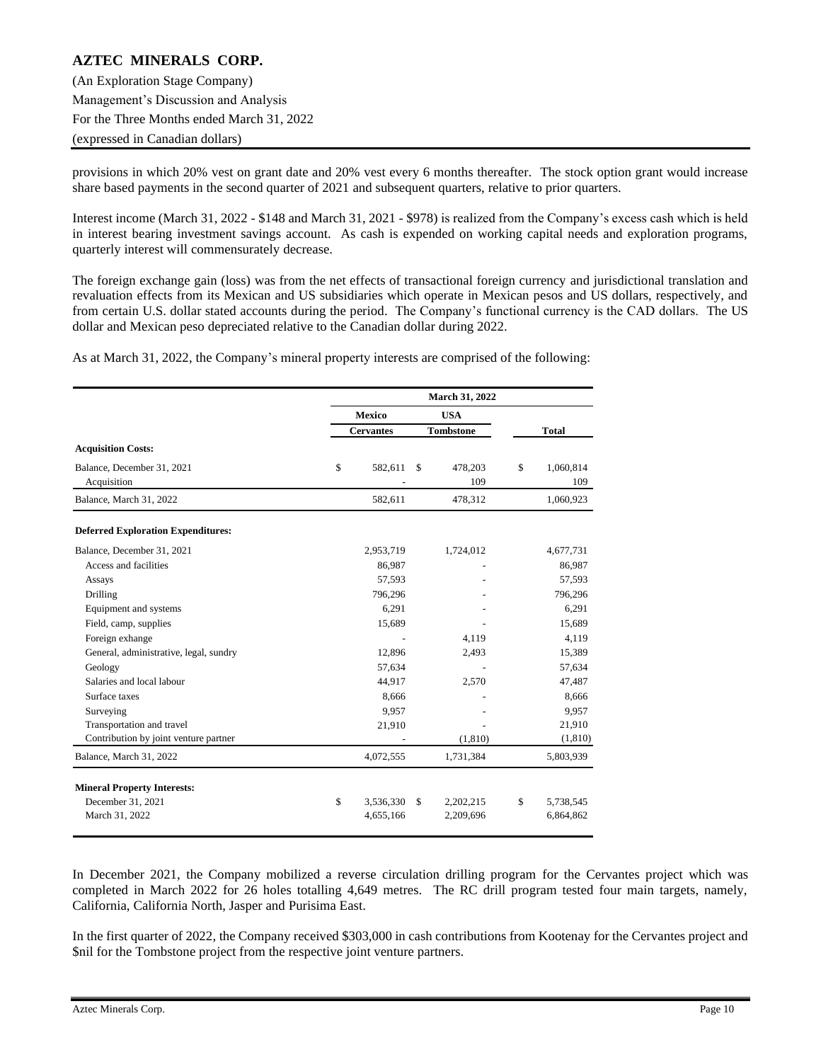provisions in which 20% vest on grant date and 20% vest every 6 months thereafter. The stock option grant would increase share based payments in the second quarter of 2021 and subsequent quarters, relative to prior quarters.

Interest income (March 31, 2022 - $148 and March 31, 2021 - $978) is realized from the Company's excess cash which is held in interest bearing investment savings account. As cash is expended on working capital needs and exploration programs, quarterly interest will commensurately decrease.

The foreign exchange gain (loss) was from the net effects of transactional foreign currency and jurisdictional translation and revaluation effects from its Mexican and US subsidiaries which operate in Mexican pesos and US dollars, respectively, and from certain U.S. dollar stated accounts during the period. The Company's functional currency is the CAD dollars. The US dollar and Mexican peso depreciated relative to the Canadian dollar during 2022.

As at March 31, 2022, the Company's mineral property interests are comprised of the following:

| | March 31, 2022 | | |
|---|---|---|---|
| | Mexico | USA | |
| | Cervantes | Tombstone | Total |
| **Acquisition Costs:** | | | |
| Balance, December 31, 2021 | $ 582,611 | $ 478,203 | $ 1,060,814 |
| Acquisition | - | 109 | 109 |
| Balance, March 31, 2022 | 582,611 | 478,312 | 1,060,923 |
| **Deferred Exploration Expenditures:** | | | |
| Balance, December 31, 2021 | 2,953,719 | 1,724,012 | 4,677,731 |
| Access and facilities | 86,987 | - | 86,987 |
| Assays | 57,593 | - | 57,593 |
| Drilling | 796,296 | - | 796,296 |
| Equipment and systems | 6,291 | - | 6,291 |
| Field, camp, supplies | 15,689 | - | 15,689 |
| Foreign exhange | - | 4,119 | 4,119 |
| General, administrative, legal, sundry | 12,896 | 2,493 | 15,389 |
| Geology | 57,634 | - | 57,634 |
| Salaries and local labour | 44,917 | 2,570 | 47,487 |
| Surface taxes | 8,666 | - | 8,666 |
| Surveying | 9,957 | - | 9,957 |
| Transportation and travel | 21,910 | - | 21,910 |
| Contribution by joint venture partner | - | (1,810) | (1,810) |
| Balance, March 31, 2022 | 4,072,555 | 1,731,384 | 5,803,939 |
| **Mineral Property Interests:** | | | |
| December 31, 2021 | $ 3,536,330 | $ 2,202,215 | $ 5,738,545 |
| March 31, 2022 | 4,655,166 | 2,209,696 | 6,864,862 |

In December 2021, the Company mobilized a reverse circulation drilling program for the Cervantes project which was completed in March 2022 for 26 holes totalling 4,649 metres. The RC drill program tested four main targets, namely, California, California North, Jasper and Purisima East.

In the first quarter of 2022, the Company received $303,000 in cash contributions from Kootenay for the Cervantes project and $nil for the Tombstone project from the respective joint venture partners.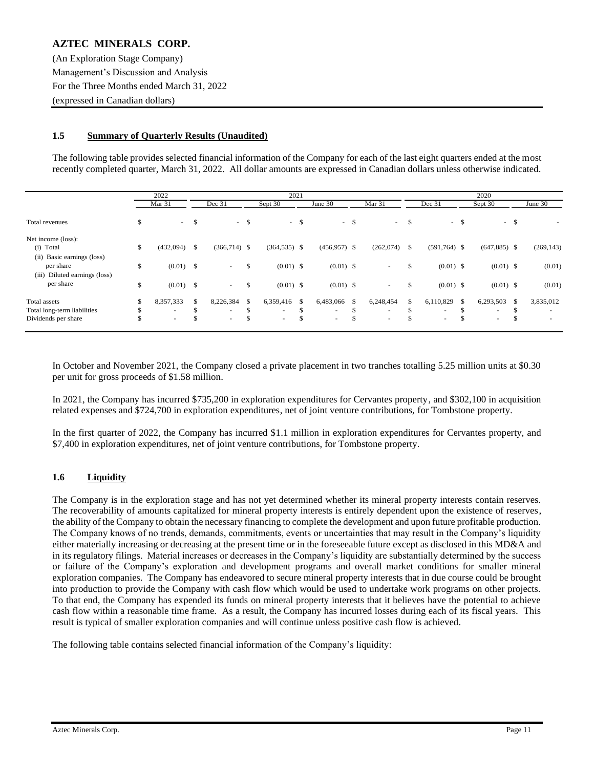**AZTEC MINERALS CORP.**

(An Exploration Stage Company)
Management's Discussion and Analysis
For the Three Months ended March 31, 2022
(expressed in Canadian dollars)

## 1.5 Summary of Quarterly Results (Unaudited)

The following table provides selected financial information of the Company for each of the last eight quarters ended at the most recently completed quarter, March 31, 2022. All dollar amounts are expressed in Canadian dollars unless otherwise indicated.

| | 2022 | 2021 | | | | 2020 | | |
|---|---|---|---|---|---|---|---|---|
| | Mar 31 | Dec 31 | Sept 30 | June 30 | Mar 31 | Dec 31 | Sept 30 | June 30 |
| Total revenues | $ - | $ - | $ - | $ - | $ - | $ - | $ - | $ - |
| Net income (loss): | | | | | | | | |
| (i) Total | $ (432,094) | $ (366,714) | $ (364,535) | $ (456,957) | $ (262,074) | $ (591,764) | $ (647,885) | $ (269,143) |
| (ii) Basic earnings (loss) per share | $ (0.01) | $ - | $ (0.01) | $ (0.01) | $ - | $ (0.01) | $ (0.01) | $ (0.01) |
| (iii) Diluted earnings (loss) per share | $ (0.01) | $ - | $ (0.01) | $ (0.01) | $ - | $ (0.01) | $ (0.01) | $ (0.01) |
| Total assets | $ 8,357,333 | $ 8,226,384 | $ 6,359,416 | $ 6,483,066 | $ 6,248,454 | $ 6,110,829 | $ 6,293,503 | $ 3,835,012 |
| Total long-term liabilities | $ - | $ - | $ - | $ - | $ - | $ - | $ - | $ - |
| Dividends per share | $ - | $ - | $ - | $ - | $ - | $ - | $ - | $ - |

In October and November 2021, the Company closed a private placement in two tranches totalling 5.25 million units at $0.30 per unit for gross proceeds of $1.58 million.

In 2021, the Company has incurred $735,200 in exploration expenditures for Cervantes property, and $302,100 in acquisition related expenses and $724,700 in exploration expenditures, net of joint venture contributions, for Tombstone property.

In the first quarter of 2022, the Company has incurred $1.1 million in exploration expenditures for Cervantes property, and $7,400 in exploration expenditures, net of joint venture contributions, for Tombstone property.

## 1.6 Liquidity

The Company is in the exploration stage and has not yet determined whether its mineral property interests contain reserves. The recoverability of amounts capitalized for mineral property interests is entirely dependent upon the existence of reserves, the ability of the Company to obtain the necessary financing to complete the development and upon future profitable production. The Company knows of no trends, demands, commitments, events or uncertainties that may result in the Company's liquidity either materially increasing or decreasing at the present time or in the foreseeable future except as disclosed in this MD&A and in its regulatory filings. Material increases or decreases in the Company's liquidity are substantially determined by the success or failure of the Company's exploration and development programs and overall market conditions for smaller mineral exploration companies. The Company has endeavored to secure mineral property interests that in due course could be brought into production to provide the Company with cash flow which would be used to undertake work programs on other projects. To that end, the Company has expended its funds on mineral property interests that it believes have the potential to achieve cash flow within a reasonable time frame. As a result, the Company has incurred losses during each of its fiscal years. This result is typical of smaller exploration companies and will continue unless positive cash flow is achieved.

The following table contains selected financial information of the Company's liquidity: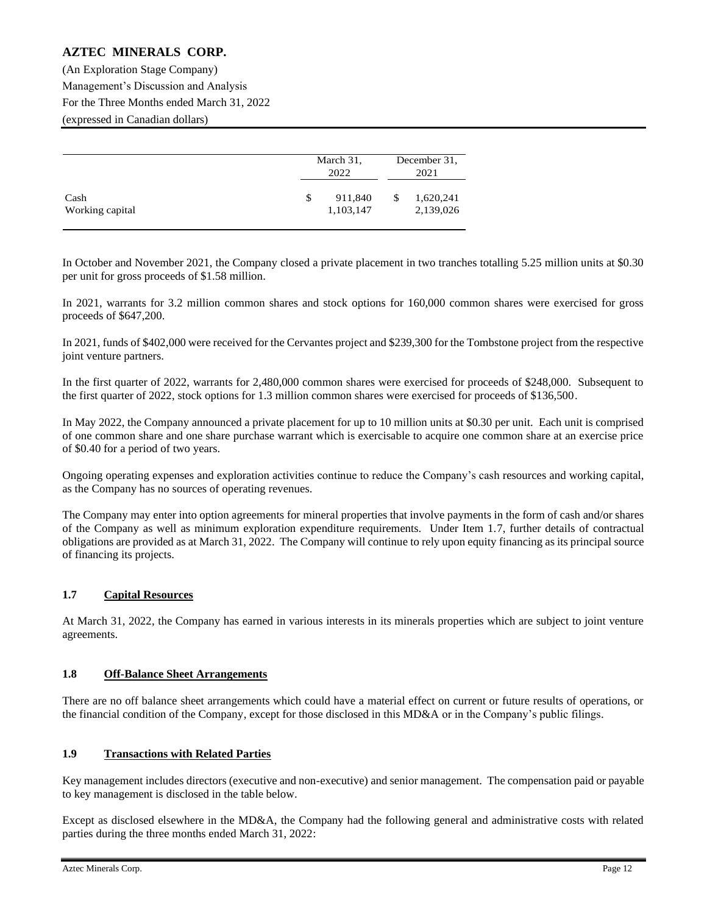| | March 31, 2022 | December 31, 2021 |
|---|---|---|
| Cash | $ 911,840 | $ 1,620,241 |
| Working capital | 1,103,147 | 2,139,026 |

In October and November 2021, the Company closed a private placement in two tranches totalling 5.25 million units at $0.30 per unit for gross proceeds of $1.58 million.

In 2021, warrants for 3.2 million common shares and stock options for 160,000 common shares were exercised for gross proceeds of $647,200.

In 2021, funds of $402,000 were received for the Cervantes project and $239,300 for the Tombstone project from the respective joint venture partners.

In the first quarter of 2022, warrants for 2,480,000 common shares were exercised for proceeds of $248,000. Subsequent to the first quarter of 2022, stock options for 1.3 million common shares were exercised for proceeds of $136,500.

In May 2022, the Company announced a private placement for up to 10 million units at $0.30 per unit. Each unit is comprised of one common share and one share purchase warrant which is exercisable to acquire one common share at an exercise price of $0.40 for a period of two years.

Ongoing operating expenses and exploration activities continue to reduce the Company's cash resources and working capital, as the Company has no sources of operating revenues.

The Company may enter into option agreements for mineral properties that involve payments in the form of cash and/or shares of the Company as well as minimum exploration expenditure requirements. Under Item 1.7, further details of contractual obligations are provided as at March 31, 2022. The Company will continue to rely upon equity financing as its principal source of financing its projects.

## 1.7 Capital Resources

At March 31, 2022, the Company has earned in various interests in its minerals properties which are subject to joint venture agreements.

## 1.8 Off-Balance Sheet Arrangements

There are no off balance sheet arrangements which could have a material effect on current or future results of operations, or the financial condition of the Company, except for those disclosed in this MD&A or in the Company's public filings.

## 1.9 Transactions with Related Parties

Key management includes directors (executive and non-executive) and senior management. The compensation paid or payable to key management is disclosed in the table below.

Except as disclosed elsewhere in the MD&A, the Company had the following general and administrative costs with related parties during the three months ended March 31, 2022: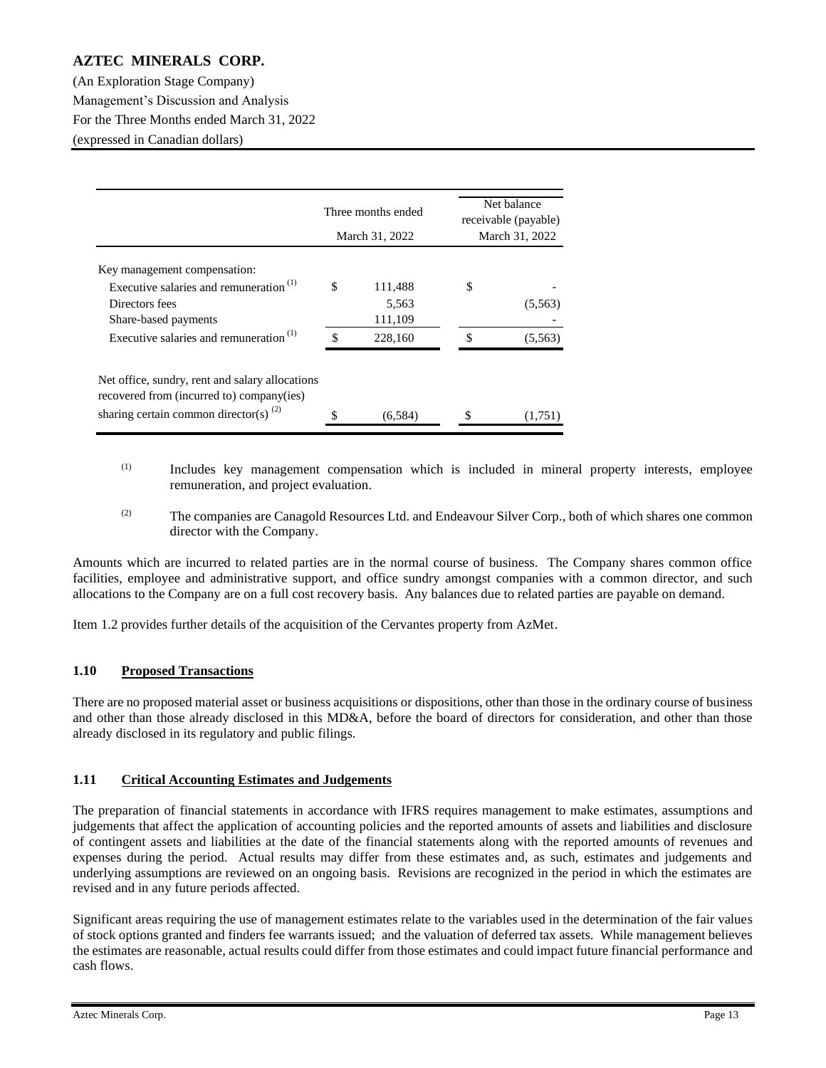| | Three months ended March 31, 2022 | Net balance receivable (payable) March 31, 2022 |
|---|---|---|
| Key management compensation: | | |
| Executive salaries and remuneration [(1)] | $ 111,488 | $ - |
| Directors fees | 5,563 | (5,563) |
| Share-based payments | 111,109 | - |
| Executive salaries and remuneration [(1)] | $ 228,160 | $ (5,563) |
| Net office, sundry, rent and salary allocations recovered from (incurred to) company(ies) sharing certain common director(s) [(2)] | $ (6,584) | $ (1,751) |

(1) Includes key management compensation which is included in mineral property interests, employee remuneration, and project evaluation.

(2) The companies are Canagold Resources Ltd. and Endeavour Silver Corp., both of which shares one common director with the Company.

Amounts which are incurred to related parties are in the normal course of business. The Company shares common office facilities, employee and administrative support, and office sundry amongst companies with a common director, and such allocations to the Company are on a full cost recovery basis. Any balances due to related parties are payable on demand.

Item 1.2 provides further details of the acquisition of the Cervantes property from AzMet.

## 1.10 Proposed Transactions

There are no proposed material asset or business acquisitions or dispositions, other than those in the ordinary course of business and other than those already disclosed in this MD&A, before the board of directors for consideration, and other than those already disclosed in its regulatory and public filings.

## 1.11 Critical Accounting Estimates and Judgements

The preparation of financial statements in accordance with IFRS requires management to make estimates, assumptions and judgements that affect the application of accounting policies and the reported amounts of assets and liabilities and disclosure of contingent assets and liabilities at the date of the financial statements along with the reported amounts of revenues and expenses during the period. Actual results may differ from these estimates and, as such, estimates and judgements and underlying assumptions are reviewed on an ongoing basis. Revisions are recognized in the period in which the estimates are revised and in any future periods affected.

Significant areas requiring the use of management estimates relate to the variables used in the determination of the fair values of stock options granted and finders fee warrants issued; and the valuation of deferred tax assets. While management believes the estimates are reasonable, actual results could differ from those estimates and could impact future financial performance and cash flows.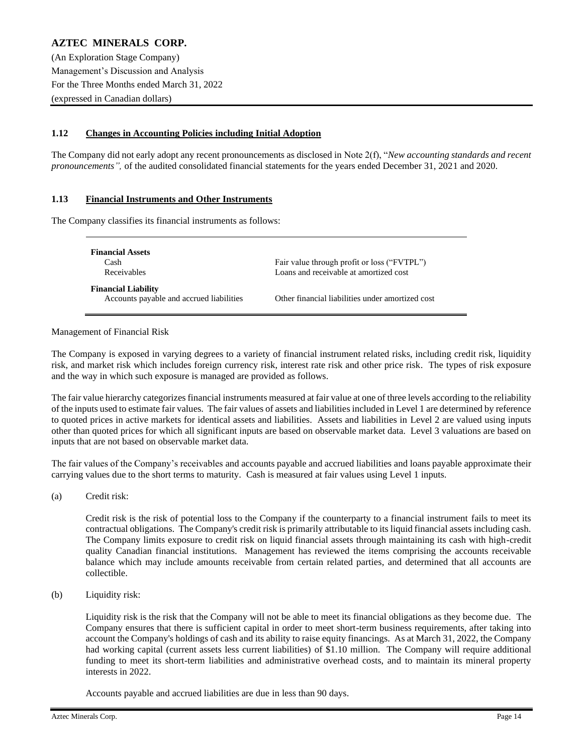### 1.12 Changes in Accounting Policies including Initial Adoption

The Company did not early adopt any recent pronouncements as disclosed in Note 2(f), "*New accounting standards and recent pronouncements",* of the audited consolidated financial statements for the years ended December 31, 2021 and 2020.

### 1.13 Financial Instruments and Other Instruments

The Company classifies its financial instruments as follows:

| | |
|---|---|
| **Financial Assets** | |
| Cash | Fair value through profit or loss ("FVTPL") |
| Receivables | Loans and receivable at amortized cost |
| **Financial Liability** | |
| Accounts payable and accrued liabilities | Other financial liabilities under amortized cost |

Management of Financial Risk

The Company is exposed in varying degrees to a variety of financial instrument related risks, including credit risk, liquidity risk, and market risk which includes foreign currency risk, interest rate risk and other price risk. The types of risk exposure and the way in which such exposure is managed are provided as follows.

The fair value hierarchy categorizes financial instruments measured at fair value at one of three levels according to the reliability of the inputs used to estimate fair values. The fair values of assets and liabilities included in Level 1 are determined by reference to quoted prices in active markets for identical assets and liabilities. Assets and liabilities in Level 2 are valued using inputs other than quoted prices for which all significant inputs are based on observable market data. Level 3 valuations are based on inputs that are not based on observable market data.

The fair values of the Company's receivables and accounts payable and accrued liabilities and loans payable approximate their carrying values due to the short terms to maturity. Cash is measured at fair values using Level 1 inputs.

(a) Credit risk:

Credit risk is the risk of potential loss to the Company if the counterparty to a financial instrument fails to meet its contractual obligations. The Company's credit risk is primarily attributable to its liquid financial assets including cash. The Company limits exposure to credit risk on liquid financial assets through maintaining its cash with high-credit quality Canadian financial institutions. Management has reviewed the items comprising the accounts receivable balance which may include amounts receivable from certain related parties, and determined that all accounts are collectible.

(b) Liquidity risk:

Liquidity risk is the risk that the Company will not be able to meet its financial obligations as they become due. The Company ensures that there is sufficient capital in order to meet short-term business requirements, after taking into account the Company's holdings of cash and its ability to raise equity financings. As at March 31, 2022, the Company had working capital (current assets less current liabilities) of $1.10 million. The Company will require additional funding to meet its short-term liabilities and administrative overhead costs, and to maintain its mineral property interests in 2022.

Accounts payable and accrued liabilities are due in less than 90 days.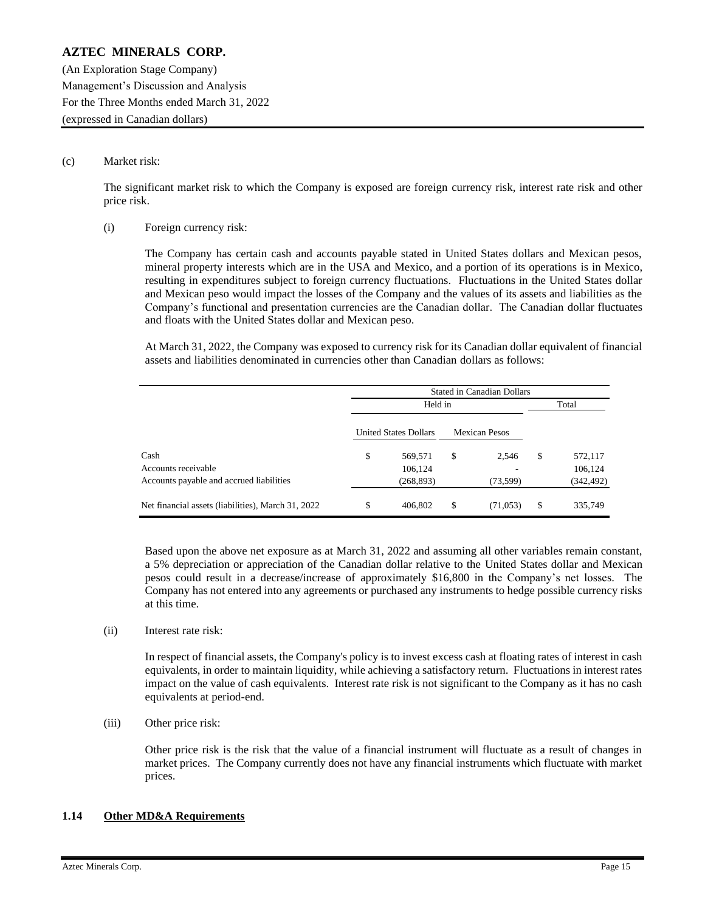(c) Market risk:

The significant market risk to which the Company is exposed are foreign currency risk, interest rate risk and other price risk.

(i) Foreign currency risk:

The Company has certain cash and accounts payable stated in United States dollars and Mexican pesos, mineral property interests which are in the USA and Mexico, and a portion of its operations is in Mexico, resulting in expenditures subject to foreign currency fluctuations. Fluctuations in the United States dollar and Mexican peso would impact the losses of the Company and the values of its assets and liabilities as the Company's functional and presentation currencies are the Canadian dollar. The Canadian dollar fluctuates and floats with the United States dollar and Mexican peso.

At March 31, 2022, the Company was exposed to currency risk for its Canadian dollar equivalent of financial assets and liabilities denominated in currencies other than Canadian dollars as follows:

| | Stated in Canadian Dollars | | |
|---|---|---|---|
| | Held in | | Total |
| | United States Dollars | Mexican Pesos | |
| Cash | $ 569,571 | $ 2,546 | $ 572,117 |
| Accounts receivable | 106,124 | - | 106,124 |
| Accounts payable and accrued liabilities | (268,893) | (73,599) | (342,492) |
| Net financial assets (liabilities), March 31, 2022 | $ 406,802 | $ (71,053) | $ 335,749 |

Based upon the above net exposure as at March 31, 2022 and assuming all other variables remain constant, a 5% depreciation or appreciation of the Canadian dollar relative to the United States dollar and Mexican pesos could result in a decrease/increase of approximately $16,800 in the Company's net losses. The Company has not entered into any agreements or purchased any instruments to hedge possible currency risks at this time.

(ii) Interest rate risk:

In respect of financial assets, the Company's policy is to invest excess cash at floating rates of interest in cash equivalents, in order to maintain liquidity, while achieving a satisfactory return. Fluctuations in interest rates impact on the value of cash equivalents. Interest rate risk is not significant to the Company as it has no cash equivalents at period-end.

(iii) Other price risk:

Other price risk is the risk that the value of a financial instrument will fluctuate as a result of changes in market prices. The Company currently does not have any financial instruments which fluctuate with market prices.

## 1.14 Other MD&A Requirements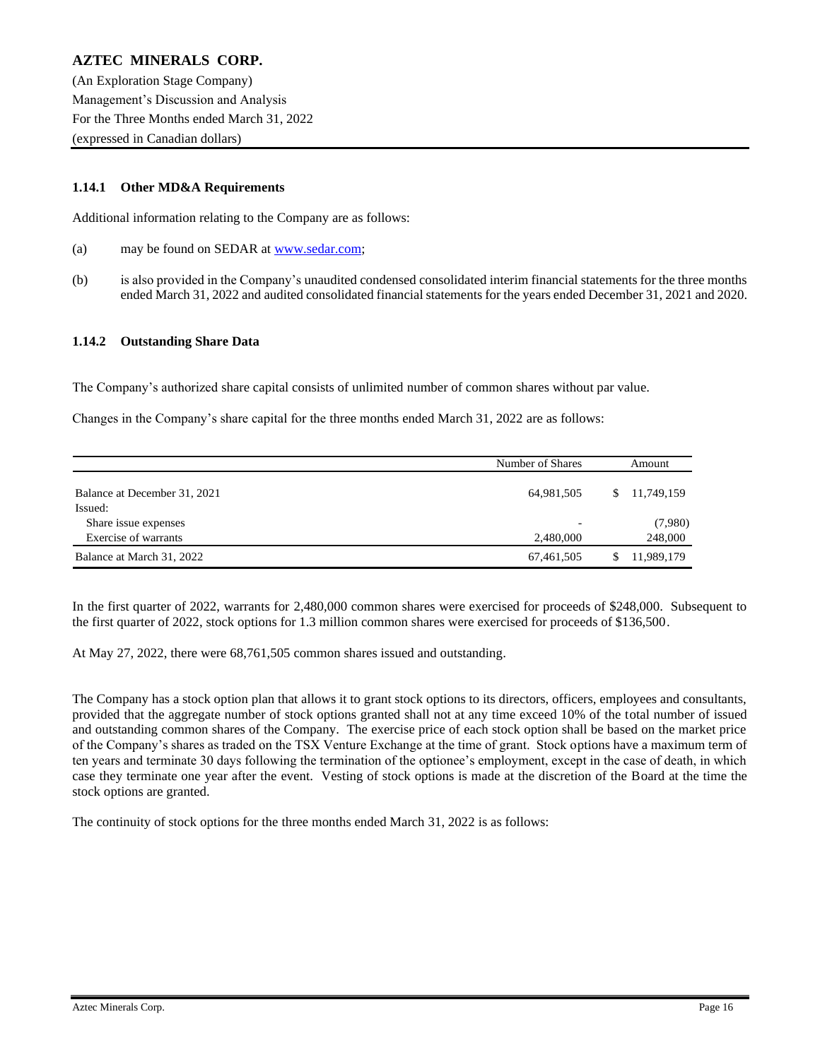### 1.14.1 Other MD&A Requirements

Additional information relating to the Company are as follows:

(a) may be found on SEDAR at www.sedar.com;

(b) is also provided in the Company's unaudited condensed consolidated interim financial statements for the three months ended March 31, 2022 and audited consolidated financial statements for the years ended December 31, 2021 and 2020.

### 1.14.2 Outstanding Share Data

The Company's authorized share capital consists of unlimited number of common shares without par value.

Changes in the Company's share capital for the three months ended March 31, 2022 are as follows:

| | Number of Shares | Amount |
|---|---|---|
| Balance at December 31, 2021 | 64,981,505 | $ 11,749,159 |
| Issued: | | |
| Share issue expenses | - | (7,980) |
| Exercise of warrants | 2,480,000 | 248,000 |
| Balance at March 31, 2022 | 67,461,505 | $ 11,989,179 |

In the first quarter of 2022, warrants for 2,480,000 common shares were exercised for proceeds of $248,000. Subsequent to the first quarter of 2022, stock options for 1.3 million common shares were exercised for proceeds of $136,500.

At May 27, 2022, there were 68,761,505 common shares issued and outstanding.

The Company has a stock option plan that allows it to grant stock options to its directors, officers, employees and consultants, provided that the aggregate number of stock options granted shall not at any time exceed 10% of the total number of issued and outstanding common shares of the Company. The exercise price of each stock option shall be based on the market price of the Company's shares as traded on the TSX Venture Exchange at the time of grant. Stock options have a maximum term of ten years and terminate 30 days following the termination of the optionee's employment, except in the case of death, in which case they terminate one year after the event. Vesting of stock options is made at the discretion of the Board at the time the stock options are granted.

The continuity of stock options for the three months ended March 31, 2022 is as follows: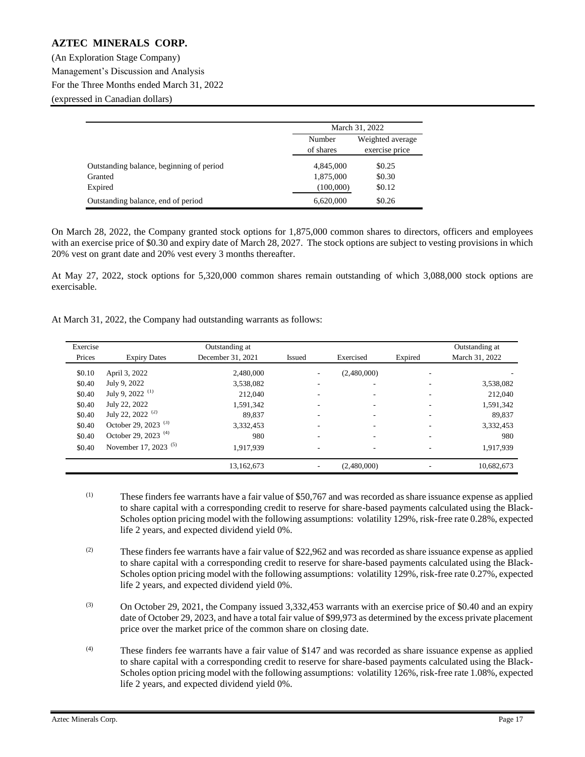| | March 31, 2022 | |
|---|---|---|
| | Number of shares | Weighted average exercise price |
| Outstanding balance, beginning of period | 4,845,000 | $0.25 |
| Granted | 1,875,000 | $0.30 |
| Expired | (100,000) | $0.12 |
| Outstanding balance, end of period | 6,620,000 | $0.26 |

On March 28, 2022, the Company granted stock options for 1,875,000 common shares to directors, officers and employees with an exercise price of $0.30 and expiry date of March 28, 2027. The stock options are subject to vesting provisions in which 20% vest on grant date and 20% vest every 3 months thereafter.

At May 27, 2022, stock options for 5,320,000 common shares remain outstanding of which 3,088,000 stock options are exercisable.

At March 31, 2022, the Company had outstanding warrants as follows:

| Exercise Prices | Expiry Dates | Outstanding at December 31, 2021 | Issued | Exercised | Expired | Outstanding at March 31, 2022 |
|---|---|---|---|---|---|---|
| $0.10 | April 3, 2022 | 2,480,000 | - | (2,480,000) | - | - |
| $0.40 | July 9, 2022 | 3,538,082 | - | - | - | 3,538,082 |
| $0.40 | July 9, 2022 (1) | 212,040 | - | - | - | 212,040 |
| $0.40 | July 22, 2022 | 1,591,342 | - | - | - | 1,591,342 |
| $0.40 | July 22, 2022 (2) | 89,837 | - | - | - | 89,837 |
| $0.40 | October 29, 2023 (3) | 3,332,453 | - | - | - | 3,332,453 |
| $0.40 | October 29, 2023 (4) | 980 | - | - | - | 980 |
| $0.40 | November 17, 2023 (5) | 1,917,939 | - | - | - | 1,917,939 |
| | | 13,162,673 | - | (2,480,000) | - | 10,682,673 |

(1) These finders fee warrants have a fair value of $50,767 and was recorded as share issuance expense as applied to share capital with a corresponding credit to reserve for share-based payments calculated using the Black-Scholes option pricing model with the following assumptions: volatility 129%, risk-free rate 0.28%, expected life 2 years, and expected dividend yield 0%.

(2) These finders fee warrants have a fair value of $22,962 and was recorded as share issuance expense as applied to share capital with a corresponding credit to reserve for share-based payments calculated using the Black-Scholes option pricing model with the following assumptions: volatility 129%, risk-free rate 0.27%, expected life 2 years, and expected dividend yield 0%.

(3) On October 29, 2021, the Company issued 3,332,453 warrants with an exercise price of $0.40 and an expiry date of October 29, 2023, and have a total fair value of $99,973 as determined by the excess private placement price over the market price of the common share on closing date.

(4) These finders fee warrants have a fair value of $147 and was recorded as share issuance expense as applied to share capital with a corresponding credit to reserve for share-based payments calculated using the Black-Scholes option pricing model with the following assumptions: volatility 126%, risk-free rate 1.08%, expected life 2 years, and expected dividend yield 0%.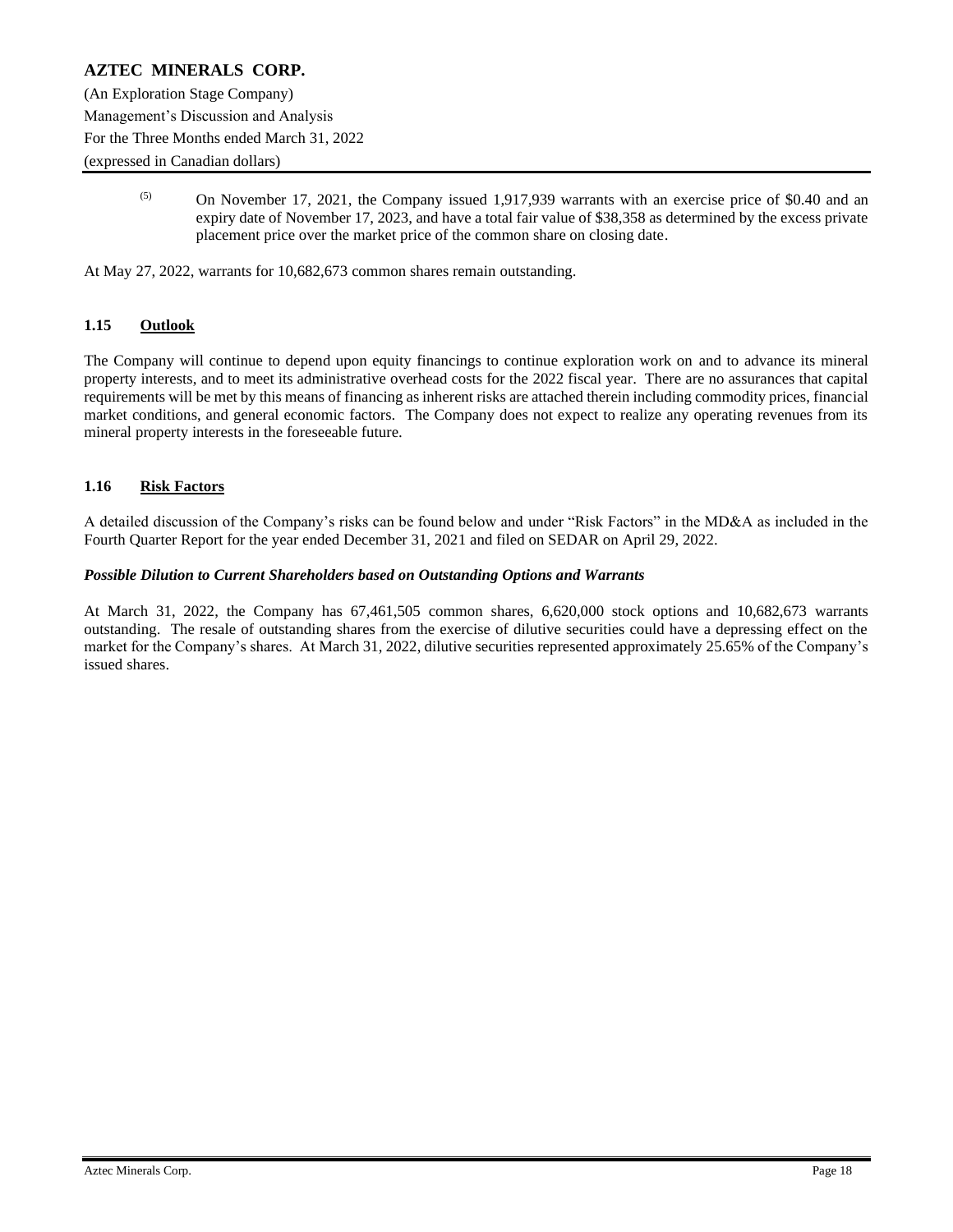(5) On November 17, 2021, the Company issued 1,917,939 warrants with an exercise price of \$0.40 and an expiry date of November 17, 2023, and have a total fair value of \$38,358 as determined by the excess private placement price over the market price of the common share on closing date.

At May 27, 2022, warrants for 10,682,673 common shares remain outstanding.

## 1.15 Outlook

The Company will continue to depend upon equity financings to continue exploration work on and to advance its mineral property interests, and to meet its administrative overhead costs for the 2022 fiscal year. There are no assurances that capital requirements will be met by this means of financing as inherent risks are attached therein including commodity prices, financial market conditions, and general economic factors. The Company does not expect to realize any operating revenues from its mineral property interests in the foreseeable future.

## 1.16 Risk Factors

A detailed discussion of the Company's risks can be found below and under "Risk Factors" in the MD&A as included in the Fourth Quarter Report for the year ended December 31, 2021 and filed on SEDAR on April 29, 2022.

***Possible Dilution to Current Shareholders based on Outstanding Options and Warrants***

At March 31, 2022, the Company has 67,461,505 common shares, 6,620,000 stock options and 10,682,673 warrants outstanding. The resale of outstanding shares from the exercise of dilutive securities could have a depressing effect on the market for the Company's shares. At March 31, 2022, dilutive securities represented approximately 25.65% of the Company's issued shares.